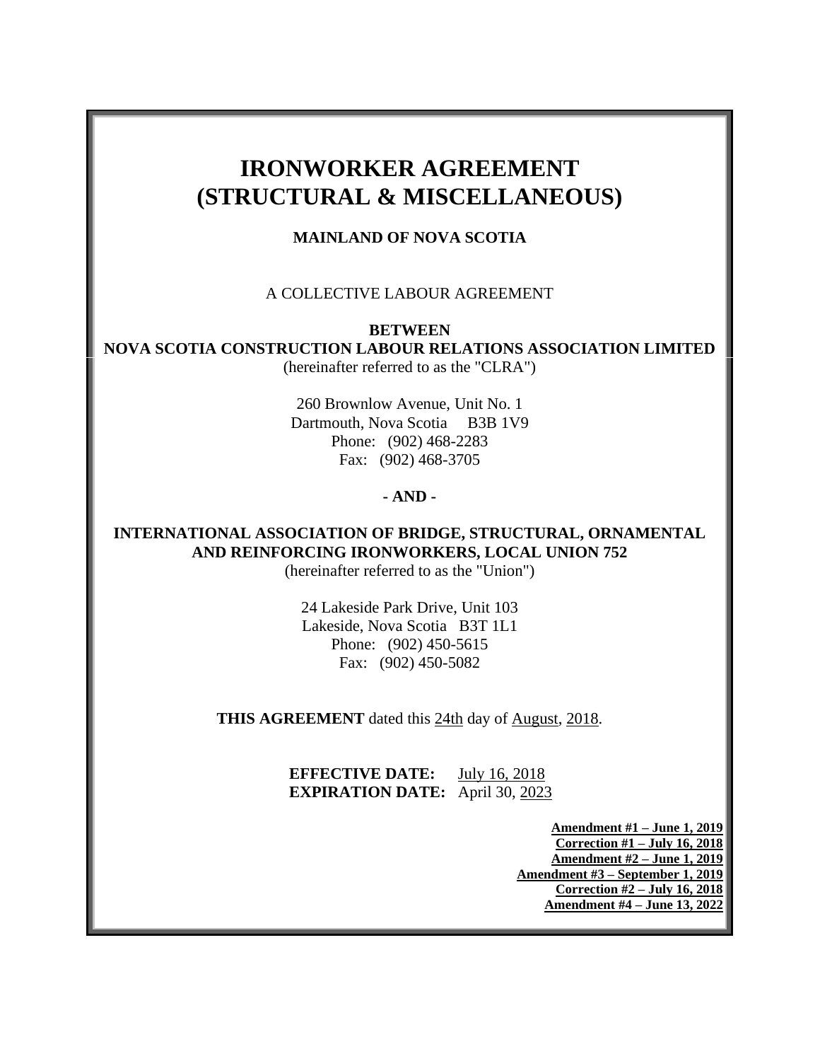# IRONWORKER AGREEMENT (STRUCTURAL & MISCELLANEOUS)

**MAINLAND OF NOVA SCOTIA**

A COLLECTIVE LABOUR AGREEMENT

**BETWEEN**

**NOVA SCOTIA CONSTRUCTION LABOUR RELATIONS ASSOCIATION LIMITED**

(hereinafter referred to as the "CLRA")

260 Brownlow Avenue, Unit No. 1
Dartmouth, Nova Scotia B3B 1V9
Phone: (902) 468-2283
Fax: (902) 468-3705

**- AND -**

**INTERNATIONAL ASSOCIATION OF BRIDGE, STRUCTURAL, ORNAMENTAL AND REINFORCING IRONWORKERS, LOCAL UNION 752**

(hereinafter referred to as the "Union")

24 Lakeside Park Drive, Unit 103
Lakeside, Nova Scotia B3T 1L1
Phone: (902) 450-5615
Fax: (902) 450-5082

**THIS AGREEMENT** dated this 24th day of August, 2018.

**EFFECTIVE DATE:** July 16, 2018
**EXPIRATION DATE:** April 30, 2023

**Amendment #1 – June 1, 2019**
**Correction #1 – July 16, 2018**
**Amendment #2 – June 1, 2019**
**Amendment #3 – September 1, 2019**
**Correction #2 – July 16, 2018**
**Amendment #4 – June 13, 2022**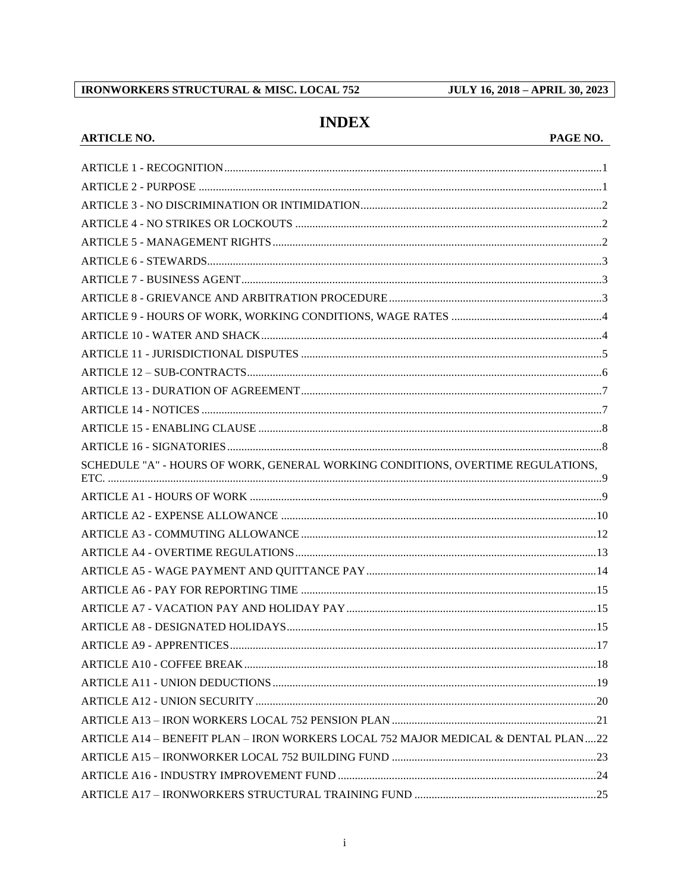# INDEX

| ARTICLE NO. | PAGE NO. |
|---|---|
| ARTICLE 1 - RECOGNITION | 1 |
| ARTICLE 2 - PURPOSE | 1 |
| ARTICLE 3 - NO DISCRIMINATION OR INTIMIDATION | 2 |
| ARTICLE 4 - NO STRIKES OR LOCKOUTS | 2 |
| ARTICLE 5 - MANAGEMENT RIGHTS | 2 |
| ARTICLE 6 - STEWARDS | 3 |
| ARTICLE 7 - BUSINESS AGENT | 3 |
| ARTICLE 8 - GRIEVANCE AND ARBITRATION PROCEDURE | 3 |
| ARTICLE 9 - HOURS OF WORK, WORKING CONDITIONS, WAGE RATES | 4 |
| ARTICLE 10 - WATER AND SHACK | 4 |
| ARTICLE 11 - JURISDICTIONAL DISPUTES | 5 |
| ARTICLE 12 – SUB-CONTRACTS | 6 |
| ARTICLE 13 - DURATION OF AGREEMENT | 7 |
| ARTICLE 14 - NOTICES | 7 |
| ARTICLE 15 - ENABLING CLAUSE | 8 |
| ARTICLE 16 - SIGNATORIES | 8 |
| SCHEDULE "A" - HOURS OF WORK, GENERAL WORKING CONDITIONS, OVERTIME REGULATIONS, ETC. | 9 |
| ARTICLE A1 - HOURS OF WORK | 9 |
| ARTICLE A2 - EXPENSE ALLOWANCE | 10 |
| ARTICLE A3 - COMMUTING ALLOWANCE | 12 |
| ARTICLE A4 - OVERTIME REGULATIONS | 13 |
| ARTICLE A5 - WAGE PAYMENT AND QUITTANCE PAY | 14 |
| ARTICLE A6 - PAY FOR REPORTING TIME | 15 |
| ARTICLE A7 - VACATION PAY AND HOLIDAY PAY | 15 |
| ARTICLE A8 - DESIGNATED HOLIDAYS | 15 |
| ARTICLE A9 - APPRENTICES | 17 |
| ARTICLE A10 - COFFEE BREAK | 18 |
| ARTICLE A11 - UNION DEDUCTIONS | 19 |
| ARTICLE A12 - UNION SECURITY | 20 |
| ARTICLE A13 – IRON WORKERS LOCAL 752 PENSION PLAN | 21 |
| ARTICLE A14 – BENEFIT PLAN – IRON WORKERS LOCAL 752 MAJOR MEDICAL & DENTAL PLAN | 22 |
| ARTICLE A15 – IRONWORKER LOCAL 752 BUILDING FUND | 23 |
| ARTICLE A16 - INDUSTRY IMPROVEMENT FUND | 24 |
| ARTICLE A17 – IRONWORKERS STRUCTURAL TRAINING FUND | 25 |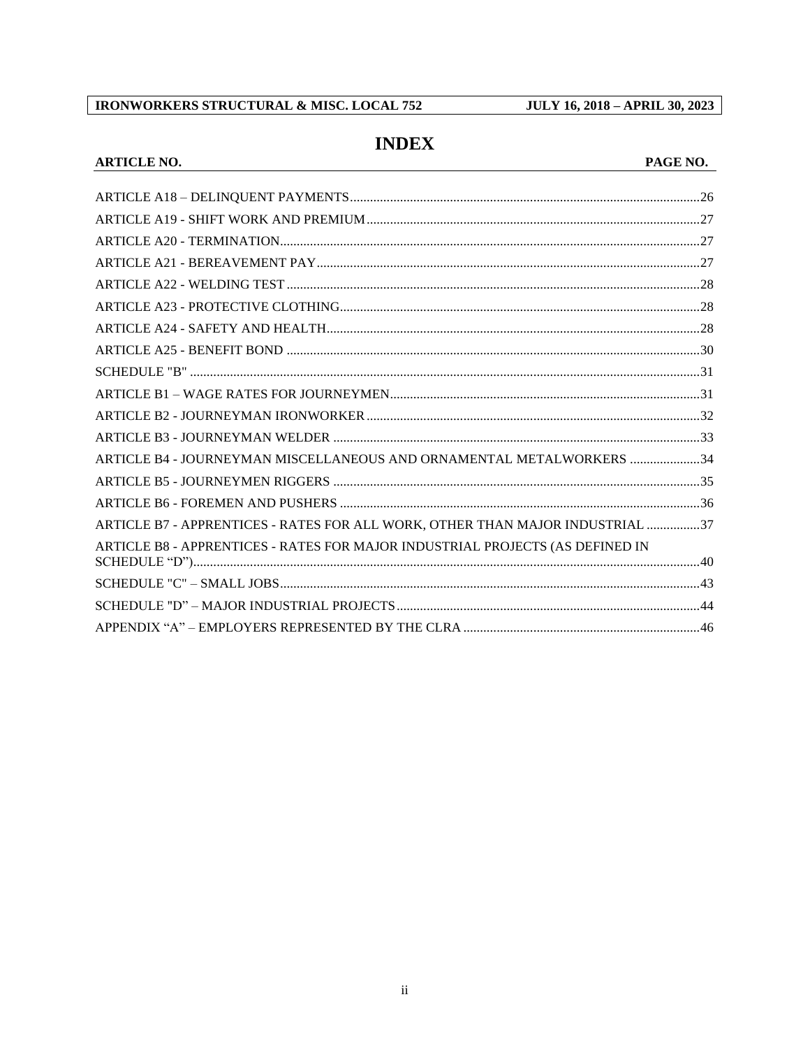# INDEX

| ARTICLE NO. | PAGE NO. |
| --- | --- |
| ARTICLE A18 – DELINQUENT PAYMENTS | 26 |
| ARTICLE A19 - SHIFT WORK AND PREMIUM | 27 |
| ARTICLE A20 - TERMINATION | 27 |
| ARTICLE A21 - BEREAVEMENT PAY | 27 |
| ARTICLE A22 - WELDING TEST | 28 |
| ARTICLE A23 - PROTECTIVE CLOTHING | 28 |
| ARTICLE A24 - SAFETY AND HEALTH | 28 |
| ARTICLE A25 - BENEFIT BOND | 30 |
| SCHEDULE "B" | 31 |
| ARTICLE B1 – WAGE RATES FOR JOURNEYMEN | 31 |
| ARTICLE B2 - JOURNEYMAN IRONWORKER | 32 |
| ARTICLE B3 - JOURNEYMAN WELDER | 33 |
| ARTICLE B4 - JOURNEYMAN MISCELLANEOUS AND ORNAMENTAL METALWORKERS | 34 |
| ARTICLE B5 - JOURNEYMEN RIGGERS | 35 |
| ARTICLE B6 - FOREMEN AND PUSHERS | 36 |
| ARTICLE B7 - APPRENTICES - RATES FOR ALL WORK, OTHER THAN MAJOR INDUSTRIAL | 37 |
| ARTICLE B8 - APPRENTICES - RATES FOR MAJOR INDUSTRIAL PROJECTS (AS DEFINED IN SCHEDULE "D") | 40 |
| SCHEDULE "C" – SMALL JOBS | 43 |
| SCHEDULE "D" – MAJOR INDUSTRIAL PROJECTS | 44 |
| APPENDIX "A" – EMPLOYERS REPRESENTED BY THE CLRA | 46 |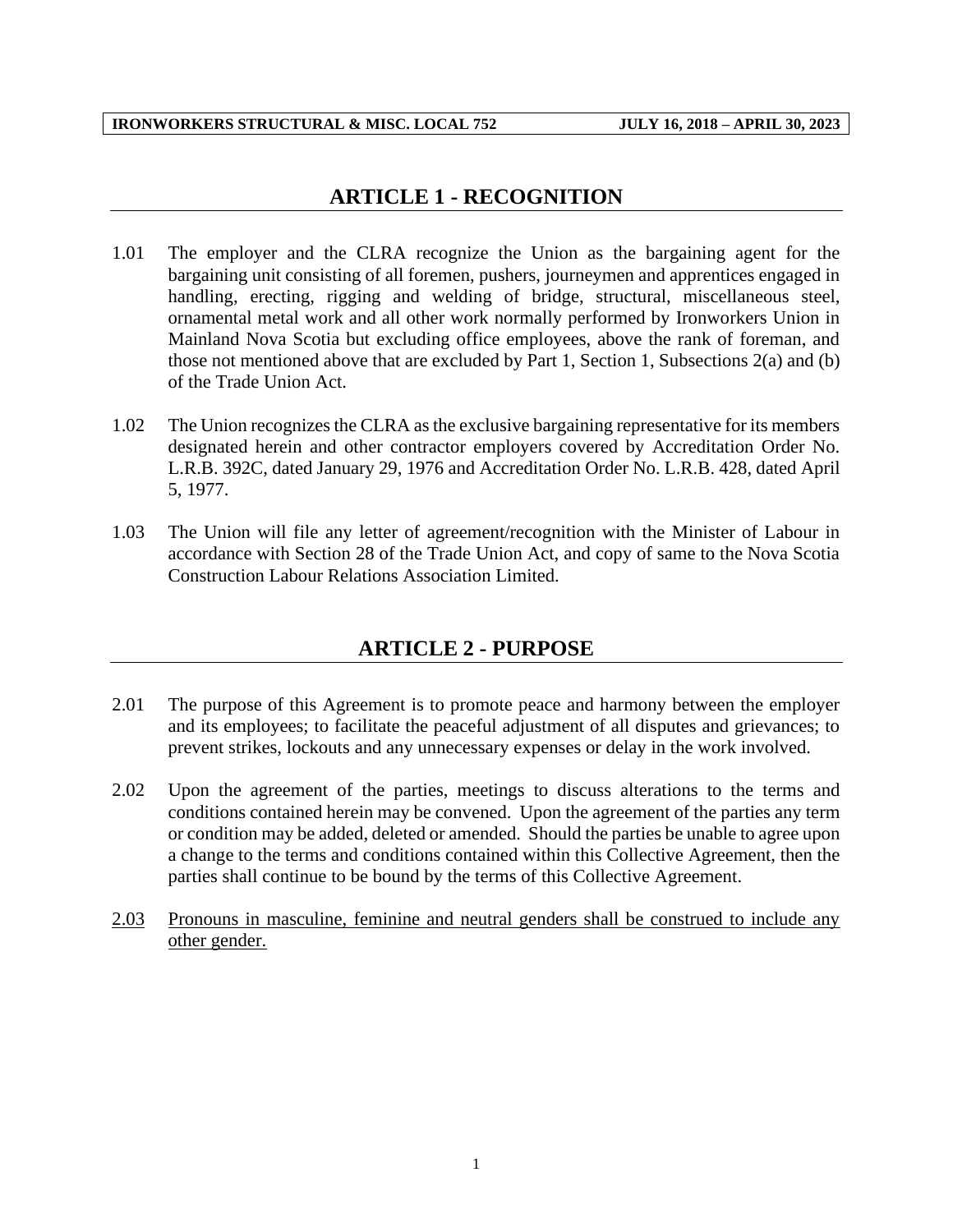## ARTICLE 1 - RECOGNITION

1.01 The employer and the CLRA recognize the Union as the bargaining agent for the bargaining unit consisting of all foremen, pushers, journeymen and apprentices engaged in handling, erecting, rigging and welding of bridge, structural, miscellaneous steel, ornamental metal work and all other work normally performed by Ironworkers Union in Mainland Nova Scotia but excluding office employees, above the rank of foreman, and those not mentioned above that are excluded by Part 1, Section 1, Subsections 2(a) and (b) of the Trade Union Act.

1.02 The Union recognizes the CLRA as the exclusive bargaining representative for its members designated herein and other contractor employers covered by Accreditation Order No. L.R.B. 392C, dated January 29, 1976 and Accreditation Order No. L.R.B. 428, dated April 5, 1977.

1.03 The Union will file any letter of agreement/recognition with the Minister of Labour in accordance with Section 28 of the Trade Union Act, and copy of same to the Nova Scotia Construction Labour Relations Association Limited.

## ARTICLE 2 - PURPOSE

2.01 The purpose of this Agreement is to promote peace and harmony between the employer and its employees; to facilitate the peaceful adjustment of all disputes and grievances; to prevent strikes, lockouts and any unnecessary expenses or delay in the work involved.

2.02 Upon the agreement of the parties, meetings to discuss alterations to the terms and conditions contained herein may be convened. Upon the agreement of the parties any term or condition may be added, deleted or amended. Should the parties be unable to agree upon a change to the terms and conditions contained within this Collective Agreement, then the parties shall continue to be bound by the terms of this Collective Agreement.

<u>2.03 Pronouns in masculine, feminine and neutral genders shall be construed to include any other gender.</u>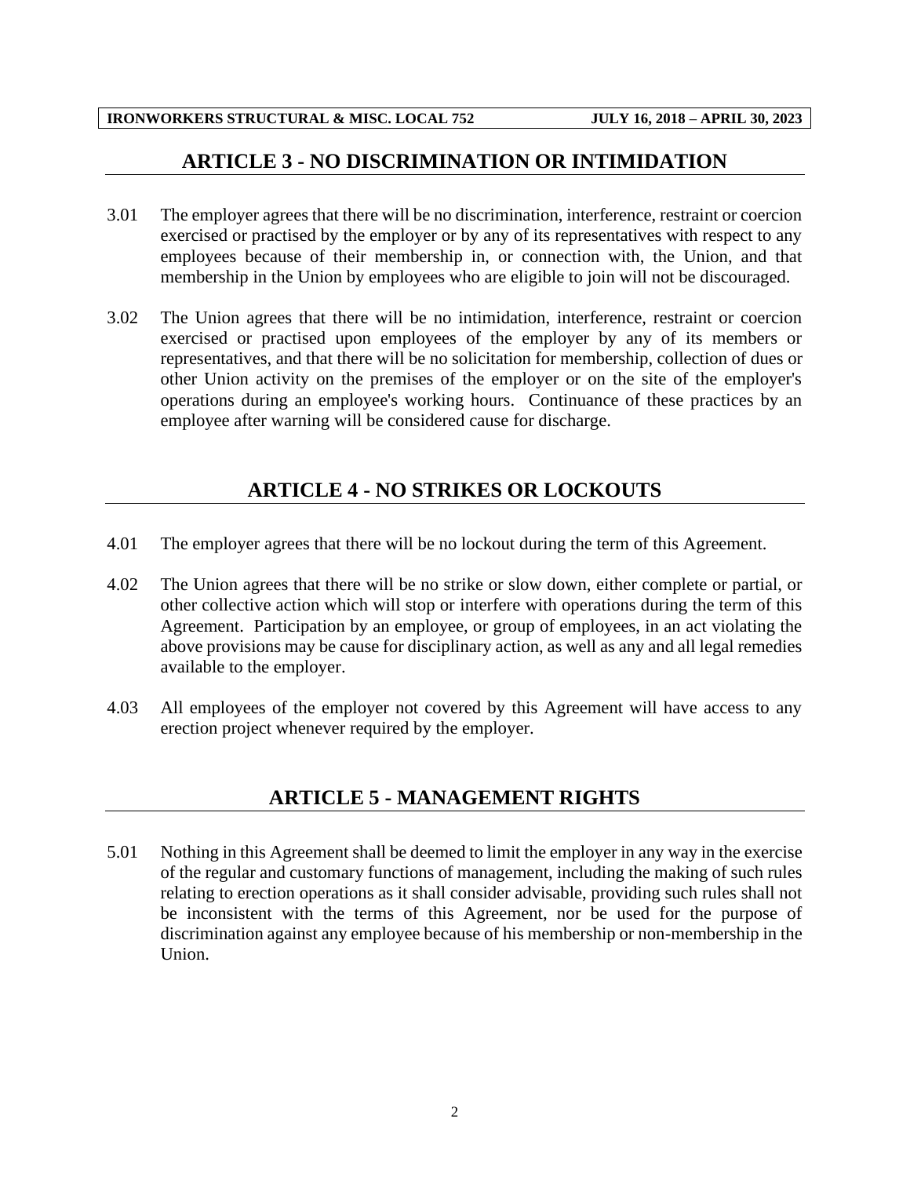## ARTICLE 3 - NO DISCRIMINATION OR INTIMIDATION

3.01 The employer agrees that there will be no discrimination, interference, restraint or coercion exercised or practised by the employer or by any of its representatives with respect to any employees because of their membership in, or connection with, the Union, and that membership in the Union by employees who are eligible to join will not be discouraged.

3.02 The Union agrees that there will be no intimidation, interference, restraint or coercion exercised or practised upon employees of the employer by any of its members or representatives, and that there will be no solicitation for membership, collection of dues or other Union activity on the premises of the employer or on the site of the employer's operations during an employee's working hours. Continuance of these practices by an employee after warning will be considered cause for discharge.

## ARTICLE 4 - NO STRIKES OR LOCKOUTS

4.01 The employer agrees that there will be no lockout during the term of this Agreement.

4.02 The Union agrees that there will be no strike or slow down, either complete or partial, or other collective action which will stop or interfere with operations during the term of this Agreement. Participation by an employee, or group of employees, in an act violating the above provisions may be cause for disciplinary action, as well as any and all legal remedies available to the employer.

4.03 All employees of the employer not covered by this Agreement will have access to any erection project whenever required by the employer.

## ARTICLE 5 - MANAGEMENT RIGHTS

5.01 Nothing in this Agreement shall be deemed to limit the employer in any way in the exercise of the regular and customary functions of management, including the making of such rules relating to erection operations as it shall consider advisable, providing such rules shall not be inconsistent with the terms of this Agreement, nor be used for the purpose of discrimination against any employee because of his membership or non-membership in the Union.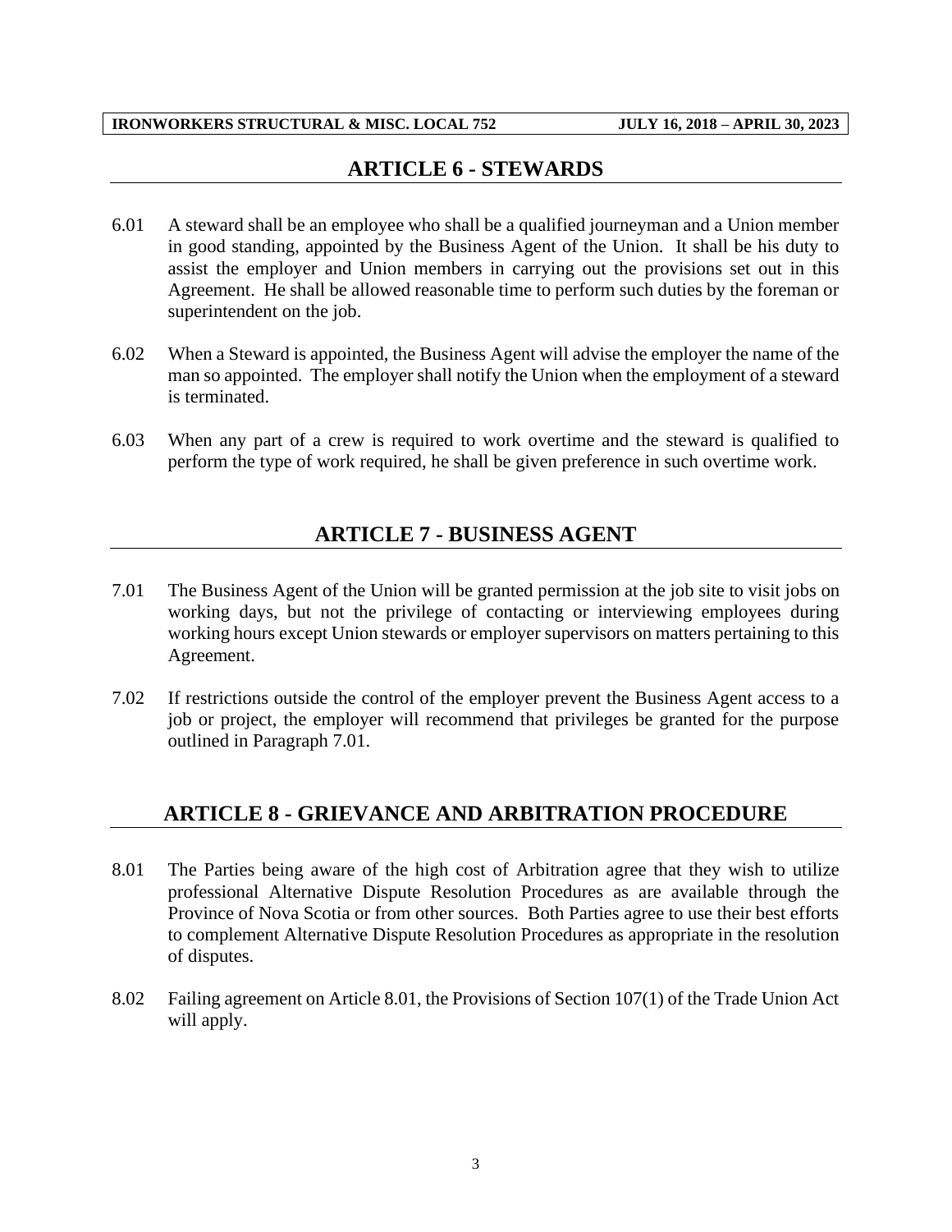## ARTICLE 6 - STEWARDS

6.01 A steward shall be an employee who shall be a qualified journeyman and a Union member in good standing, appointed by the Business Agent of the Union. It shall be his duty to assist the employer and Union members in carrying out the provisions set out in this Agreement. He shall be allowed reasonable time to perform such duties by the foreman or superintendent on the job.

6.02 When a Steward is appointed, the Business Agent will advise the employer the name of the man so appointed. The employer shall notify the Union when the employment of a steward is terminated.

6.03 When any part of a crew is required to work overtime and the steward is qualified to perform the type of work required, he shall be given preference in such overtime work.

## ARTICLE 7 - BUSINESS AGENT

7.01 The Business Agent of the Union will be granted permission at the job site to visit jobs on working days, but not the privilege of contacting or interviewing employees during working hours except Union stewards or employer supervisors on matters pertaining to this Agreement.

7.02 If restrictions outside the control of the employer prevent the Business Agent access to a job or project, the employer will recommend that privileges be granted for the purpose outlined in Paragraph 7.01.

## ARTICLE 8 - GRIEVANCE AND ARBITRATION PROCEDURE

8.01 The Parties being aware of the high cost of Arbitration agree that they wish to utilize professional Alternative Dispute Resolution Procedures as are available through the Province of Nova Scotia or from other sources. Both Parties agree to use their best efforts to complement Alternative Dispute Resolution Procedures as appropriate in the resolution of disputes.

8.02 Failing agreement on Article 8.01, the Provisions of Section 107(1) of the Trade Union Act will apply.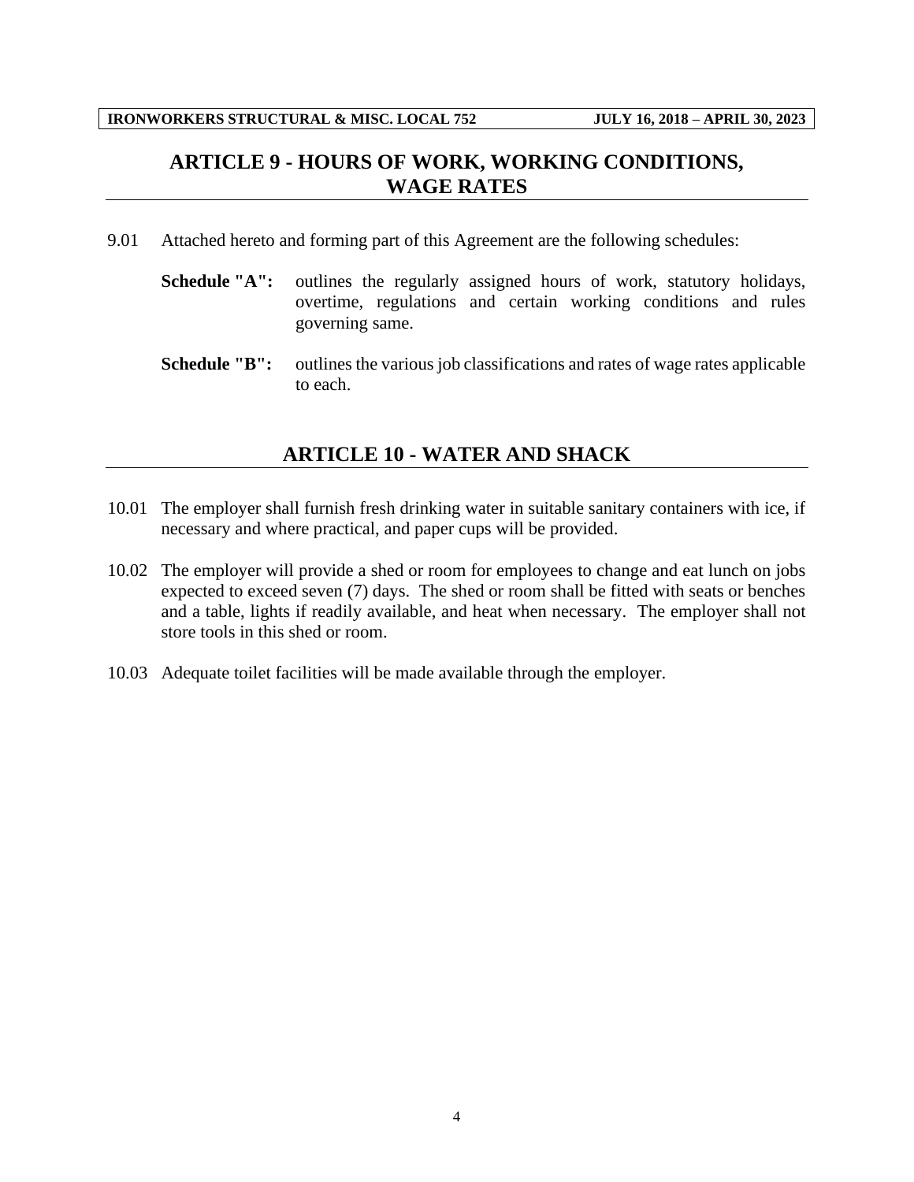## ARTICLE 9 - HOURS OF WORK, WORKING CONDITIONS, WAGE RATES

9.01 Attached hereto and forming part of this Agreement are the following schedules:

**Schedule "A":** outlines the regularly assigned hours of work, statutory holidays, overtime, regulations and certain working conditions and rules governing same.

**Schedule "B":** outlines the various job classifications and rates of wage rates applicable to each.

## ARTICLE 10 - WATER AND SHACK

10.01 The employer shall furnish fresh drinking water in suitable sanitary containers with ice, if necessary and where practical, and paper cups will be provided.

10.02 The employer will provide a shed or room for employees to change and eat lunch on jobs expected to exceed seven (7) days. The shed or room shall be fitted with seats or benches and a table, lights if readily available, and heat when necessary. The employer shall not store tools in this shed or room.

10.03 Adequate toilet facilities will be made available through the employer.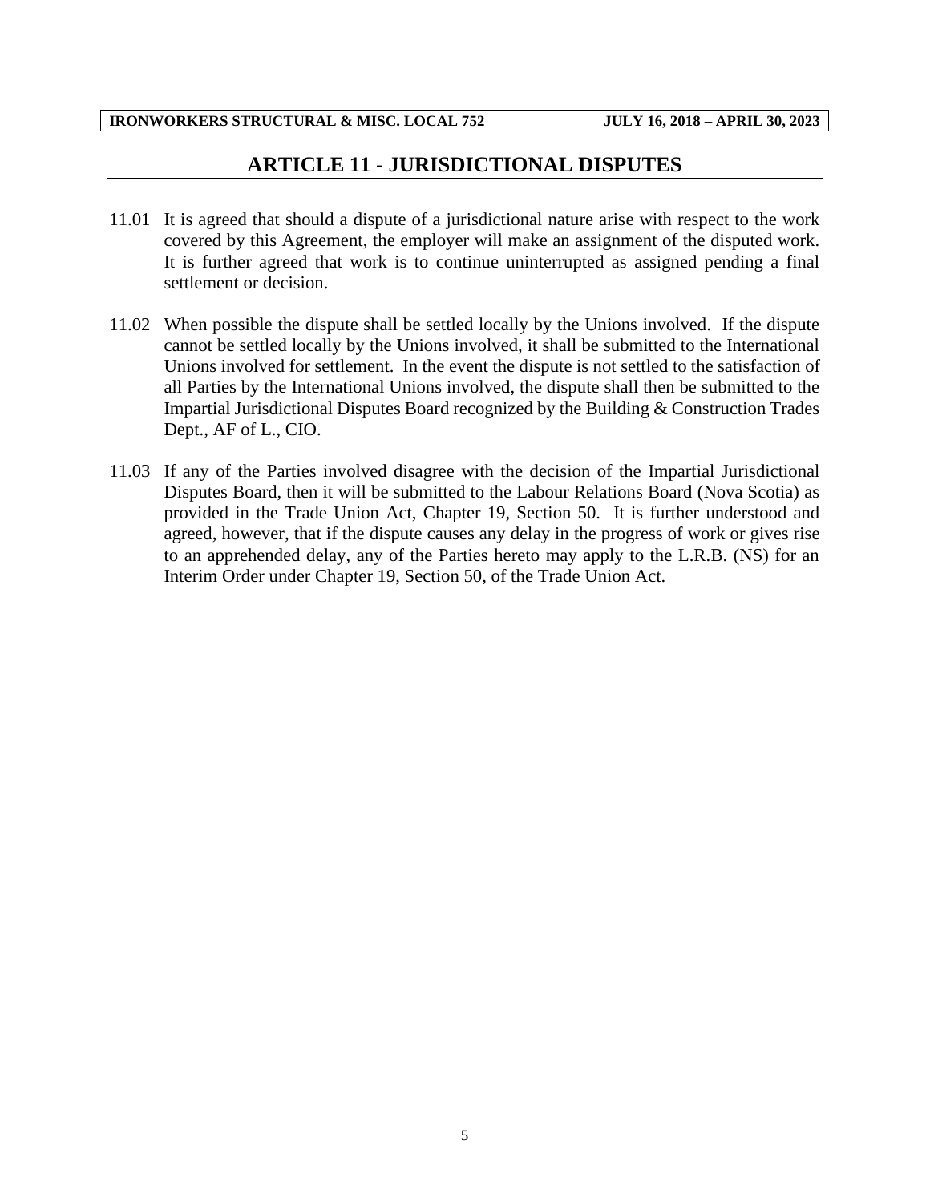## ARTICLE 11 - JURISDICTIONAL DISPUTES

11.01 It is agreed that should a dispute of a jurisdictional nature arise with respect to the work covered by this Agreement, the employer will make an assignment of the disputed work. It is further agreed that work is to continue uninterrupted as assigned pending a final settlement or decision.

11.02 When possible the dispute shall be settled locally by the Unions involved. If the dispute cannot be settled locally by the Unions involved, it shall be submitted to the International Unions involved for settlement. In the event the dispute is not settled to the satisfaction of all Parties by the International Unions involved, the dispute shall then be submitted to the Impartial Jurisdictional Disputes Board recognized by the Building & Construction Trades Dept., AF of L., CIO.

11.03 If any of the Parties involved disagree with the decision of the Impartial Jurisdictional Disputes Board, then it will be submitted to the Labour Relations Board (Nova Scotia) as provided in the Trade Union Act, Chapter 19, Section 50. It is further understood and agreed, however, that if the dispute causes any delay in the progress of work or gives rise to an apprehended delay, any of the Parties hereto may apply to the L.R.B. (NS) for an Interim Order under Chapter 19, Section 50, of the Trade Union Act.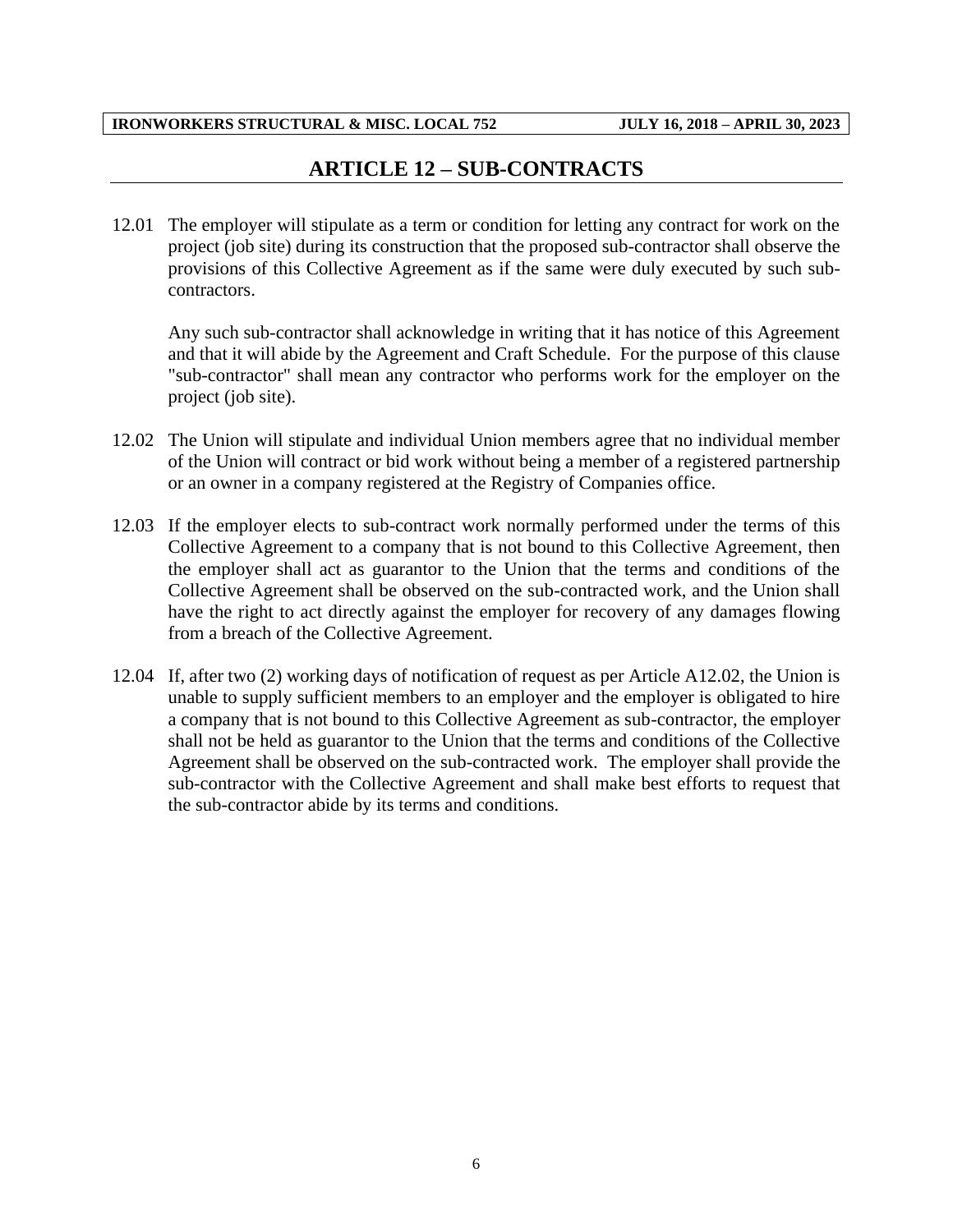# ARTICLE 12 – SUB-CONTRACTS

12.01 The employer will stipulate as a term or condition for letting any contract for work on the project (job site) during its construction that the proposed sub-contractor shall observe the provisions of this Collective Agreement as if the same were duly executed by such sub-contractors.

Any such sub-contractor shall acknowledge in writing that it has notice of this Agreement and that it will abide by the Agreement and Craft Schedule. For the purpose of this clause "sub-contractor" shall mean any contractor who performs work for the employer on the project (job site).

12.02 The Union will stipulate and individual Union members agree that no individual member of the Union will contract or bid work without being a member of a registered partnership or an owner in a company registered at the Registry of Companies office.

12.03 If the employer elects to sub-contract work normally performed under the terms of this Collective Agreement to a company that is not bound to this Collective Agreement, then the employer shall act as guarantor to the Union that the terms and conditions of the Collective Agreement shall be observed on the sub-contracted work, and the Union shall have the right to act directly against the employer for recovery of any damages flowing from a breach of the Collective Agreement.

12.04 If, after two (2) working days of notification of request as per Article A12.02, the Union is unable to supply sufficient members to an employer and the employer is obligated to hire a company that is not bound to this Collective Agreement as sub-contractor, the employer shall not be held as guarantor to the Union that the terms and conditions of the Collective Agreement shall be observed on the sub-contracted work. The employer shall provide the sub-contractor with the Collective Agreement and shall make best efforts to request that the sub-contractor abide by its terms and conditions.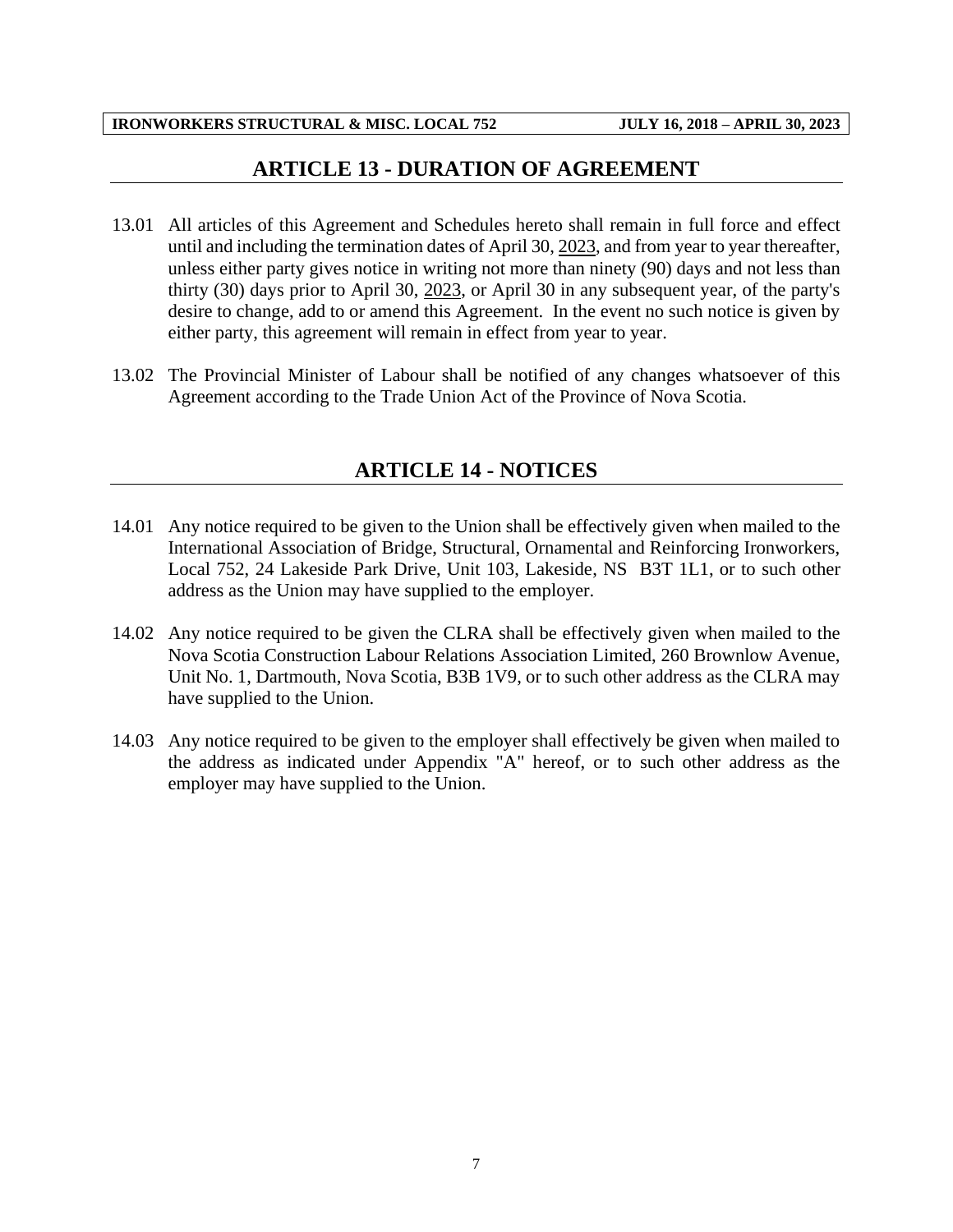## ARTICLE 13 - DURATION OF AGREEMENT

13.01 All articles of this Agreement and Schedules hereto shall remain in full force and effect until and including the termination dates of April 30, 2023, and from year to year thereafter, unless either party gives notice in writing not more than ninety (90) days and not less than thirty (30) days prior to April 30, 2023, or April 30 in any subsequent year, of the party's desire to change, add to or amend this Agreement. In the event no such notice is given by either party, this agreement will remain in effect from year to year.

13.02 The Provincial Minister of Labour shall be notified of any changes whatsoever of this Agreement according to the Trade Union Act of the Province of Nova Scotia.

## ARTICLE 14 - NOTICES

14.01 Any notice required to be given to the Union shall be effectively given when mailed to the International Association of Bridge, Structural, Ornamental and Reinforcing Ironworkers, Local 752, 24 Lakeside Park Drive, Unit 103, Lakeside, NS B3T 1L1, or to such other address as the Union may have supplied to the employer.

14.02 Any notice required to be given the CLRA shall be effectively given when mailed to the Nova Scotia Construction Labour Relations Association Limited, 260 Brownlow Avenue, Unit No. 1, Dartmouth, Nova Scotia, B3B 1V9, or to such other address as the CLRA may have supplied to the Union.

14.03 Any notice required to be given to the employer shall effectively be given when mailed to the address as indicated under Appendix "A" hereof, or to such other address as the employer may have supplied to the Union.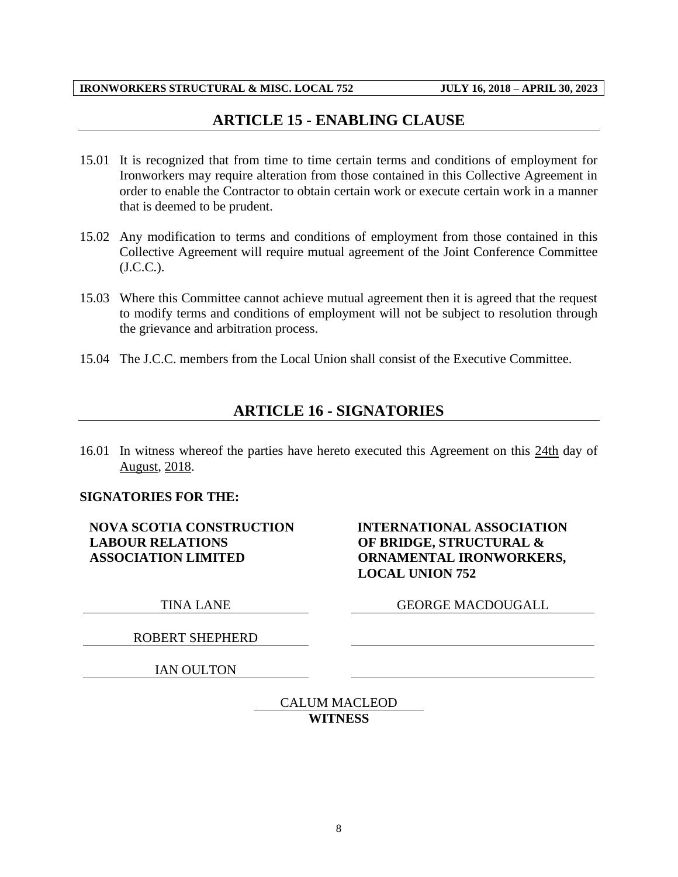## ARTICLE 15 - ENABLING CLAUSE

15.01 It is recognized that from time to time certain terms and conditions of employment for Ironworkers may require alteration from those contained in this Collective Agreement in order to enable the Contractor to obtain certain work or execute certain work in a manner that is deemed to be prudent.

15.02 Any modification to terms and conditions of employment from those contained in this Collective Agreement will require mutual agreement of the Joint Conference Committee (J.C.C.).

15.03 Where this Committee cannot achieve mutual agreement then it is agreed that the request to modify terms and conditions of employment will not be subject to resolution through the grievance and arbitration process.

15.04 The J.C.C. members from the Local Union shall consist of the Executive Committee.

## ARTICLE 16 - SIGNATORIES

16.01 In witness whereof the parties have hereto executed this Agreement on this 24th day of August, 2018.

**SIGNATORIES FOR THE:**

| **NOVA SCOTIA CONSTRUCTION LABOUR RELATIONS ASSOCIATION LIMITED** | **INTERNATIONAL ASSOCIATION OF BRIDGE, STRUCTURAL & ORNAMENTAL IRONWORKERS, LOCAL UNION 752** |
|---|---|
| TINA LANE | GEORGE MACDOUGALL |
| ROBERT SHEPHERD | |
| IAN OULTON | |

CALUM MACLEOD
**WITNESS**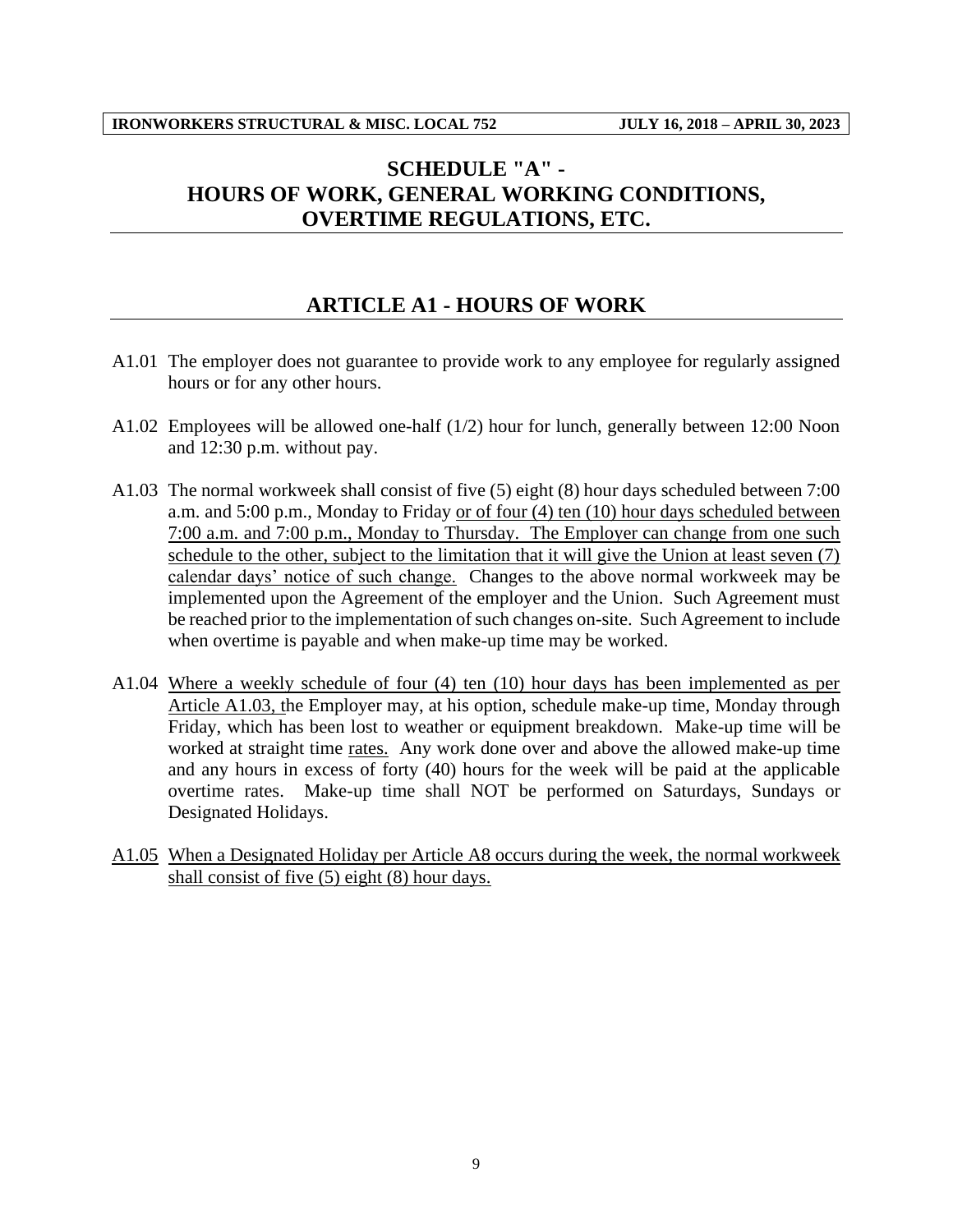# SCHEDULE "A" - HOURS OF WORK, GENERAL WORKING CONDITIONS, OVERTIME REGULATIONS, ETC.

## ARTICLE A1 - HOURS OF WORK

A1.01 The employer does not guarantee to provide work to any employee for regularly assigned hours or for any other hours.

A1.02 Employees will be allowed one-half (1/2) hour for lunch, generally between 12:00 Noon and 12:30 p.m. without pay.

A1.03 The normal workweek shall consist of five (5) eight (8) hour days scheduled between 7:00 a.m. and 5:00 p.m., Monday to Friday or of four (4) ten (10) hour days scheduled between 7:00 a.m. and 7:00 p.m., Monday to Thursday. The Employer can change from one such schedule to the other, subject to the limitation that it will give the Union at least seven (7) calendar days' notice of such change. Changes to the above normal workweek may be implemented upon the Agreement of the employer and the Union. Such Agreement must be reached prior to the implementation of such changes on-site. Such Agreement to include when overtime is payable and when make-up time may be worked.

A1.04 Where a weekly schedule of four (4) ten (10) hour days has been implemented as per Article A1.03, the Employer may, at his option, schedule make-up time, Monday through Friday, which has been lost to weather or equipment breakdown. Make-up time will be worked at straight time rates. Any work done over and above the allowed make-up time and any hours in excess of forty (40) hours for the week will be paid at the applicable overtime rates. Make-up time shall NOT be performed on Saturdays, Sundays or Designated Holidays.

A1.05 When a Designated Holiday per Article A8 occurs during the week, the normal workweek shall consist of five (5) eight (8) hour days.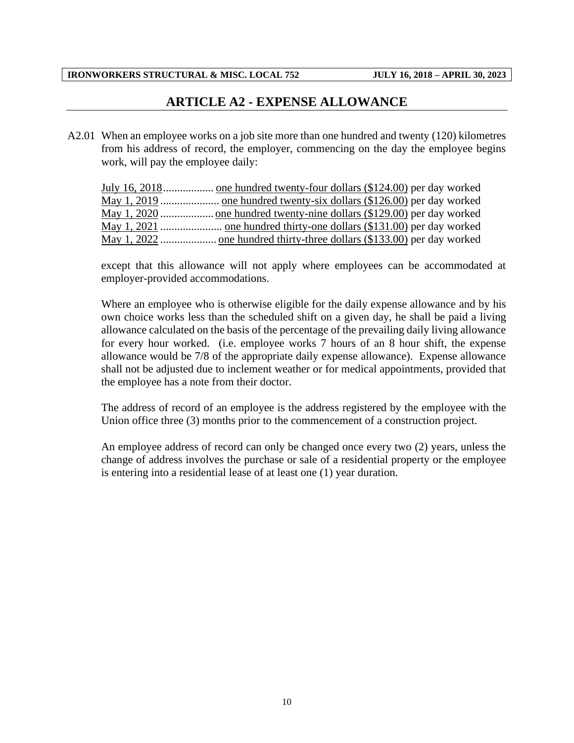# ARTICLE A2 - EXPENSE ALLOWANCE

A2.01 When an employee works on a job site more than one hundred and twenty (120) kilometres from his address of record, the employer, commencing on the day the employee begins work, will pay the employee daily:

July 16, 2018.................. one hundred twenty-four dollars ($124.00) per day worked
May 1, 2019..................... one hundred twenty-six dollars ($126.00) per day worked
May 1, 2020................... one hundred twenty-nine dollars ($129.00) per day worked
May 1, 2021...................... one hundred thirty-one dollars ($131.00) per day worked
May 1, 2022.................... one hundred thirty-three dollars ($133.00) per day worked

except that this allowance will not apply where employees can be accommodated at employer-provided accommodations.

Where an employee who is otherwise eligible for the daily expense allowance and by his own choice works less than the scheduled shift on a given day, he shall be paid a living allowance calculated on the basis of the percentage of the prevailing daily living allowance for every hour worked. (i.e. employee works 7 hours of an 8 hour shift, the expense allowance would be 7/8 of the appropriate daily expense allowance). Expense allowance shall not be adjusted due to inclement weather or for medical appointments, provided that the employee has a note from their doctor.

The address of record of an employee is the address registered by the employee with the Union office three (3) months prior to the commencement of a construction project.

An employee address of record can only be changed once every two (2) years, unless the change of address involves the purchase or sale of a residential property or the employee is entering into a residential lease of at least one (1) year duration.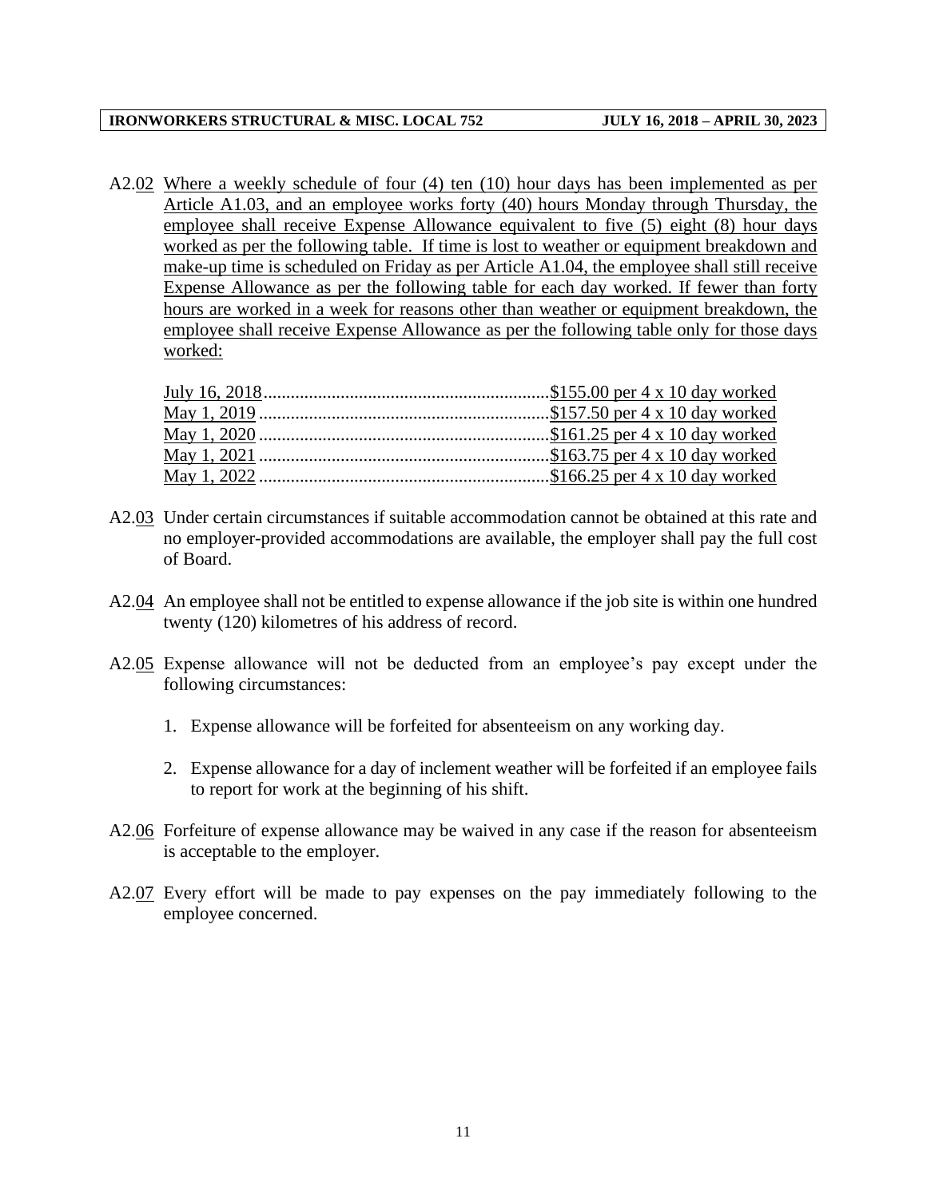A2.02 Where a weekly schedule of four (4) ten (10) hour days has been implemented as per Article A1.03, and an employee works forty (40) hours Monday through Thursday, the employee shall receive Expense Allowance equivalent to five (5) eight (8) hour days worked as per the following table. If time is lost to weather or equipment breakdown and make-up time is scheduled on Friday as per Article A1.04, the employee shall still receive Expense Allowance as per the following table for each day worked. If fewer than forty hours are worked in a week for reasons other than weather or equipment breakdown, the employee shall receive Expense Allowance as per the following table only for those days worked:

July 16, 2018..............................................................$155.00 per 4 x 10 day worked
May 1, 2019 ................................................................$157.50 per 4 x 10 day worked
May 1, 2020 ................................................................$161.25 per 4 x 10 day worked
May 1, 2021 ................................................................$163.75 per 4 x 10 day worked
May 1, 2022 ................................................................$166.25 per 4 x 10 day worked

A2.03 Under certain circumstances if suitable accommodation cannot be obtained at this rate and no employer-provided accommodations are available, the employer shall pay the full cost of Board.

A2.04 An employee shall not be entitled to expense allowance if the job site is within one hundred twenty (120) kilometres of his address of record.

A2.05 Expense allowance will not be deducted from an employee's pay except under the following circumstances:

1. Expense allowance will be forfeited for absenteeism on any working day.

2. Expense allowance for a day of inclement weather will be forfeited if an employee fails to report for work at the beginning of his shift.

A2.06 Forfeiture of expense allowance may be waived in any case if the reason for absenteeism is acceptable to the employer.

A2.07 Every effort will be made to pay expenses on the pay immediately following to the employee concerned.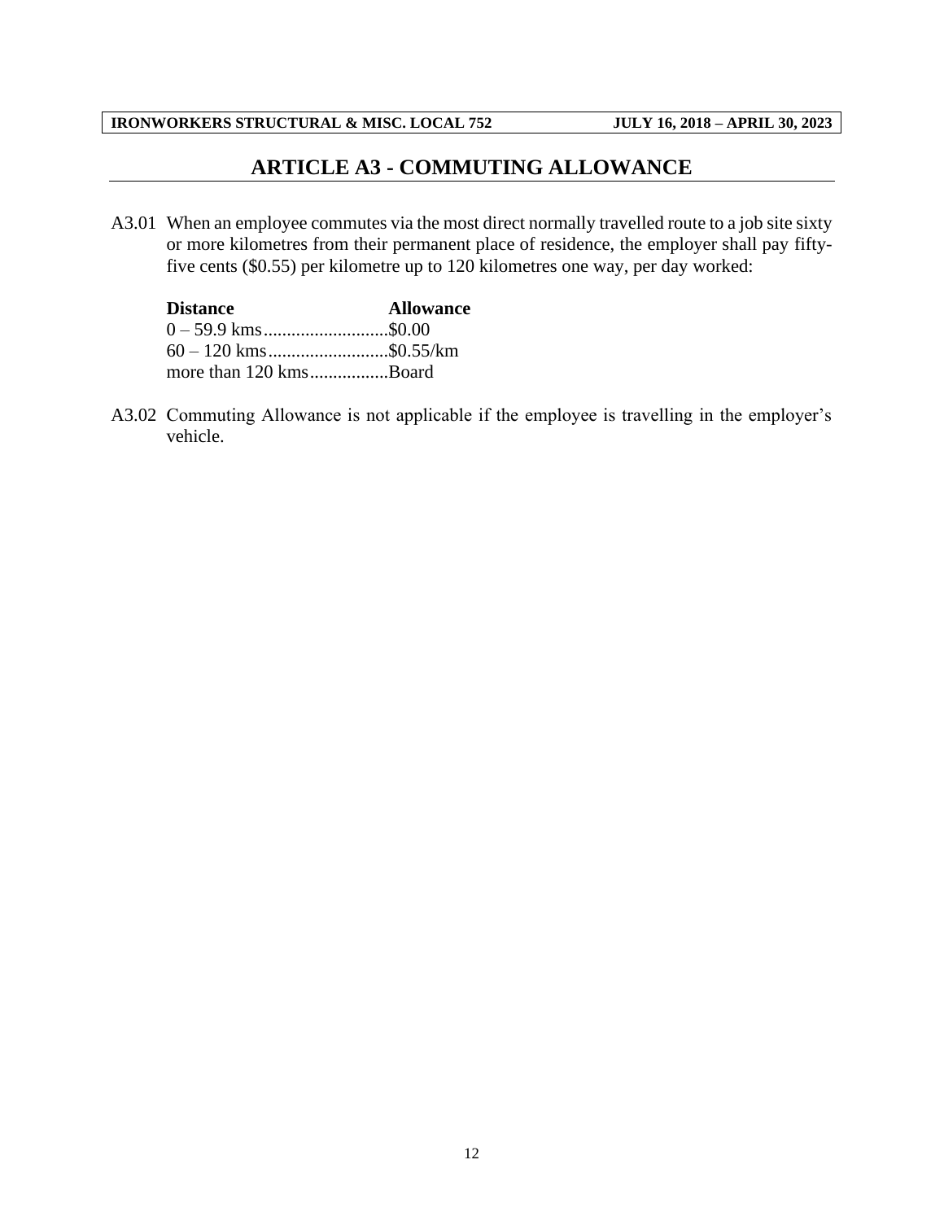# ARTICLE A3 - COMMUTING ALLOWANCE

A3.01 When an employee commutes via the most direct normally travelled route to a job site sixty or more kilometres from their permanent place of residence, the employer shall pay fifty-five cents ($0.55) per kilometre up to 120 kilometres one way, per day worked:

| Distance | Allowance |
|---|---|
| 0 – 59.9 kms | $0.00 |
| 60 – 120 kms | $0.55/km |
| more than 120 kms | Board |

A3.02 Commuting Allowance is not applicable if the employee is travelling in the employer's vehicle.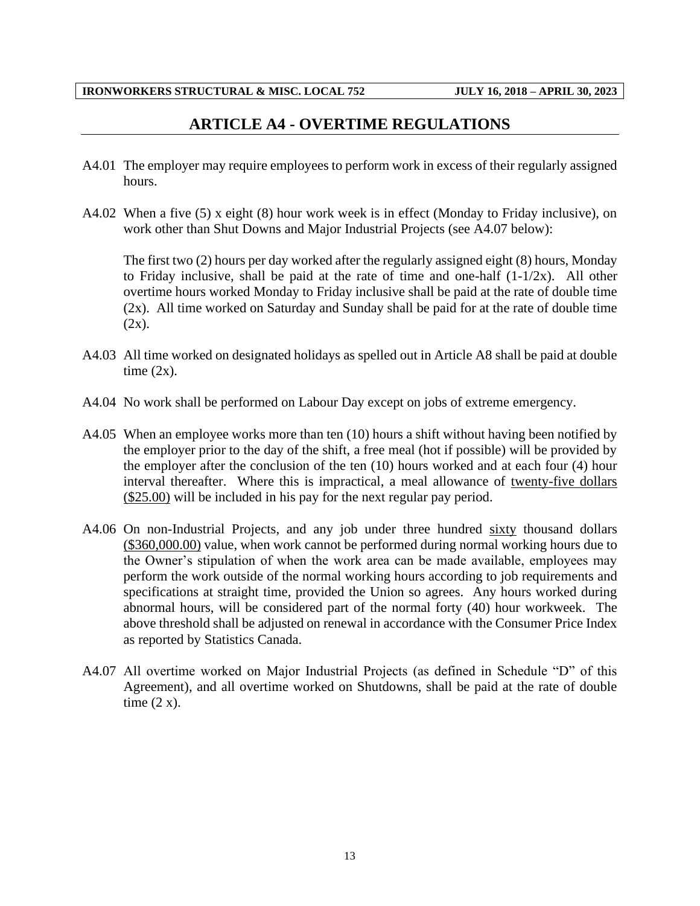## ARTICLE A4 - OVERTIME REGULATIONS

A4.01 The employer may require employees to perform work in excess of their regularly assigned hours.

A4.02 When a five (5) x eight (8) hour work week is in effect (Monday to Friday inclusive), on work other than Shut Downs and Major Industrial Projects (see A4.07 below):

The first two (2) hours per day worked after the regularly assigned eight (8) hours, Monday to Friday inclusive, shall be paid at the rate of time and one-half (1-1/2x). All other overtime hours worked Monday to Friday inclusive shall be paid at the rate of double time (2x). All time worked on Saturday and Sunday shall be paid for at the rate of double time (2x).

A4.03 All time worked on designated holidays as spelled out in Article A8 shall be paid at double time (2x).

A4.04 No work shall be performed on Labour Day except on jobs of extreme emergency.

A4.05 When an employee works more than ten (10) hours a shift without having been notified by the employer prior to the day of the shift, a free meal (hot if possible) will be provided by the employer after the conclusion of the ten (10) hours worked and at each four (4) hour interval thereafter. Where this is impractical, a meal allowance of twenty-five dollars ($25.00) will be included in his pay for the next regular pay period.

A4.06 On non-Industrial Projects, and any job under three hundred sixty thousand dollars ($360,000.00) value, when work cannot be performed during normal working hours due to the Owner's stipulation of when the work area can be made available, employees may perform the work outside of the normal working hours according to job requirements and specifications at straight time, provided the Union so agrees. Any hours worked during abnormal hours, will be considered part of the normal forty (40) hour workweek. The above threshold shall be adjusted on renewal in accordance with the Consumer Price Index as reported by Statistics Canada.

A4.07 All overtime worked on Major Industrial Projects (as defined in Schedule "D" of this Agreement), and all overtime worked on Shutdowns, shall be paid at the rate of double time (2 x).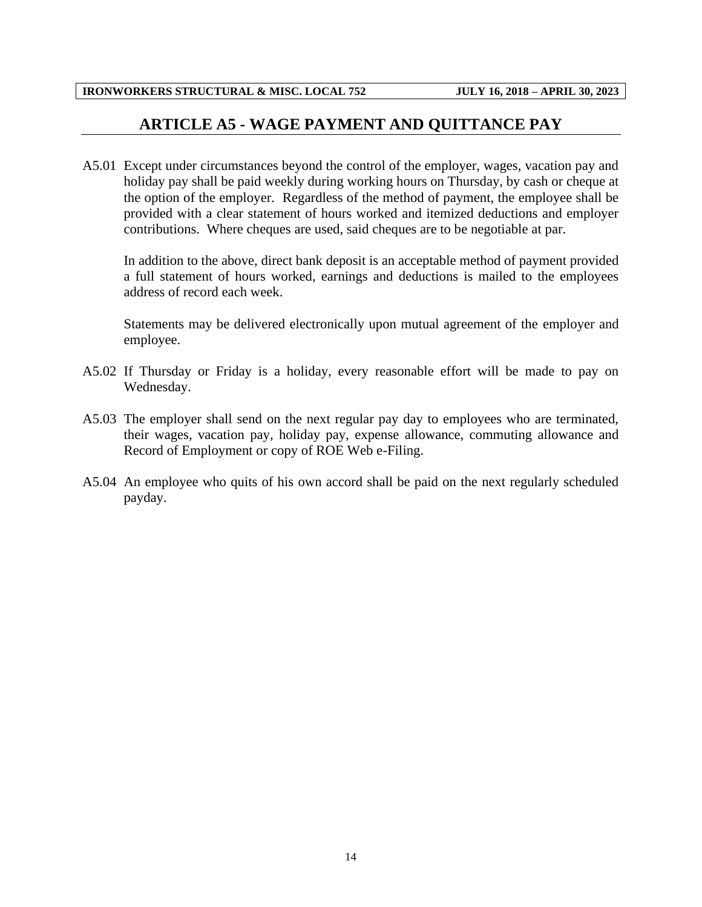# ARTICLE A5 - WAGE PAYMENT AND QUITTANCE PAY

A5.01 Except under circumstances beyond the control of the employer, wages, vacation pay and holiday pay shall be paid weekly during working hours on Thursday, by cash or cheque at the option of the employer. Regardless of the method of payment, the employee shall be provided with a clear statement of hours worked and itemized deductions and employer contributions. Where cheques are used, said cheques are to be negotiable at par.

In addition to the above, direct bank deposit is an acceptable method of payment provided a full statement of hours worked, earnings and deductions is mailed to the employees address of record each week.

Statements may be delivered electronically upon mutual agreement of the employer and employee.

A5.02 If Thursday or Friday is a holiday, every reasonable effort will be made to pay on Wednesday.

A5.03 The employer shall send on the next regular pay day to employees who are terminated, their wages, vacation pay, holiday pay, expense allowance, commuting allowance and Record of Employment or copy of ROE Web e-Filing.

A5.04 An employee who quits of his own accord shall be paid on the next regularly scheduled payday.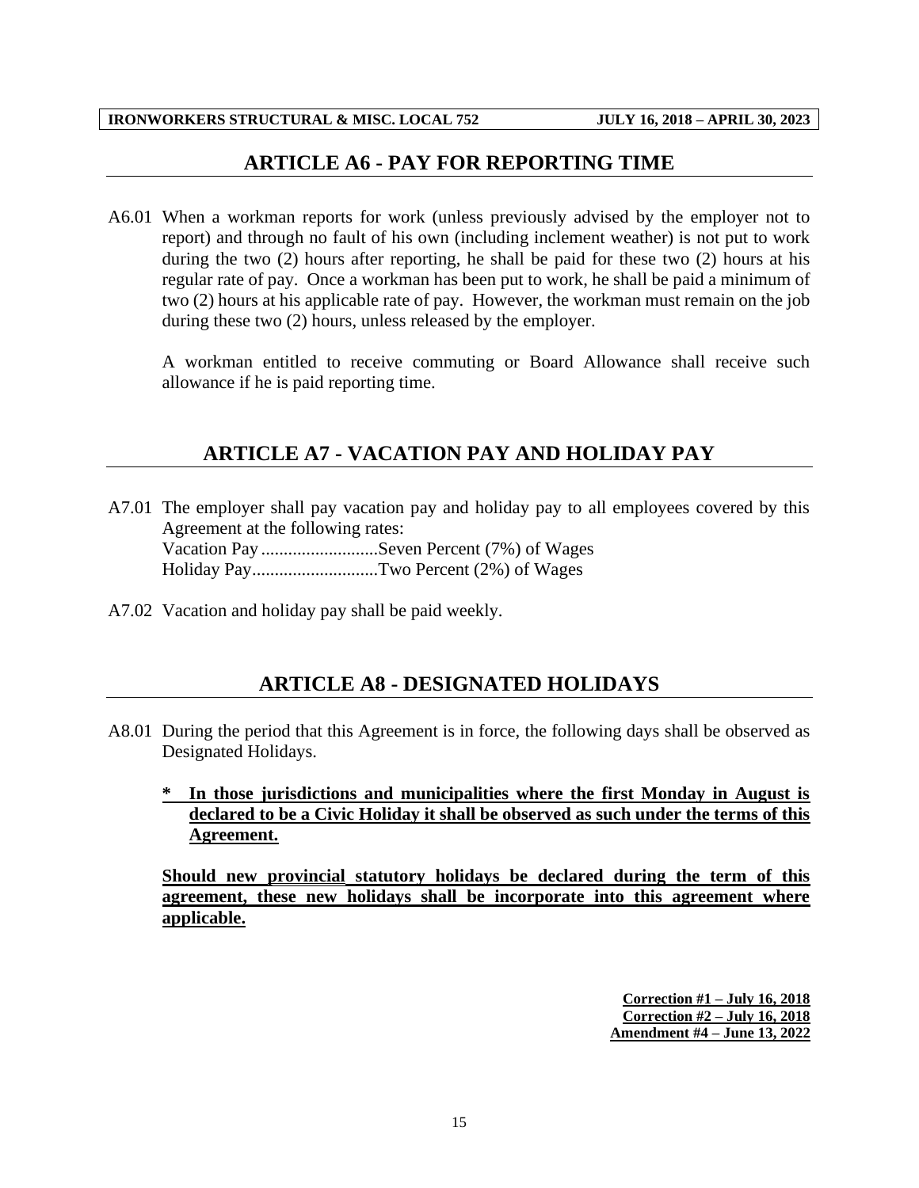## ARTICLE A6 - PAY FOR REPORTING TIME

A6.01 When a workman reports for work (unless previously advised by the employer not to report) and through no fault of his own (including inclement weather) is not put to work during the two (2) hours after reporting, he shall be paid for these two (2) hours at his regular rate of pay. Once a workman has been put to work, he shall be paid a minimum of two (2) hours at his applicable rate of pay. However, the workman must remain on the job during these two (2) hours, unless released by the employer.

A workman entitled to receive commuting or Board Allowance shall receive such allowance if he is paid reporting time.

## ARTICLE A7 - VACATION PAY AND HOLIDAY PAY

A7.01 The employer shall pay vacation pay and holiday pay to all employees covered by this Agreement at the following rates:
Vacation Pay ..........................Seven Percent (7%) of Wages
Holiday Pay............................Two Percent (2%) of Wages

A7.02 Vacation and holiday pay shall be paid weekly.

## ARTICLE A8 - DESIGNATED HOLIDAYS

A8.01 During the period that this Agreement is in force, the following days shall be observed as Designated Holidays.

**\* In those jurisdictions and municipalities where the first Monday in August is declared to be a Civic Holiday it shall be observed as such under the terms of this Agreement.**

**Should new provincial statutory holidays be declared during the term of this agreement, these new holidays shall be incorporate into this agreement where applicable.**

**Correction #1 – July 16, 2018**
**Correction #2 – July 16, 2018**
**Amendment #4 – June 13, 2022**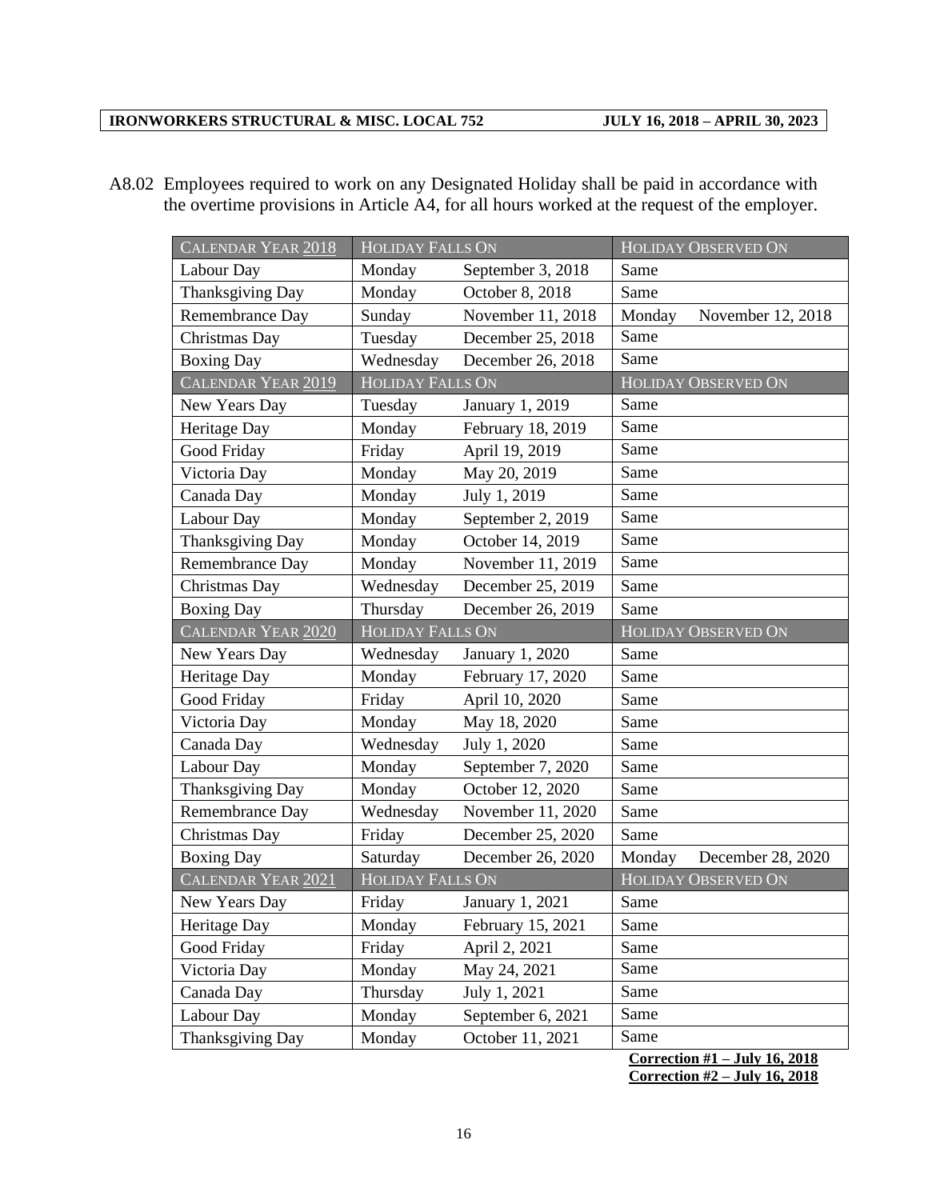A8.02 Employees required to work on any Designated Holiday shall be paid in accordance with the overtime provisions in Article A4, for all hours worked at the request of the employer.

| CALENDAR YEAR 2018 | HOLIDAY FALLS ON | | HOLIDAY OBSERVED ON | |
|---|---|---|---|---|
| Labour Day | Monday | September 3, 2018 | Same | |
| Thanksgiving Day | Monday | October 8, 2018 | Same | |
| Remembrance Day | Sunday | November 11, 2018 | Monday | November 12, 2018 |
| Christmas Day | Tuesday | December 25, 2018 | Same | |
| Boxing Day | Wednesday | December 26, 2018 | Same | |
| CALENDAR YEAR 2019 | HOLIDAY FALLS ON | | HOLIDAY OBSERVED ON | |
| New Years Day | Tuesday | January 1, 2019 | Same | |
| Heritage Day | Monday | February 18, 2019 | Same | |
| Good Friday | Friday | April 19, 2019 | Same | |
| Victoria Day | Monday | May 20, 2019 | Same | |
| Canada Day | Monday | July 1, 2019 | Same | |
| Labour Day | Monday | September 2, 2019 | Same | |
| Thanksgiving Day | Monday | October 14, 2019 | Same | |
| Remembrance Day | Monday | November 11, 2019 | Same | |
| Christmas Day | Wednesday | December 25, 2019 | Same | |
| Boxing Day | Thursday | December 26, 2019 | Same | |
| CALENDAR YEAR 2020 | HOLIDAY FALLS ON | | HOLIDAY OBSERVED ON | |
| New Years Day | Wednesday | January 1, 2020 | Same | |
| Heritage Day | Monday | February 17, 2020 | Same | |
| Good Friday | Friday | April 10, 2020 | Same | |
| Victoria Day | Monday | May 18, 2020 | Same | |
| Canada Day | Wednesday | July 1, 2020 | Same | |
| Labour Day | Monday | September 7, 2020 | Same | |
| Thanksgiving Day | Monday | October 12, 2020 | Same | |
| Remembrance Day | Wednesday | November 11, 2020 | Same | |
| Christmas Day | Friday | December 25, 2020 | Same | |
| Boxing Day | Saturday | December 26, 2020 | Monday | December 28, 2020 |
| CALENDAR YEAR 2021 | HOLIDAY FALLS ON | | HOLIDAY OBSERVED ON | |
| New Years Day | Friday | January 1, 2021 | Same | |
| Heritage Day | Monday | February 15, 2021 | Same | |
| Good Friday | Friday | April 2, 2021 | Same | |
| Victoria Day | Monday | May 24, 2021 | Same | |
| Canada Day | Thursday | July 1, 2021 | Same | |
| Labour Day | Monday | September 6, 2021 | Same | |
| Thanksgiving Day | Monday | October 11, 2021 | Same | |

**Correction #1 – July 16, 2018**
**Correction #2 – July 16, 2018**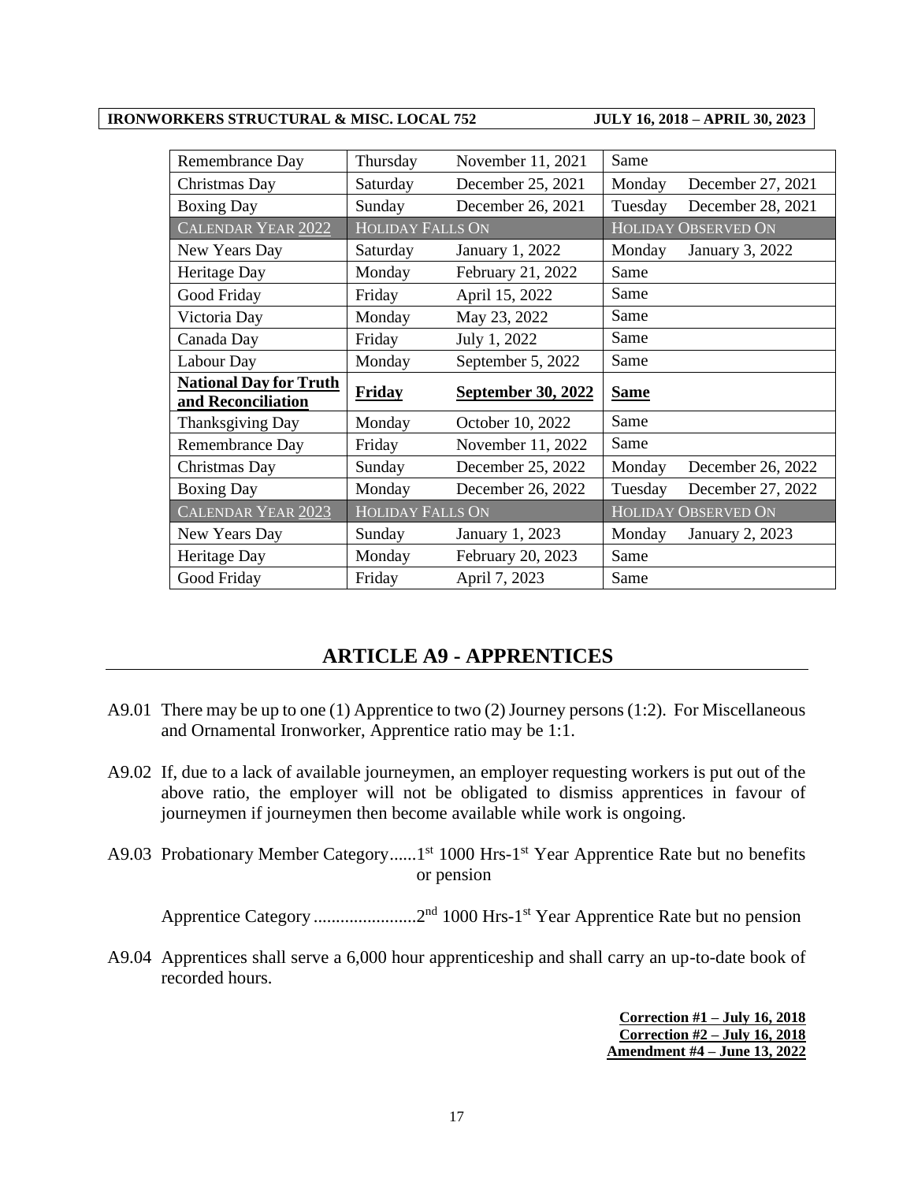| | | | | |
|---|---|---|---|---|
| Remembrance Day | Thursday | November 11, 2021 | Same | |
| Christmas Day | Saturday | December 25, 2021 | Monday | December 27, 2021 |
| Boxing Day | Sunday | December 26, 2021 | Tuesday | December 28, 2021 |
| CALENDAR YEAR 2022 | HOLIDAY FALLS ON | | HOLIDAY OBSERVED ON | |
| New Years Day | Saturday | January 1, 2022 | Monday | January 3, 2022 |
| Heritage Day | Monday | February 21, 2022 | Same | |
| Good Friday | Friday | April 15, 2022 | Same | |
| Victoria Day | Monday | May 23, 2022 | Same | |
| Canada Day | Friday | July 1, 2022 | Same | |
| Labour Day | Monday | September 5, 2022 | Same | |
| **National Day for Truth and Reconciliation** | **Friday** | **September 30, 2022** | **Same** | |
| Thanksgiving Day | Monday | October 10, 2022 | Same | |
| Remembrance Day | Friday | November 11, 2022 | Same | |
| Christmas Day | Sunday | December 25, 2022 | Monday | December 26, 2022 |
| Boxing Day | Monday | December 26, 2022 | Tuesday | December 27, 2022 |
| CALENDAR YEAR 2023 | HOLIDAY FALLS ON | | HOLIDAY OBSERVED ON | |
| New Years Day | Sunday | January 1, 2023 | Monday | January 2, 2023 |
| Heritage Day | Monday | February 20, 2023 | Same | |
| Good Friday | Friday | April 7, 2023 | Same | |

## ARTICLE A9 - APPRENTICES

A9.01 There may be up to one (1) Apprentice to two (2) Journey persons (1:2). For Miscellaneous and Ornamental Ironworker, Apprentice ratio may be 1:1.

A9.02 If, due to a lack of available journeymen, an employer requesting workers is put out of the above ratio, the employer will not be obligated to dismiss apprentices in favour of journeymen if journeymen then become available while work is ongoing.

A9.03 Probationary Member Category......1st 1000 Hrs-1st Year Apprentice Rate but no benefits or pension

Apprentice Category.......................2nd 1000 Hrs-1st Year Apprentice Rate but no pension

A9.04 Apprentices shall serve a 6,000 hour apprenticeship and shall carry an up-to-date book of recorded hours.

**Correction #1 – July 16, 2018**
**Correction #2 – July 16, 2018**
**Amendment #4 – June 13, 2022**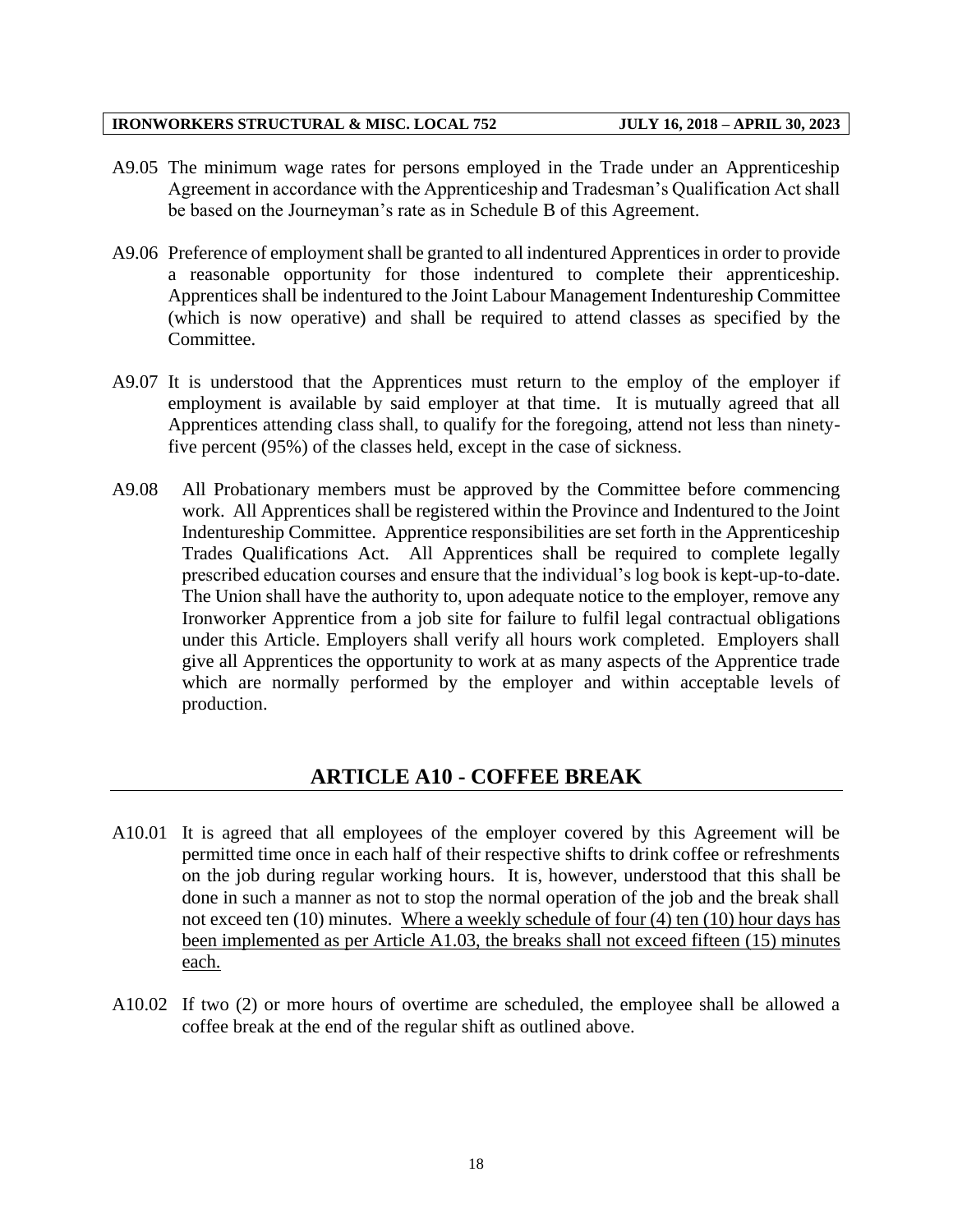A9.05 The minimum wage rates for persons employed in the Trade under an Apprenticeship Agreement in accordance with the Apprenticeship and Tradesman's Qualification Act shall be based on the Journeyman's rate as in Schedule B of this Agreement.

A9.06 Preference of employment shall be granted to all indentured Apprentices in order to provide a reasonable opportunity for those indentured to complete their apprenticeship. Apprentices shall be indentured to the Joint Labour Management Indentureship Committee (which is now operative) and shall be required to attend classes as specified by the Committee.

A9.07 It is understood that the Apprentices must return to the employ of the employer if employment is available by said employer at that time. It is mutually agreed that all Apprentices attending class shall, to qualify for the foregoing, attend not less than ninety-five percent (95%) of the classes held, except in the case of sickness.

A9.08 All Probationary members must be approved by the Committee before commencing work. All Apprentices shall be registered within the Province and Indentured to the Joint Indentureship Committee. Apprentice responsibilities are set forth in the Apprenticeship Trades Qualifications Act. All Apprentices shall be required to complete legally prescribed education courses and ensure that the individual's log book is kept-up-to-date. The Union shall have the authority to, upon adequate notice to the employer, remove any Ironworker Apprentice from a job site for failure to fulfil legal contractual obligations under this Article. Employers shall verify all hours work completed. Employers shall give all Apprentices the opportunity to work at as many aspects of the Apprentice trade which are normally performed by the employer and within acceptable levels of production.

## ARTICLE A10 - COFFEE BREAK

A10.01 It is agreed that all employees of the employer covered by this Agreement will be permitted time once in each half of their respective shifts to drink coffee or refreshments on the job during regular working hours. It is, however, understood that this shall be done in such a manner as not to stop the normal operation of the job and the break shall not exceed ten (10) minutes. <u>Where a weekly schedule of four (4) ten (10) hour days has been implemented as per Article A1.03, the breaks shall not exceed fifteen (15) minutes each.</u>

A10.02 If two (2) or more hours of overtime are scheduled, the employee shall be allowed a coffee break at the end of the regular shift as outlined above.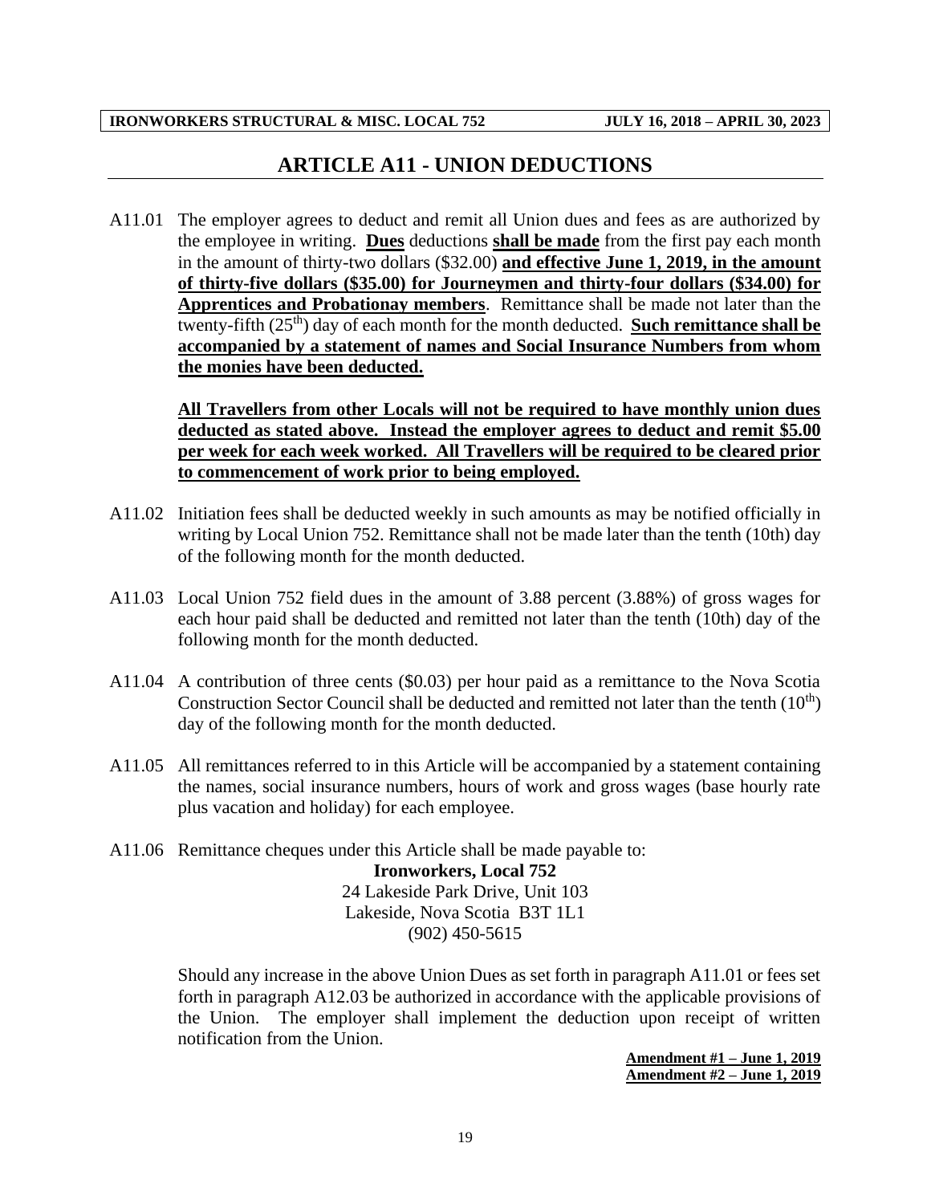# ARTICLE A11 - UNION DEDUCTIONS

A11.01 The employer agrees to deduct and remit all Union dues and fees as are authorized by the employee in writing. **Dues** deductions **shall be made** from the first pay each month in the amount of thirty-two dollars ($32.00) **and effective June 1, 2019, in the amount of thirty-five dollars ($35.00) for Journeymen and thirty-four dollars ($34.00) for Apprentices and Probationay members**. Remittance shall be made not later than the twenty-fifth (25th) day of each month for the month deducted. **Such remittance shall be accompanied by a statement of names and Social Insurance Numbers from whom the monies have been deducted.**

**All Travellers from other Locals will not be required to have monthly union dues deducted as stated above. Instead the employer agrees to deduct and remit $5.00 per week for each week worked. All Travellers will be required to be cleared prior to commencement of work prior to being employed.**

A11.02 Initiation fees shall be deducted weekly in such amounts as may be notified officially in writing by Local Union 752. Remittance shall not be made later than the tenth (10th) day of the following month for the month deducted.

A11.03 Local Union 752 field dues in the amount of 3.88 percent (3.88%) of gross wages for each hour paid shall be deducted and remitted not later than the tenth (10th) day of the following month for the month deducted.

A11.04 A contribution of three cents ($0.03) per hour paid as a remittance to the Nova Scotia Construction Sector Council shall be deducted and remitted not later than the tenth (10th) day of the following month for the month deducted.

A11.05 All remittances referred to in this Article will be accompanied by a statement containing the names, social insurance numbers, hours of work and gross wages (base hourly rate plus vacation and holiday) for each employee.

A11.06 Remittance cheques under this Article shall be made payable to:

**Ironworkers, Local 752**
24 Lakeside Park Drive, Unit 103
Lakeside, Nova Scotia B3T 1L1
(902) 450-5615

Should any increase in the above Union Dues as set forth in paragraph A11.01 or fees set forth in paragraph A12.03 be authorized in accordance with the applicable provisions of the Union. The employer shall implement the deduction upon receipt of written notification from the Union.

**Amendment #1 – June 1, 2019**
**Amendment #2 – June 1, 2019**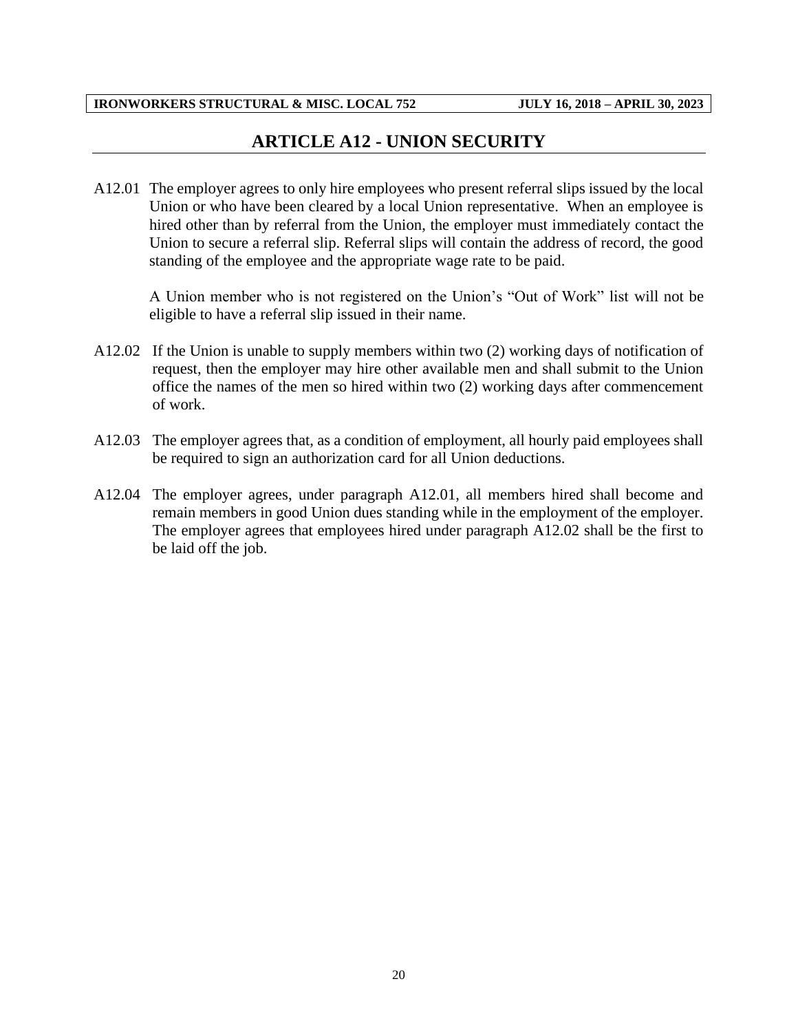## ARTICLE A12 - UNION SECURITY

A12.01 The employer agrees to only hire employees who present referral slips issued by the local Union or who have been cleared by a local Union representative. When an employee is hired other than by referral from the Union, the employer must immediately contact the Union to secure a referral slip. Referral slips will contain the address of record, the good standing of the employee and the appropriate wage rate to be paid.

A Union member who is not registered on the Union's "Out of Work" list will not be eligible to have a referral slip issued in their name.

A12.02 If the Union is unable to supply members within two (2) working days of notification of request, then the employer may hire other available men and shall submit to the Union office the names of the men so hired within two (2) working days after commencement of work.

A12.03 The employer agrees that, as a condition of employment, all hourly paid employees shall be required to sign an authorization card for all Union deductions.

A12.04 The employer agrees, under paragraph A12.01, all members hired shall become and remain members in good Union dues standing while in the employment of the employer. The employer agrees that employees hired under paragraph A12.02 shall be the first to be laid off the job.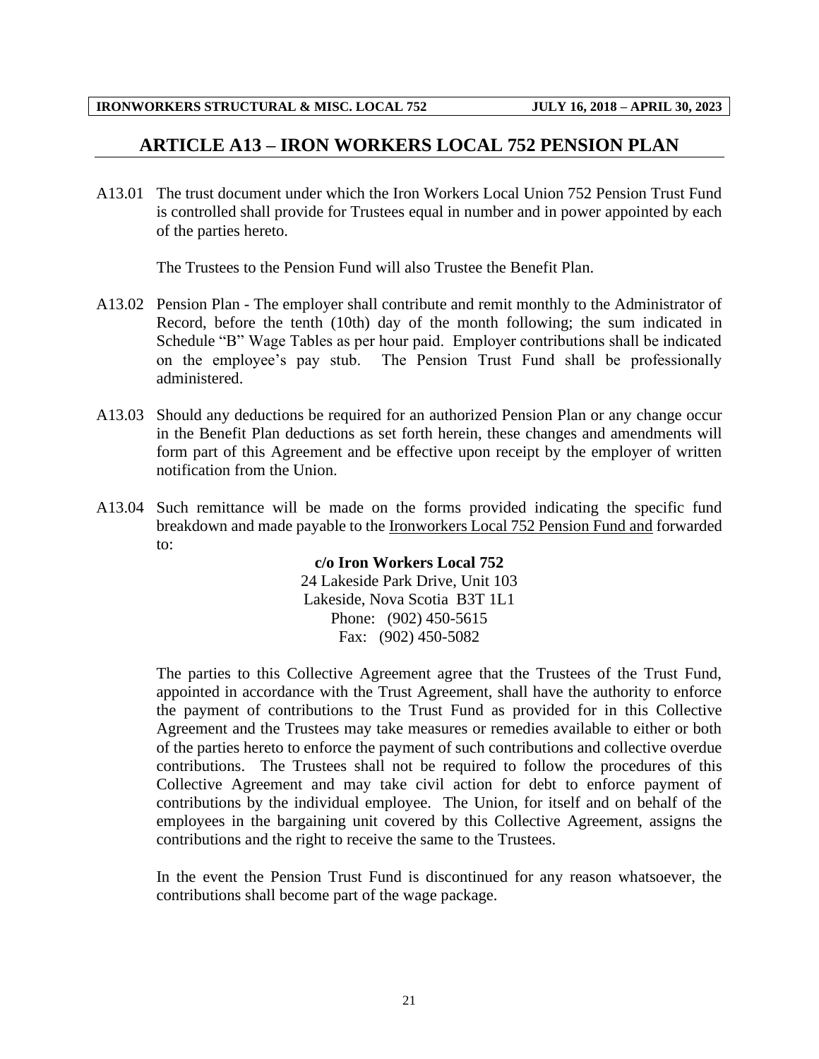## ARTICLE A13 – IRON WORKERS LOCAL 752 PENSION PLAN

A13.01 The trust document under which the Iron Workers Local Union 752 Pension Trust Fund is controlled shall provide for Trustees equal in number and in power appointed by each of the parties hereto.

The Trustees to the Pension Fund will also Trustee the Benefit Plan.

A13.02 Pension Plan - The employer shall contribute and remit monthly to the Administrator of Record, before the tenth (10th) day of the month following; the sum indicated in Schedule "B" Wage Tables as per hour paid. Employer contributions shall be indicated on the employee's pay stub. The Pension Trust Fund shall be professionally administered.

A13.03 Should any deductions be required for an authorized Pension Plan or any change occur in the Benefit Plan deductions as set forth herein, these changes and amendments will form part of this Agreement and be effective upon receipt by the employer of written notification from the Union.

A13.04 Such remittance will be made on the forms provided indicating the specific fund breakdown and made payable to the Ironworkers Local 752 Pension Fund and forwarded to:

**c/o Iron Workers Local 752**
24 Lakeside Park Drive, Unit 103
Lakeside, Nova Scotia B3T 1L1
Phone: (902) 450-5615
Fax: (902) 450-5082

The parties to this Collective Agreement agree that the Trustees of the Trust Fund, appointed in accordance with the Trust Agreement, shall have the authority to enforce the payment of contributions to the Trust Fund as provided for in this Collective Agreement and the Trustees may take measures or remedies available to either or both of the parties hereto to enforce the payment of such contributions and collective overdue contributions. The Trustees shall not be required to follow the procedures of this Collective Agreement and may take civil action for debt to enforce payment of contributions by the individual employee. The Union, for itself and on behalf of the employees in the bargaining unit covered by this Collective Agreement, assigns the contributions and the right to receive the same to the Trustees.

In the event the Pension Trust Fund is discontinued for any reason whatsoever, the contributions shall become part of the wage package.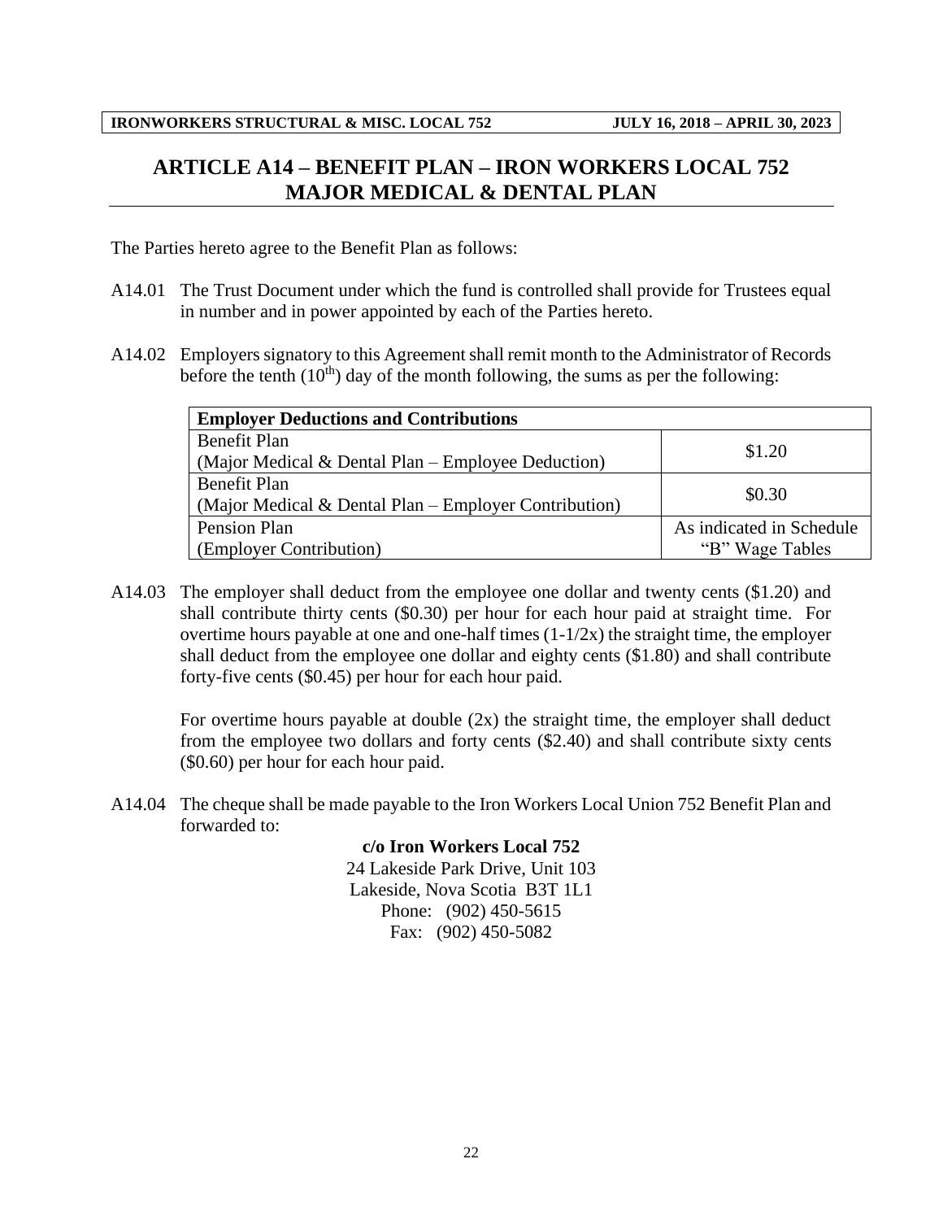# ARTICLE A14 – BENEFIT PLAN – IRON WORKERS LOCAL 752 MAJOR MEDICAL & DENTAL PLAN

The Parties hereto agree to the Benefit Plan as follows:

A14.01 The Trust Document under which the fund is controlled shall provide for Trustees equal in number and in power appointed by each of the Parties hereto.

A14.02 Employers signatory to this Agreement shall remit month to the Administrator of Records before the tenth (10th) day of the month following, the sums as per the following:

| Employer Deductions and Contributions | |
|---|---|
| Benefit Plan<br>(Major Medical & Dental Plan – Employee Deduction) | $1.20 |
| Benefit Plan<br>(Major Medical & Dental Plan – Employer Contribution) | $0.30 |
| Pension Plan<br>(Employer Contribution) | As indicated in Schedule "B" Wage Tables |

A14.03 The employer shall deduct from the employee one dollar and twenty cents ($1.20) and shall contribute thirty cents ($0.30) per hour for each hour paid at straight time. For overtime hours payable at one and one-half times (1-1/2x) the straight time, the employer shall deduct from the employee one dollar and eighty cents ($1.80) and shall contribute forty-five cents ($0.45) per hour for each hour paid.

For overtime hours payable at double (2x) the straight time, the employer shall deduct from the employee two dollars and forty cents ($2.40) and shall contribute sixty cents ($0.60) per hour for each hour paid.

A14.04 The cheque shall be made payable to the Iron Workers Local Union 752 Benefit Plan and forwarded to:

**c/o Iron Workers Local 752**
24 Lakeside Park Drive, Unit 103
Lakeside, Nova Scotia B3T 1L1
Phone: (902) 450-5615
Fax: (902) 450-5082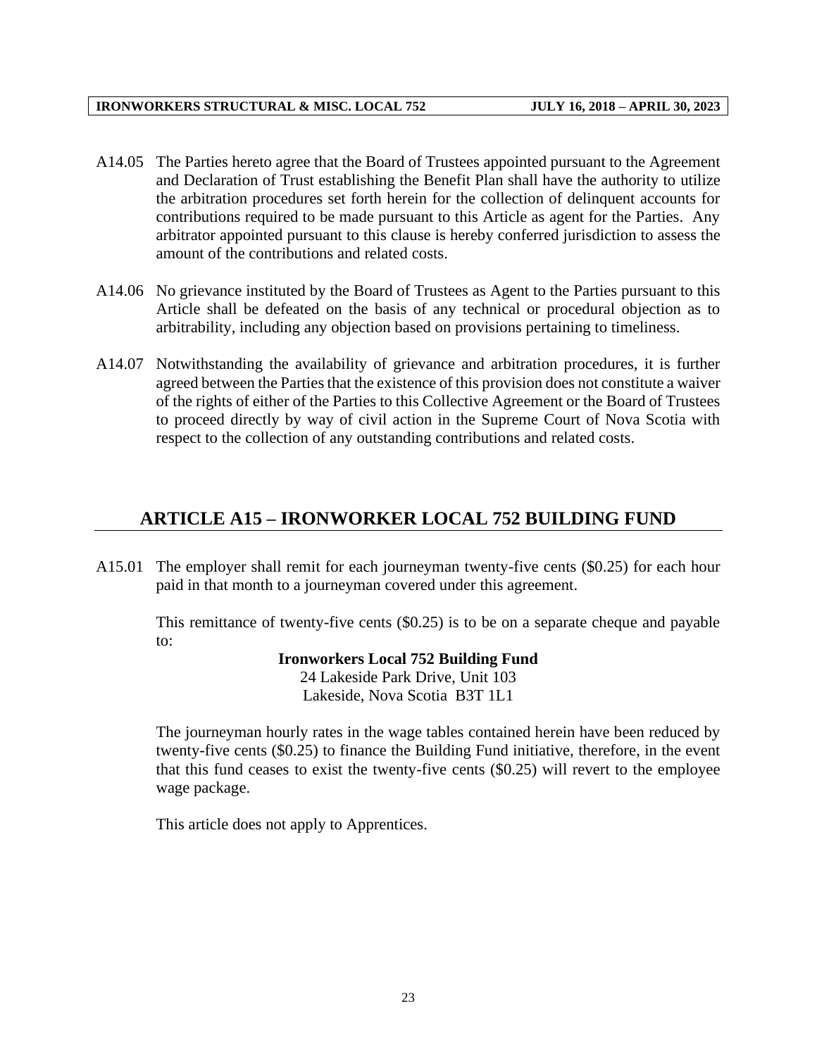A14.05 The Parties hereto agree that the Board of Trustees appointed pursuant to the Agreement and Declaration of Trust establishing the Benefit Plan shall have the authority to utilize the arbitration procedures set forth herein for the collection of delinquent accounts for contributions required to be made pursuant to this Article as agent for the Parties. Any arbitrator appointed pursuant to this clause is hereby conferred jurisdiction to assess the amount of the contributions and related costs.

A14.06 No grievance instituted by the Board of Trustees as Agent to the Parties pursuant to this Article shall be defeated on the basis of any technical or procedural objection as to arbitrability, including any objection based on provisions pertaining to timeliness.

A14.07 Notwithstanding the availability of grievance and arbitration procedures, it is further agreed between the Parties that the existence of this provision does not constitute a waiver of the rights of either of the Parties to this Collective Agreement or the Board of Trustees to proceed directly by way of civil action in the Supreme Court of Nova Scotia with respect to the collection of any outstanding contributions and related costs.

## ARTICLE A15 – IRONWORKER LOCAL 752 BUILDING FUND

A15.01 The employer shall remit for each journeyman twenty-five cents ($0.25) for each hour paid in that month to a journeyman covered under this agreement.

This remittance of twenty-five cents ($0.25) is to be on a separate cheque and payable to:

**Ironworkers Local 752 Building Fund**
24 Lakeside Park Drive, Unit 103
Lakeside, Nova Scotia B3T 1L1

The journeyman hourly rates in the wage tables contained herein have been reduced by twenty-five cents ($0.25) to finance the Building Fund initiative, therefore, in the event that this fund ceases to exist the twenty-five cents ($0.25) will revert to the employee wage package.

This article does not apply to Apprentices.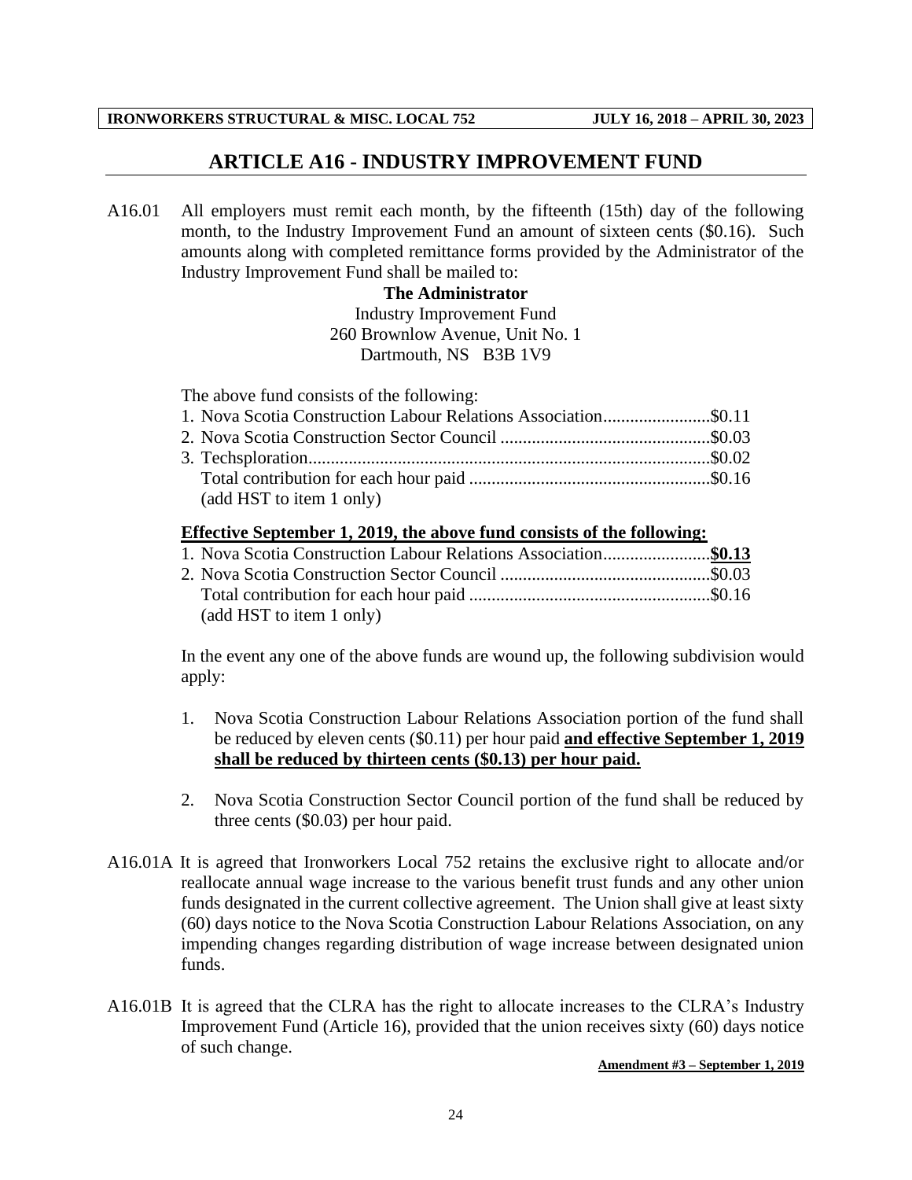# ARTICLE A16 - INDUSTRY IMPROVEMENT FUND

A16.01 All employers must remit each month, by the fifteenth (15th) day of the following month, to the Industry Improvement Fund an amount of sixteen cents ($0.16). Such amounts along with completed remittance forms provided by the Administrator of the Industry Improvement Fund shall be mailed to:

**The Administrator**
Industry Improvement Fund
260 Brownlow Avenue, Unit No. 1
Dartmouth, NS B3B 1V9

The above fund consists of the following:

1. Nova Scotia Construction Labour Relations Association........................$0.11
2. Nova Scotia Construction Sector Council ...............................................$0.03
3. Techsploration..........................................................................................$0.02

   Total contribution for each hour paid ......................................................$0.16
   (add HST to item 1 only)

**Effective September 1, 2019, the above fund consists of the following:**

1. Nova Scotia Construction Labour Relations Association........................**$0.13**
2. Nova Scotia Construction Sector Council ...............................................$0.03

   Total contribution for each hour paid ......................................................$0.16
   (add HST to item 1 only)

In the event any one of the above funds are wound up, the following subdivision would apply:

1. Nova Scotia Construction Labour Relations Association portion of the fund shall be reduced by eleven cents ($0.11) per hour paid **and effective September 1, 2019 shall be reduced by thirteen cents ($0.13) per hour paid.**

2. Nova Scotia Construction Sector Council portion of the fund shall be reduced by three cents ($0.03) per hour paid.

A16.01A It is agreed that Ironworkers Local 752 retains the exclusive right to allocate and/or reallocate annual wage increase to the various benefit trust funds and any other union funds designated in the current collective agreement. The Union shall give at least sixty (60) days notice to the Nova Scotia Construction Labour Relations Association, on any impending changes regarding distribution of wage increase between designated union funds.

A16.01B It is agreed that the CLRA has the right to allocate increases to the CLRA's Industry Improvement Fund (Article 16), provided that the union receives sixty (60) days notice of such change.

**Amendment #3 – September 1, 2019**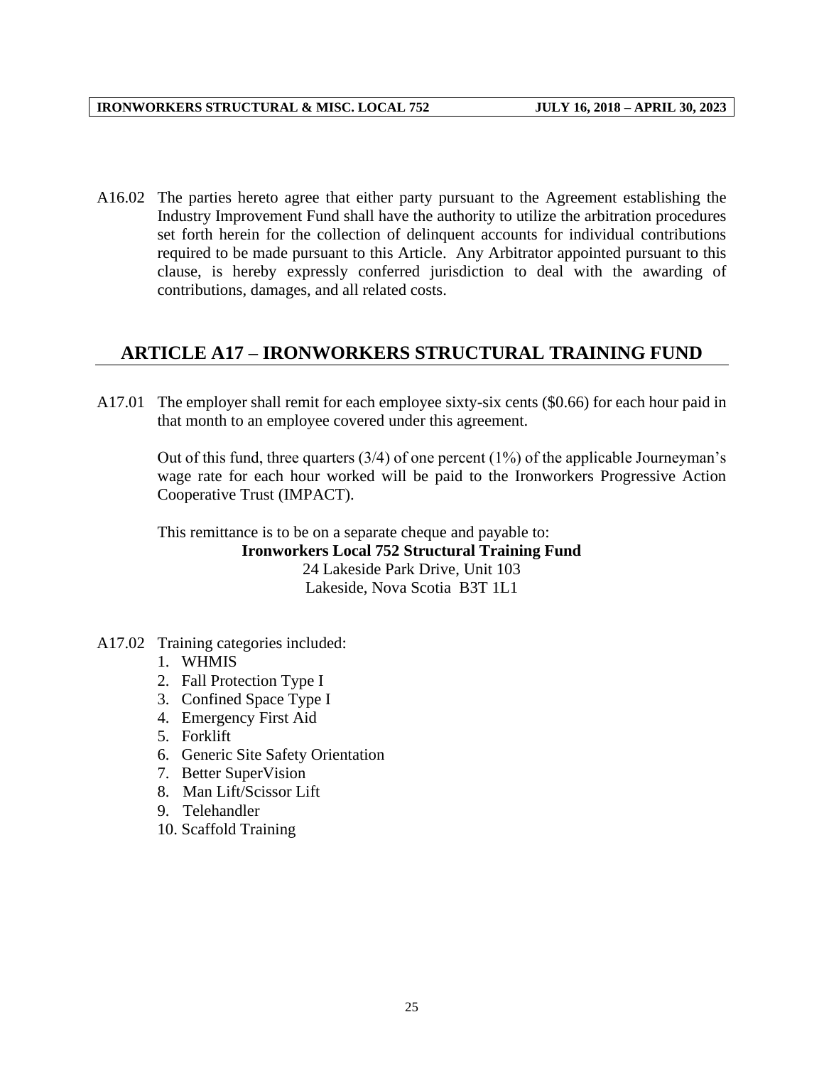A16.02 The parties hereto agree that either party pursuant to the Agreement establishing the Industry Improvement Fund shall have the authority to utilize the arbitration procedures set forth herein for the collection of delinquent accounts for individual contributions required to be made pursuant to this Article. Any Arbitrator appointed pursuant to this clause, is hereby expressly conferred jurisdiction to deal with the awarding of contributions, damages, and all related costs.

## ARTICLE A17 – IRONWORKERS STRUCTURAL TRAINING FUND

A17.01 The employer shall remit for each employee sixty-six cents ($0.66) for each hour paid in that month to an employee covered under this agreement.

Out of this fund, three quarters (3/4) of one percent (1%) of the applicable Journeyman's wage rate for each hour worked will be paid to the Ironworkers Progressive Action Cooperative Trust (IMPACT).

This remittance is to be on a separate cheque and payable to:

**Ironworkers Local 752 Structural Training Fund**
24 Lakeside Park Drive, Unit 103
Lakeside, Nova Scotia B3T 1L1

A17.02 Training categories included:

1. WHMIS
2. Fall Protection Type I
3. Confined Space Type I
4. Emergency First Aid
5. Forklift
6. Generic Site Safety Orientation
7. Better SuperVision
8. Man Lift/Scissor Lift
9. Telehandler
10. Scaffold Training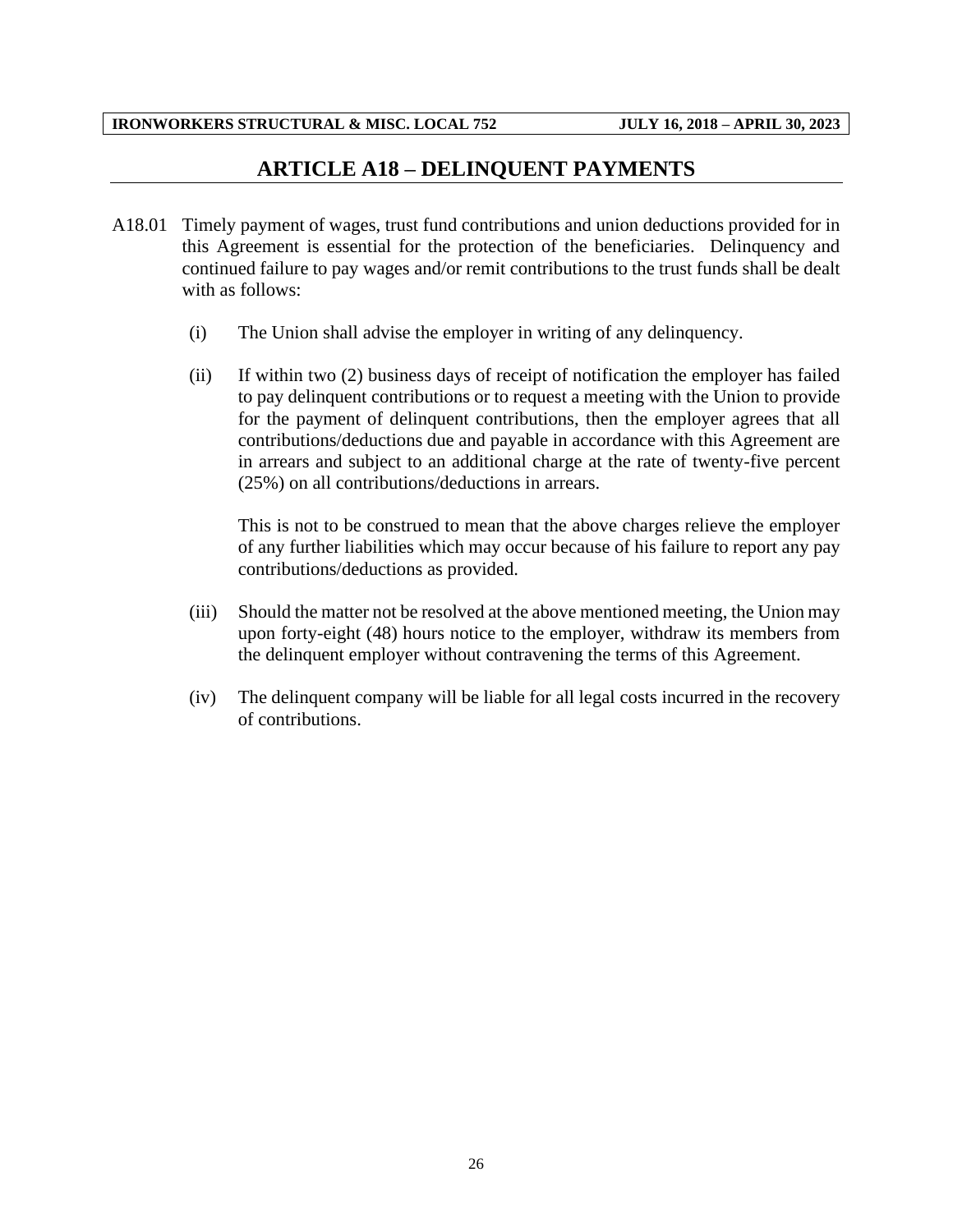## ARTICLE A18 – DELINQUENT PAYMENTS

A18.01 Timely payment of wages, trust fund contributions and union deductions provided for in this Agreement is essential for the protection of the beneficiaries. Delinquency and continued failure to pay wages and/or remit contributions to the trust funds shall be dealt with as follows:

(i) The Union shall advise the employer in writing of any delinquency.

(ii) If within two (2) business days of receipt of notification the employer has failed to pay delinquent contributions or to request a meeting with the Union to provide for the payment of delinquent contributions, then the employer agrees that all contributions/deductions due and payable in accordance with this Agreement are in arrears and subject to an additional charge at the rate of twenty-five percent (25%) on all contributions/deductions in arrears.

This is not to be construed to mean that the above charges relieve the employer of any further liabilities which may occur because of his failure to report any pay contributions/deductions as provided.

(iii) Should the matter not be resolved at the above mentioned meeting, the Union may upon forty-eight (48) hours notice to the employer, withdraw its members from the delinquent employer without contravening the terms of this Agreement.

(iv) The delinquent company will be liable for all legal costs incurred in the recovery of contributions.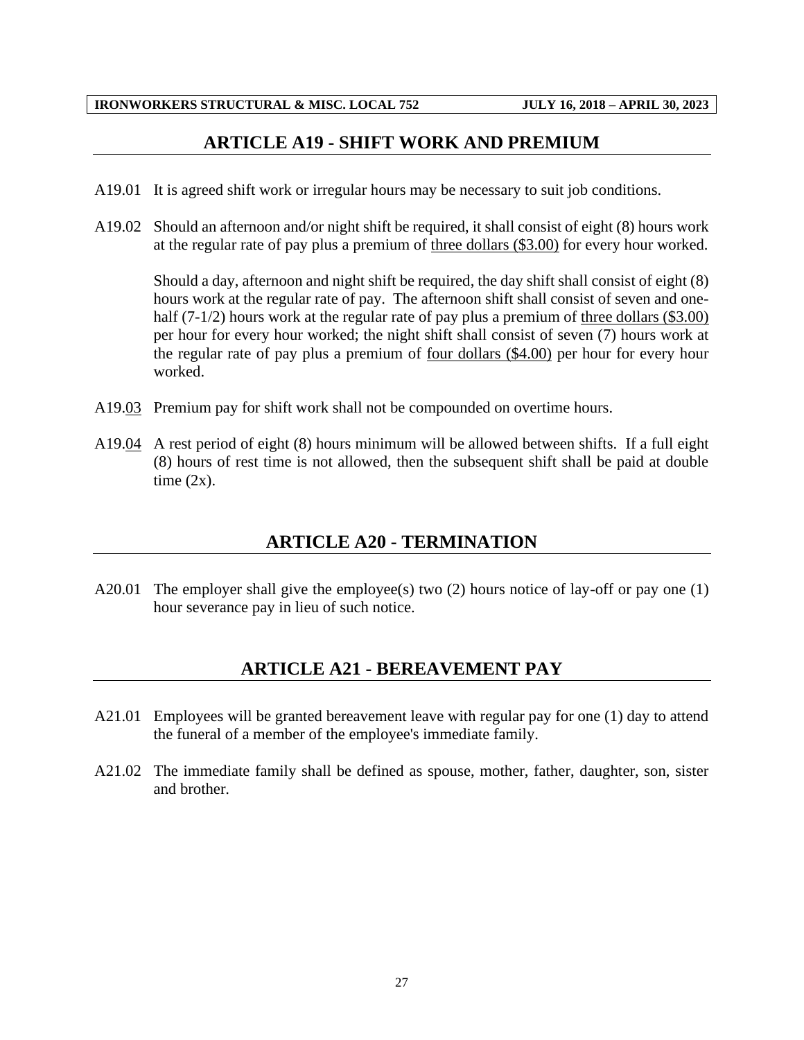## ARTICLE A19 - SHIFT WORK AND PREMIUM

A19.01 It is agreed shift work or irregular hours may be necessary to suit job conditions.

A19.02 Should an afternoon and/or night shift be required, it shall consist of eight (8) hours work at the regular rate of pay plus a premium of three dollars ($3.00) for every hour worked.

Should a day, afternoon and night shift be required, the day shift shall consist of eight (8) hours work at the regular rate of pay. The afternoon shift shall consist of seven and one-half (7-1/2) hours work at the regular rate of pay plus a premium of three dollars ($3.00) per hour for every hour worked; the night shift shall consist of seven (7) hours work at the regular rate of pay plus a premium of four dollars ($4.00) per hour for every hour worked.

A19.03 Premium pay for shift work shall not be compounded on overtime hours.

A19.04 A rest period of eight (8) hours minimum will be allowed between shifts. If a full eight (8) hours of rest time is not allowed, then the subsequent shift shall be paid at double time (2x).

## ARTICLE A20 - TERMINATION

A20.01 The employer shall give the employee(s) two (2) hours notice of lay-off or pay one (1) hour severance pay in lieu of such notice.

## ARTICLE A21 - BEREAVEMENT PAY

A21.01 Employees will be granted bereavement leave with regular pay for one (1) day to attend the funeral of a member of the employee's immediate family.

A21.02 The immediate family shall be defined as spouse, mother, father, daughter, son, sister and brother.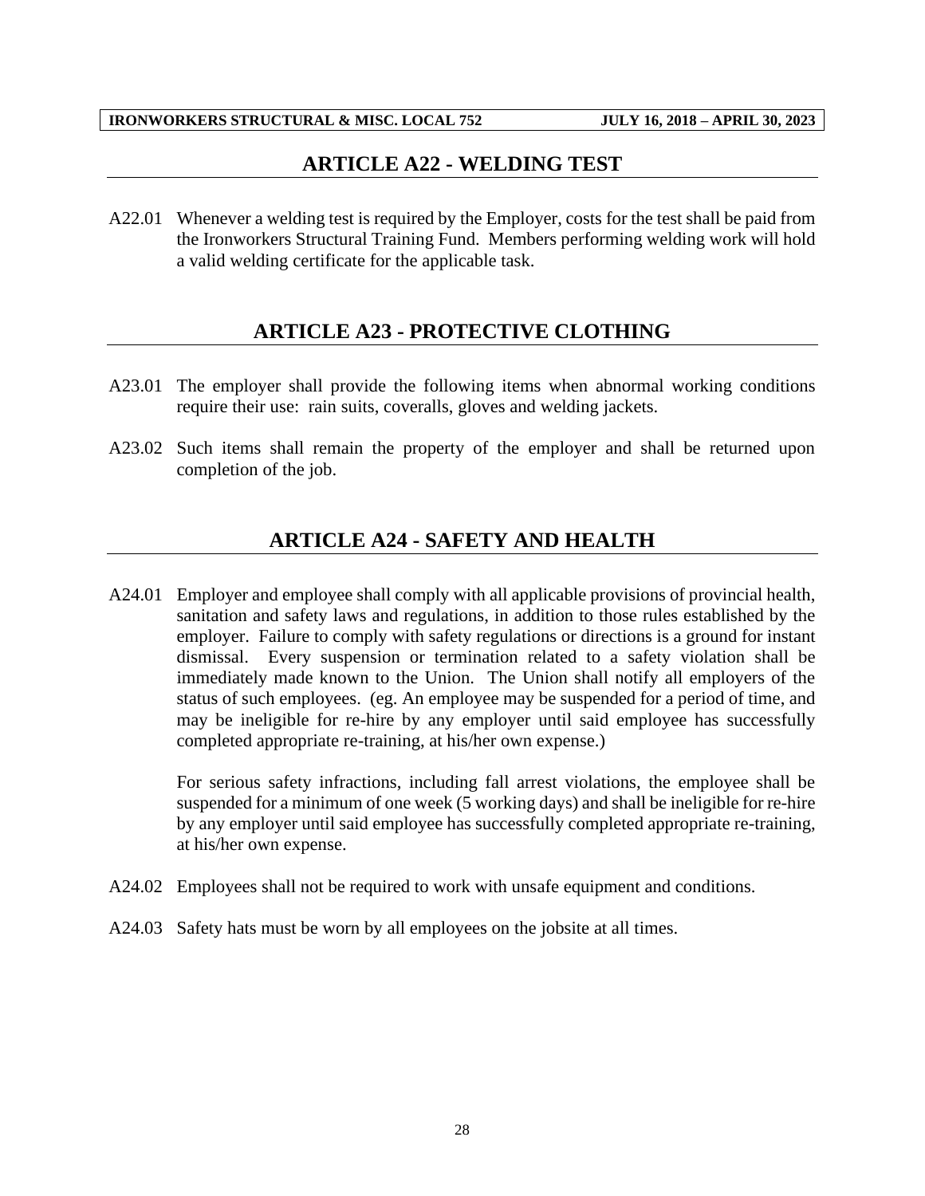## ARTICLE A22 - WELDING TEST

A22.01 Whenever a welding test is required by the Employer, costs for the test shall be paid from the Ironworkers Structural Training Fund. Members performing welding work will hold a valid welding certificate for the applicable task.

## ARTICLE A23 - PROTECTIVE CLOTHING

A23.01 The employer shall provide the following items when abnormal working conditions require their use: rain suits, coveralls, gloves and welding jackets.

A23.02 Such items shall remain the property of the employer and shall be returned upon completion of the job.

## ARTICLE A24 - SAFETY AND HEALTH

A24.01 Employer and employee shall comply with all applicable provisions of provincial health, sanitation and safety laws and regulations, in addition to those rules established by the employer. Failure to comply with safety regulations or directions is a ground for instant dismissal. Every suspension or termination related to a safety violation shall be immediately made known to the Union. The Union shall notify all employers of the status of such employees. (eg. An employee may be suspended for a period of time, and may be ineligible for re-hire by any employer until said employee has successfully completed appropriate re-training, at his/her own expense.)

For serious safety infractions, including fall arrest violations, the employee shall be suspended for a minimum of one week (5 working days) and shall be ineligible for re-hire by any employer until said employee has successfully completed appropriate re-training, at his/her own expense.

A24.02 Employees shall not be required to work with unsafe equipment and conditions.

A24.03 Safety hats must be worn by all employees on the jobsite at all times.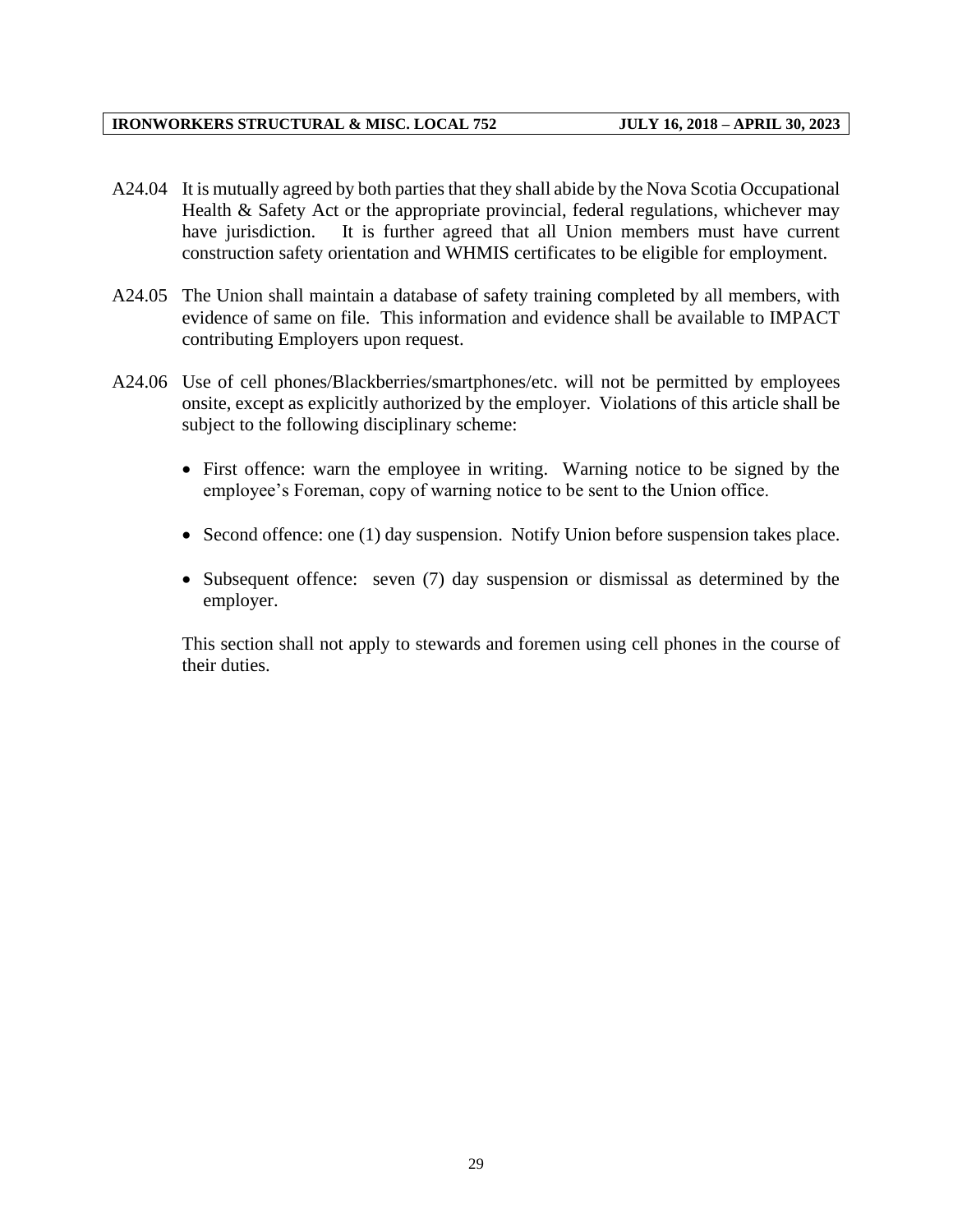A24.04 It is mutually agreed by both parties that they shall abide by the Nova Scotia Occupational Health & Safety Act or the appropriate provincial, federal regulations, whichever may have jurisdiction. It is further agreed that all Union members must have current construction safety orientation and WHMIS certificates to be eligible for employment.

A24.05 The Union shall maintain a database of safety training completed by all members, with evidence of same on file. This information and evidence shall be available to IMPACT contributing Employers upon request.

A24.06 Use of cell phones/Blackberries/smartphones/etc. will not be permitted by employees onsite, except as explicitly authorized by the employer. Violations of this article shall be subject to the following disciplinary scheme:

- First offence: warn the employee in writing. Warning notice to be signed by the employee's Foreman, copy of warning notice to be sent to the Union office.
- Second offence: one (1) day suspension. Notify Union before suspension takes place.
- Subsequent offence: seven (7) day suspension or dismissal as determined by the employer.

This section shall not apply to stewards and foremen using cell phones in the course of their duties.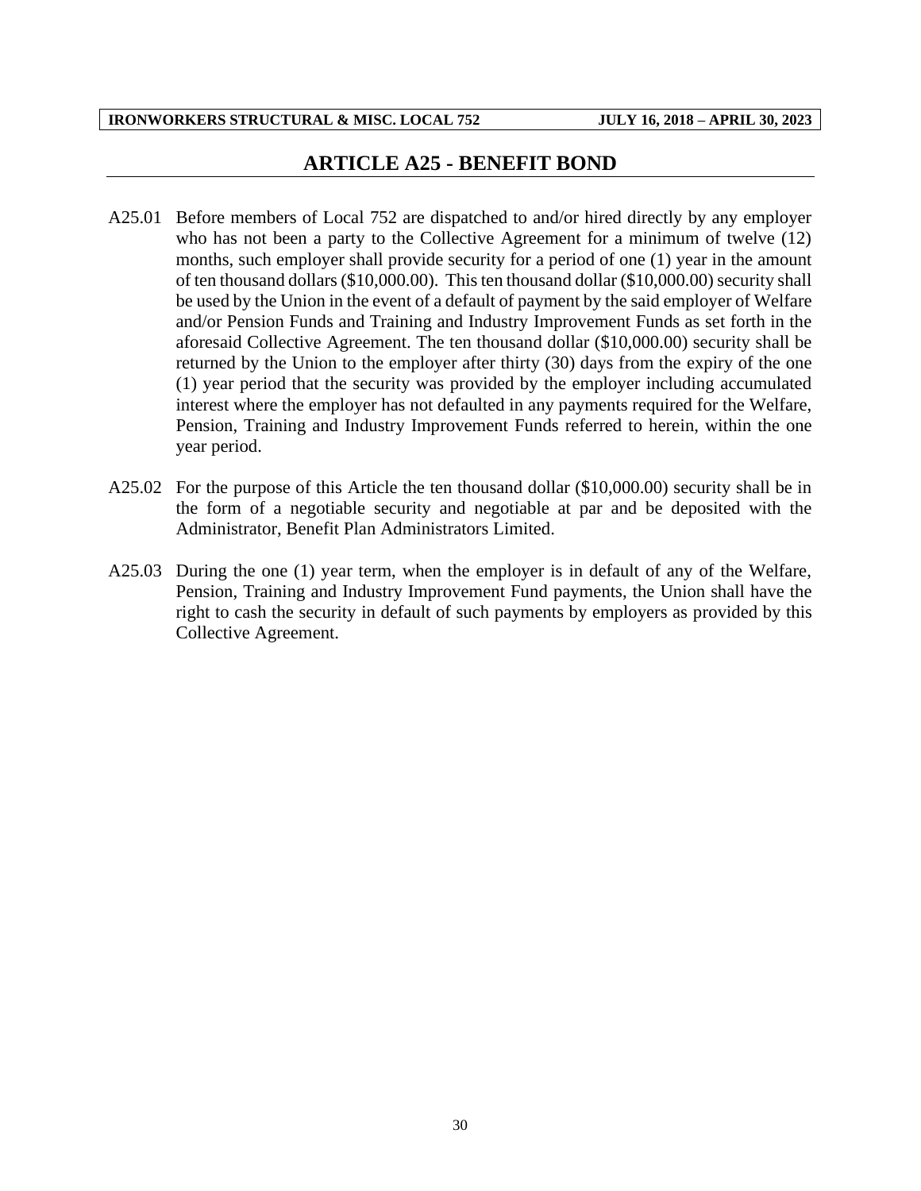## ARTICLE A25 - BENEFIT BOND

A25.01 Before members of Local 752 are dispatched to and/or hired directly by any employer who has not been a party to the Collective Agreement for a minimum of twelve (12) months, such employer shall provide security for a period of one (1) year in the amount of ten thousand dollars ($10,000.00). This ten thousand dollar ($10,000.00) security shall be used by the Union in the event of a default of payment by the said employer of Welfare and/or Pension Funds and Training and Industry Improvement Funds as set forth in the aforesaid Collective Agreement. The ten thousand dollar ($10,000.00) security shall be returned by the Union to the employer after thirty (30) days from the expiry of the one (1) year period that the security was provided by the employer including accumulated interest where the employer has not defaulted in any payments required for the Welfare, Pension, Training and Industry Improvement Funds referred to herein, within the one year period.

A25.02 For the purpose of this Article the ten thousand dollar ($10,000.00) security shall be in the form of a negotiable security and negotiable at par and be deposited with the Administrator, Benefit Plan Administrators Limited.

A25.03 During the one (1) year term, when the employer is in default of any of the Welfare, Pension, Training and Industry Improvement Fund payments, the Union shall have the right to cash the security in default of such payments by employers as provided by this Collective Agreement.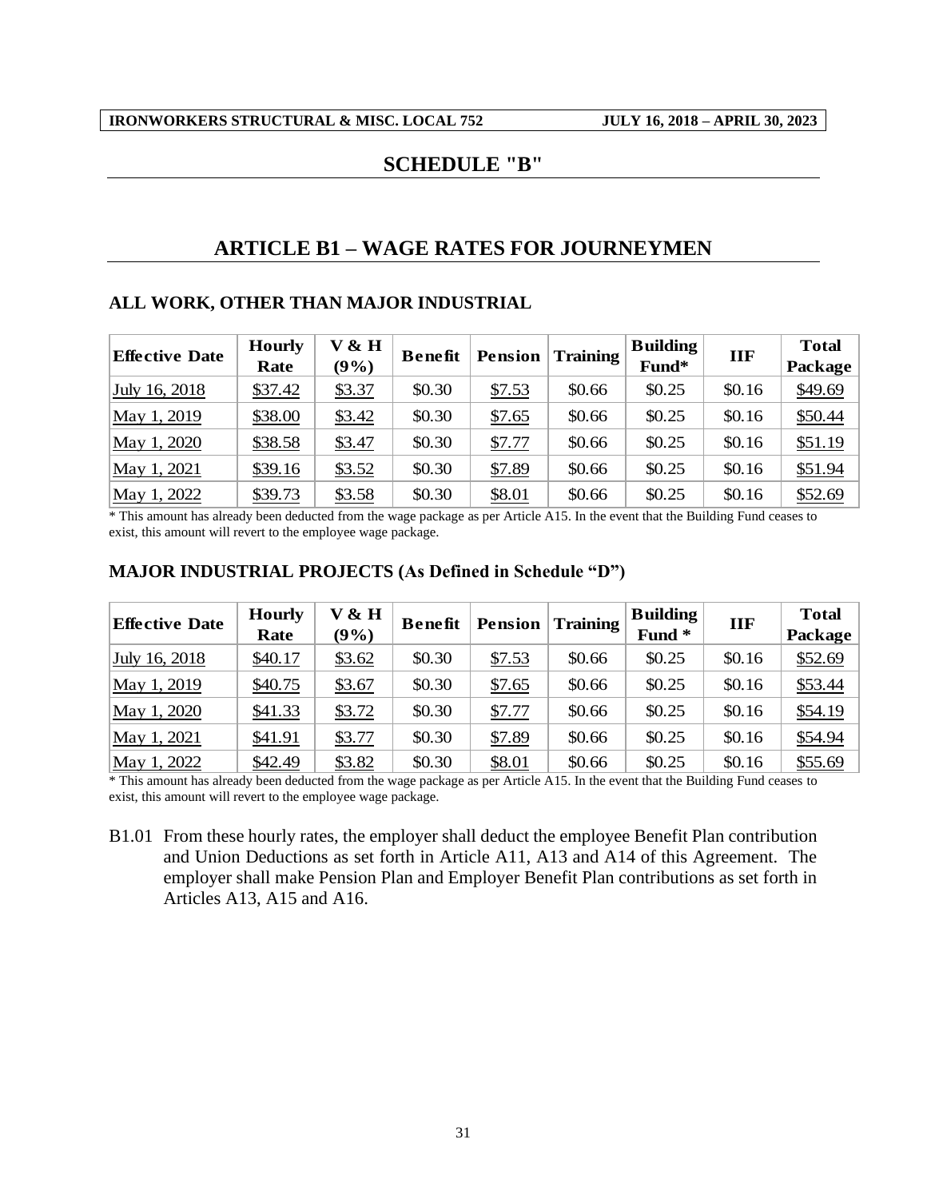# SCHEDULE "B"

## ARTICLE B1 – WAGE RATES FOR JOURNEYMEN

### ALL WORK, OTHER THAN MAJOR INDUSTRIAL

| Effective Date | Hourly Rate | V & H (9%) | Benefit | Pension | Training | Building Fund* | IIF | Total Package |
|---|---|---|---|---|---|---|---|---|
| July 16, 2018 | $37.42 | $3.37 | $0.30 | $7.53 | $0.66 | $0.25 | $0.16 | $49.69 |
| May 1, 2019 | $38.00 | $3.42 | $0.30 | $7.65 | $0.66 | $0.25 | $0.16 | $50.44 |
| May 1, 2020 | $38.58 | $3.47 | $0.30 | $7.77 | $0.66 | $0.25 | $0.16 | $51.19 |
| May 1, 2021 | $39.16 | $3.52 | $0.30 | $7.89 | $0.66 | $0.25 | $0.16 | $51.94 |
| May 1, 2022 | $39.73 | $3.58 | $0.30 | $8.01 | $0.66 | $0.25 | $0.16 | $52.69 |

* This amount has already been deducted from the wage package as per Article A15. In the event that the Building Fund ceases to exist, this amount will revert to the employee wage package.

### MAJOR INDUSTRIAL PROJECTS (As Defined in Schedule "D")

| Effective Date | Hourly Rate | V & H (9%) | Benefit | Pension | Training | Building Fund * | IIF | Total Package |
|---|---|---|---|---|---|---|---|---|
| July 16, 2018 | $40.17 | $3.62 | $0.30 | $7.53 | $0.66 | $0.25 | $0.16 | $52.69 |
| May 1, 2019 | $40.75 | $3.67 | $0.30 | $7.65 | $0.66 | $0.25 | $0.16 | $53.44 |
| May 1, 2020 | $41.33 | $3.72 | $0.30 | $7.77 | $0.66 | $0.25 | $0.16 | $54.19 |
| May 1, 2021 | $41.91 | $3.77 | $0.30 | $7.89 | $0.66 | $0.25 | $0.16 | $54.94 |
| May 1, 2022 | $42.49 | $3.82 | $0.30 | $8.01 | $0.66 | $0.25 | $0.16 | $55.69 |

* This amount has already been deducted from the wage package as per Article A15. In the event that the Building Fund ceases to exist, this amount will revert to the employee wage package.

B1.01 From these hourly rates, the employer shall deduct the employee Benefit Plan contribution and Union Deductions as set forth in Article A11, A13 and A14 of this Agreement. The employer shall make Pension Plan and Employer Benefit Plan contributions as set forth in Articles A13, A15 and A16.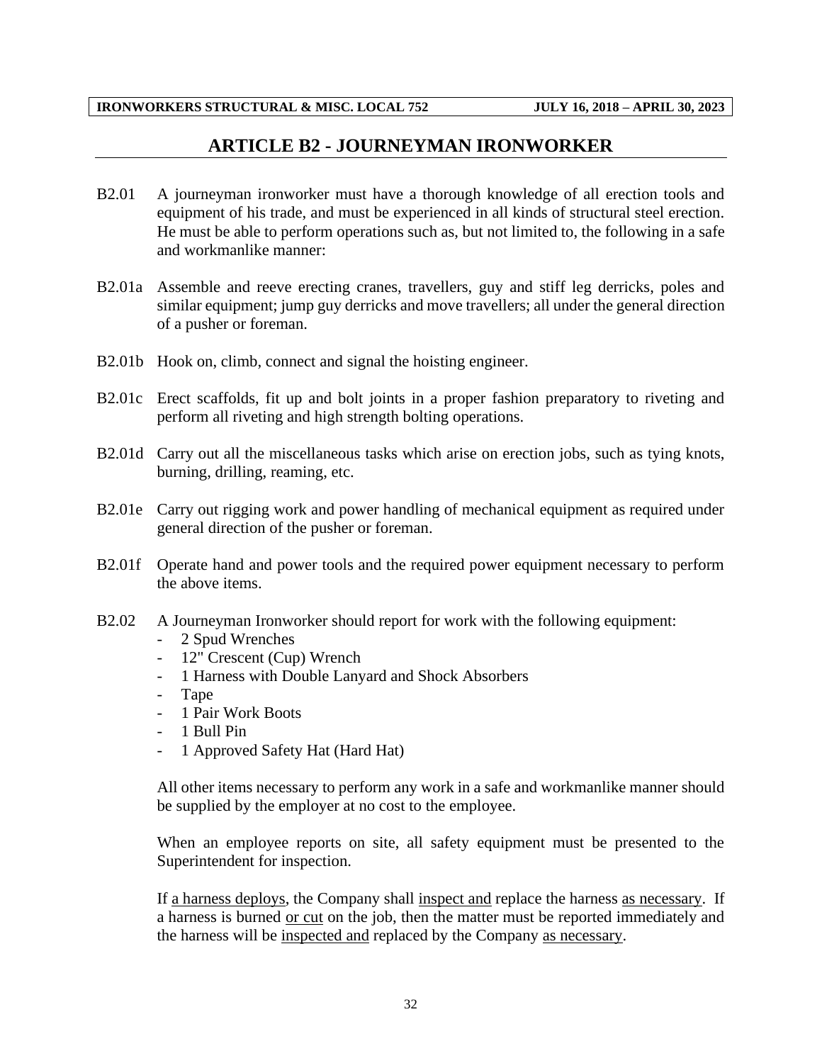## ARTICLE B2 - JOURNEYMAN IRONWORKER

B2.01 A journeyman ironworker must have a thorough knowledge of all erection tools and equipment of his trade, and must be experienced in all kinds of structural steel erection. He must be able to perform operations such as, but not limited to, the following in a safe and workmanlike manner:

B2.01a Assemble and reeve erecting cranes, travellers, guy and stiff leg derricks, poles and similar equipment; jump guy derricks and move travellers; all under the general direction of a pusher or foreman.

B2.01b Hook on, climb, connect and signal the hoisting engineer.

B2.01c Erect scaffolds, fit up and bolt joints in a proper fashion preparatory to riveting and perform all riveting and high strength bolting operations.

B2.01d Carry out all the miscellaneous tasks which arise on erection jobs, such as tying knots, burning, drilling, reaming, etc.

B2.01e Carry out rigging work and power handling of mechanical equipment as required under general direction of the pusher or foreman.

B2.01f Operate hand and power tools and the required power equipment necessary to perform the above items.

B2.02 A Journeyman Ironworker should report for work with the following equipment:

- 2 Spud Wrenches
- 12" Crescent (Cup) Wrench
- 1 Harness with Double Lanyard and Shock Absorbers
- Tape
- 1 Pair Work Boots
- 1 Bull Pin
- 1 Approved Safety Hat (Hard Hat)

All other items necessary to perform any work in a safe and workmanlike manner should be supplied by the employer at no cost to the employee.

When an employee reports on site, all safety equipment must be presented to the Superintendent for inspection.

If <u>a harness deploys</u>, the Company shall <u>inspect and</u> replace the harness <u>as necessary</u>. If a harness is burned <u>or cut</u> on the job, then the matter must be reported immediately and the harness will be <u>inspected and</u> replaced by the Company <u>as necessary</u>.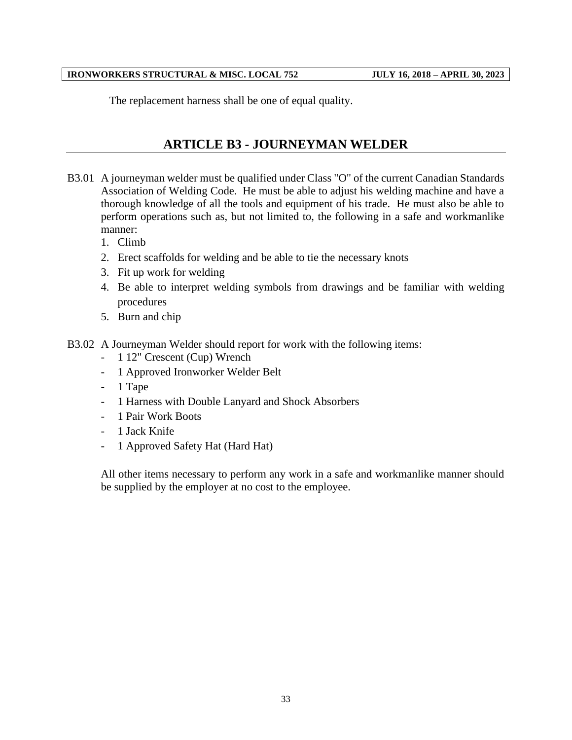The replacement harness shall be one of equal quality.

## ARTICLE B3 - JOURNEYMAN WELDER

B3.01 A journeyman welder must be qualified under Class "O" of the current Canadian Standards Association of Welding Code. He must be able to adjust his welding machine and have a thorough knowledge of all the tools and equipment of his trade. He must also be able to perform operations such as, but not limited to, the following in a safe and workmanlike manner:

1. Climb
2. Erect scaffolds for welding and be able to tie the necessary knots
3. Fit up work for welding
4. Be able to interpret welding symbols from drawings and be familiar with welding procedures
5. Burn and chip

B3.02 A Journeyman Welder should report for work with the following items:

- 1 12" Crescent (Cup) Wrench
- 1 Approved Ironworker Welder Belt
- 1 Tape
- 1 Harness with Double Lanyard and Shock Absorbers
- 1 Pair Work Boots
- 1 Jack Knife
- 1 Approved Safety Hat (Hard Hat)

All other items necessary to perform any work in a safe and workmanlike manner should be supplied by the employer at no cost to the employee.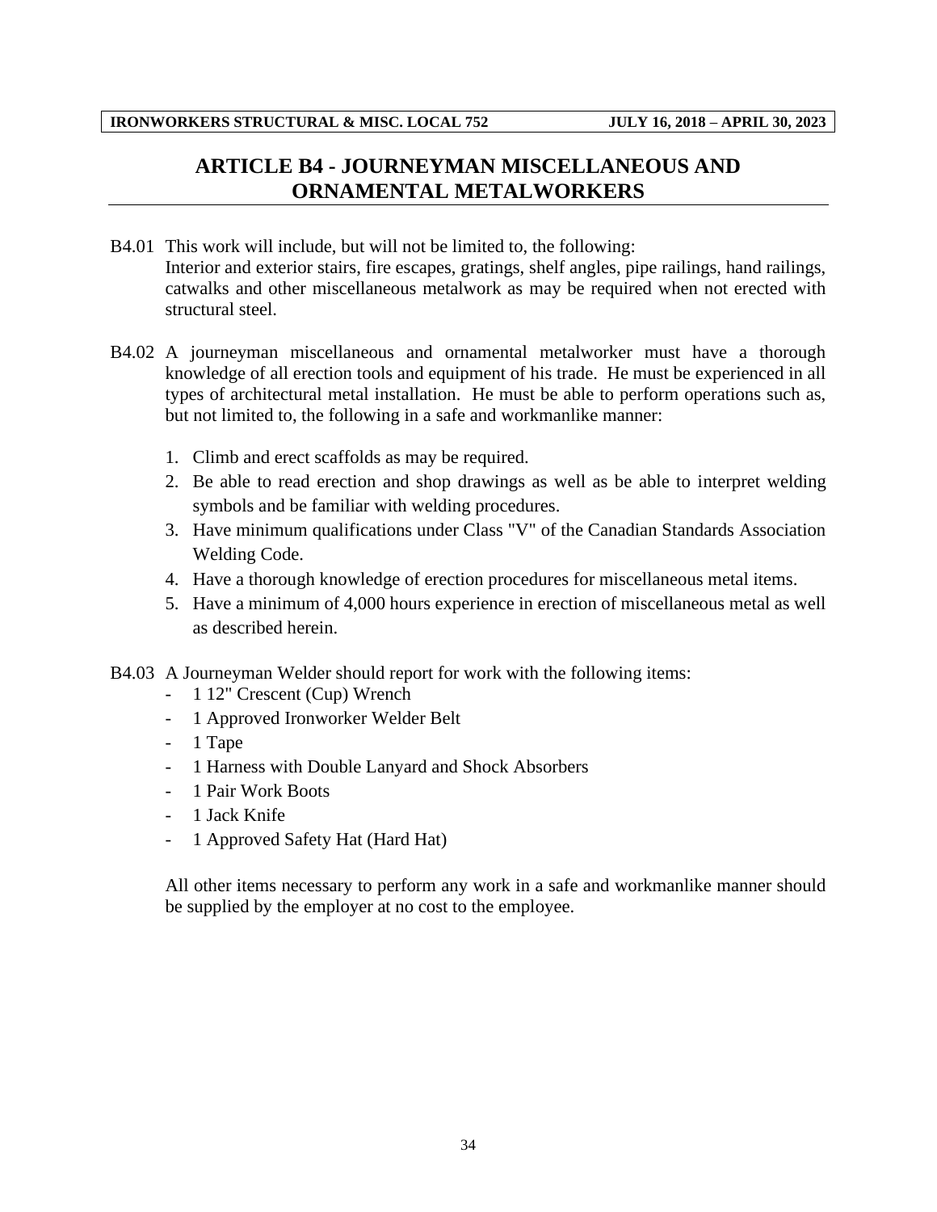## ARTICLE B4 - JOURNEYMAN MISCELLANEOUS AND ORNAMENTAL METALWORKERS

B4.01 This work will include, but will not be limited to, the following:
Interior and exterior stairs, fire escapes, gratings, shelf angles, pipe railings, hand railings, catwalks and other miscellaneous metalwork as may be required when not erected with structural steel.

B4.02 A journeyman miscellaneous and ornamental metalworker must have a thorough knowledge of all erection tools and equipment of his trade. He must be experienced in all types of architectural metal installation. He must be able to perform operations such as, but not limited to, the following in a safe and workmanlike manner:

1. Climb and erect scaffolds as may be required.
2. Be able to read erection and shop drawings as well as be able to interpret welding symbols and be familiar with welding procedures.
3. Have minimum qualifications under Class "V" of the Canadian Standards Association Welding Code.
4. Have a thorough knowledge of erection procedures for miscellaneous metal items.
5. Have a minimum of 4,000 hours experience in erection of miscellaneous metal as well as described herein.

B4.03 A Journeyman Welder should report for work with the following items:

- 1 12" Crescent (Cup) Wrench
- 1 Approved Ironworker Welder Belt
- 1 Tape
- 1 Harness with Double Lanyard and Shock Absorbers
- 1 Pair Work Boots
- 1 Jack Knife
- 1 Approved Safety Hat (Hard Hat)

All other items necessary to perform any work in a safe and workmanlike manner should be supplied by the employer at no cost to the employee.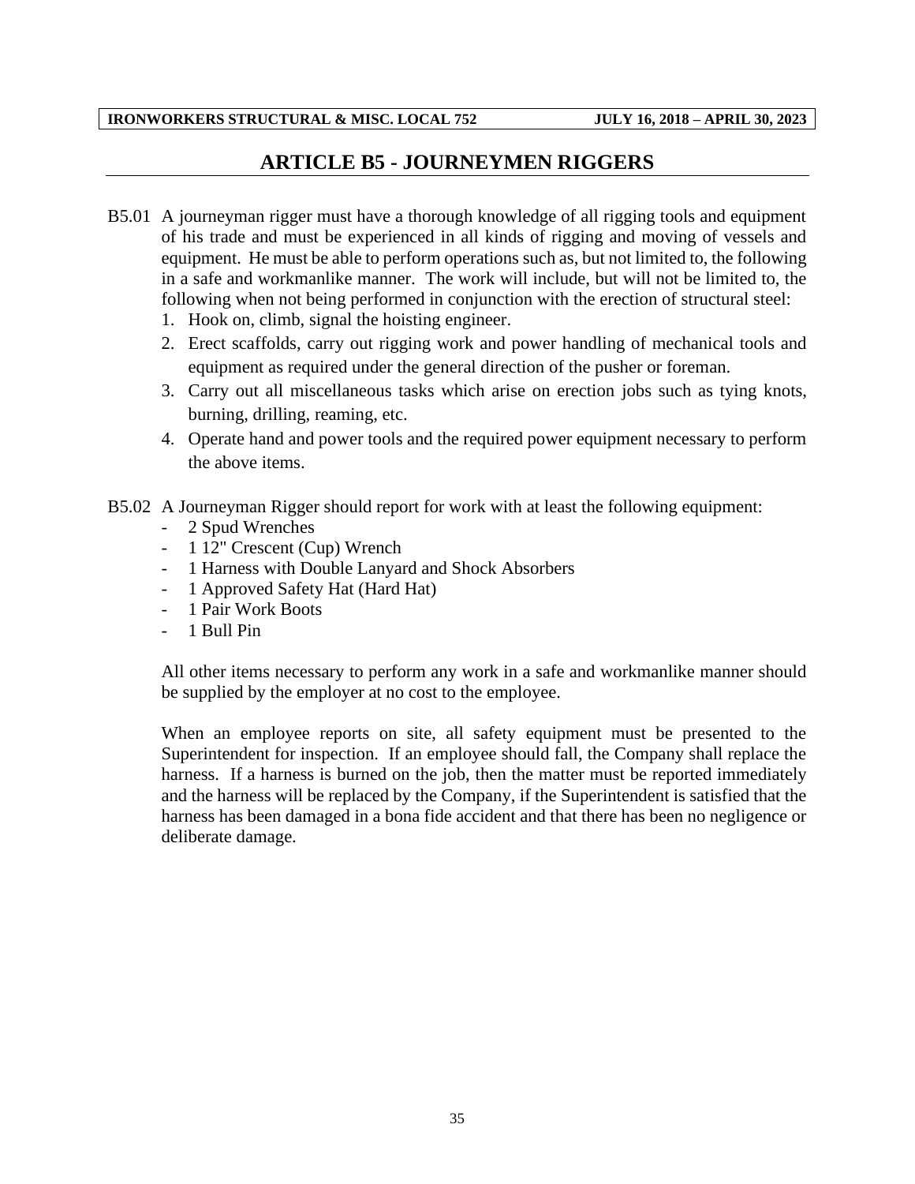## ARTICLE B5 - JOURNEYMEN RIGGERS

B5.01 A journeyman rigger must have a thorough knowledge of all rigging tools and equipment of his trade and must be experienced in all kinds of rigging and moving of vessels and equipment. He must be able to perform operations such as, but not limited to, the following in a safe and workmanlike manner. The work will include, but will not be limited to, the following when not being performed in conjunction with the erection of structural steel:

1. Hook on, climb, signal the hoisting engineer.
2. Erect scaffolds, carry out rigging work and power handling of mechanical tools and equipment as required under the general direction of the pusher or foreman.
3. Carry out all miscellaneous tasks which arise on erection jobs such as tying knots, burning, drilling, reaming, etc.
4. Operate hand and power tools and the required power equipment necessary to perform the above items.

B5.02 A Journeyman Rigger should report for work with at least the following equipment:

- 2 Spud Wrenches
- 1 12" Crescent (Cup) Wrench
- 1 Harness with Double Lanyard and Shock Absorbers
- 1 Approved Safety Hat (Hard Hat)
- 1 Pair Work Boots
- 1 Bull Pin

All other items necessary to perform any work in a safe and workmanlike manner should be supplied by the employer at no cost to the employee.

When an employee reports on site, all safety equipment must be presented to the Superintendent for inspection. If an employee should fall, the Company shall replace the harness. If a harness is burned on the job, then the matter must be reported immediately and the harness will be replaced by the Company, if the Superintendent is satisfied that the harness has been damaged in a bona fide accident and that there has been no negligence or deliberate damage.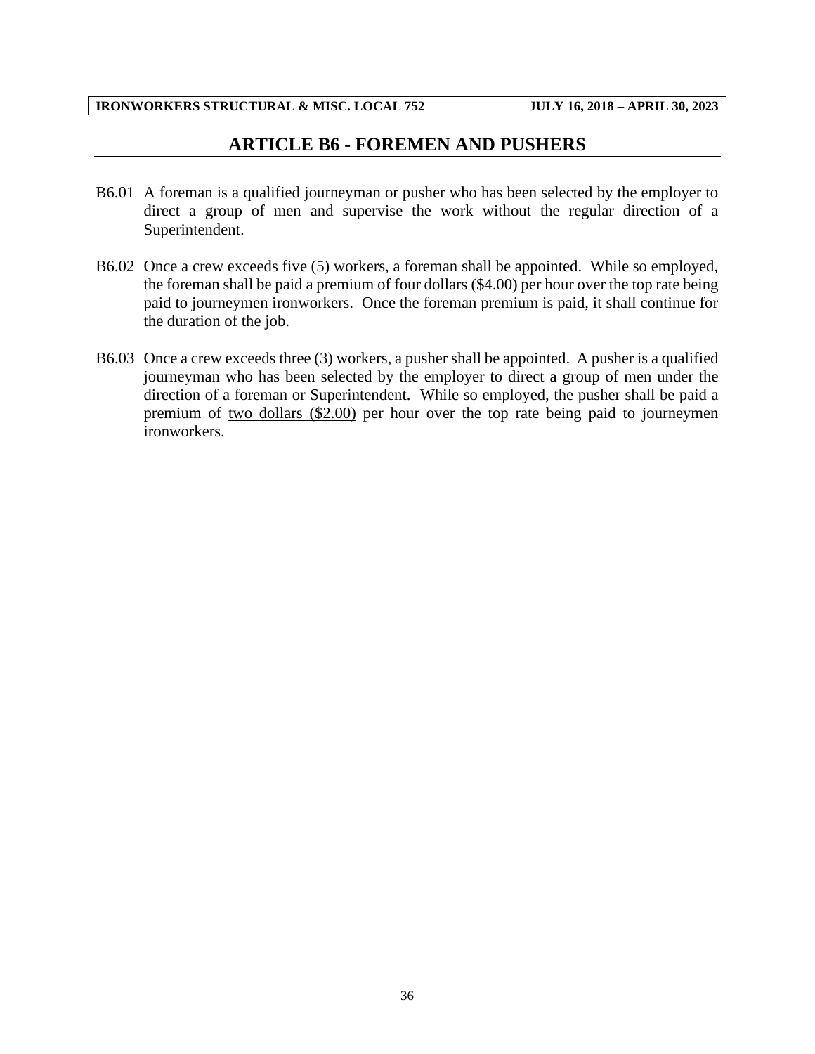## ARTICLE B6 - FOREMEN AND PUSHERS

B6.01 A foreman is a qualified journeyman or pusher who has been selected by the employer to direct a group of men and supervise the work without the regular direction of a Superintendent.

B6.02 Once a crew exceeds five (5) workers, a foreman shall be appointed. While so employed, the foreman shall be paid a premium of <u>four dollars ($4.00)</u> per hour over the top rate being paid to journeymen ironworkers. Once the foreman premium is paid, it shall continue for the duration of the job.

B6.03 Once a crew exceeds three (3) workers, a pusher shall be appointed. A pusher is a qualified journeyman who has been selected by the employer to direct a group of men under the direction of a foreman or Superintendent. While so employed, the pusher shall be paid a premium of <u>two dollars ($2.00)</u> per hour over the top rate being paid to journeymen ironworkers.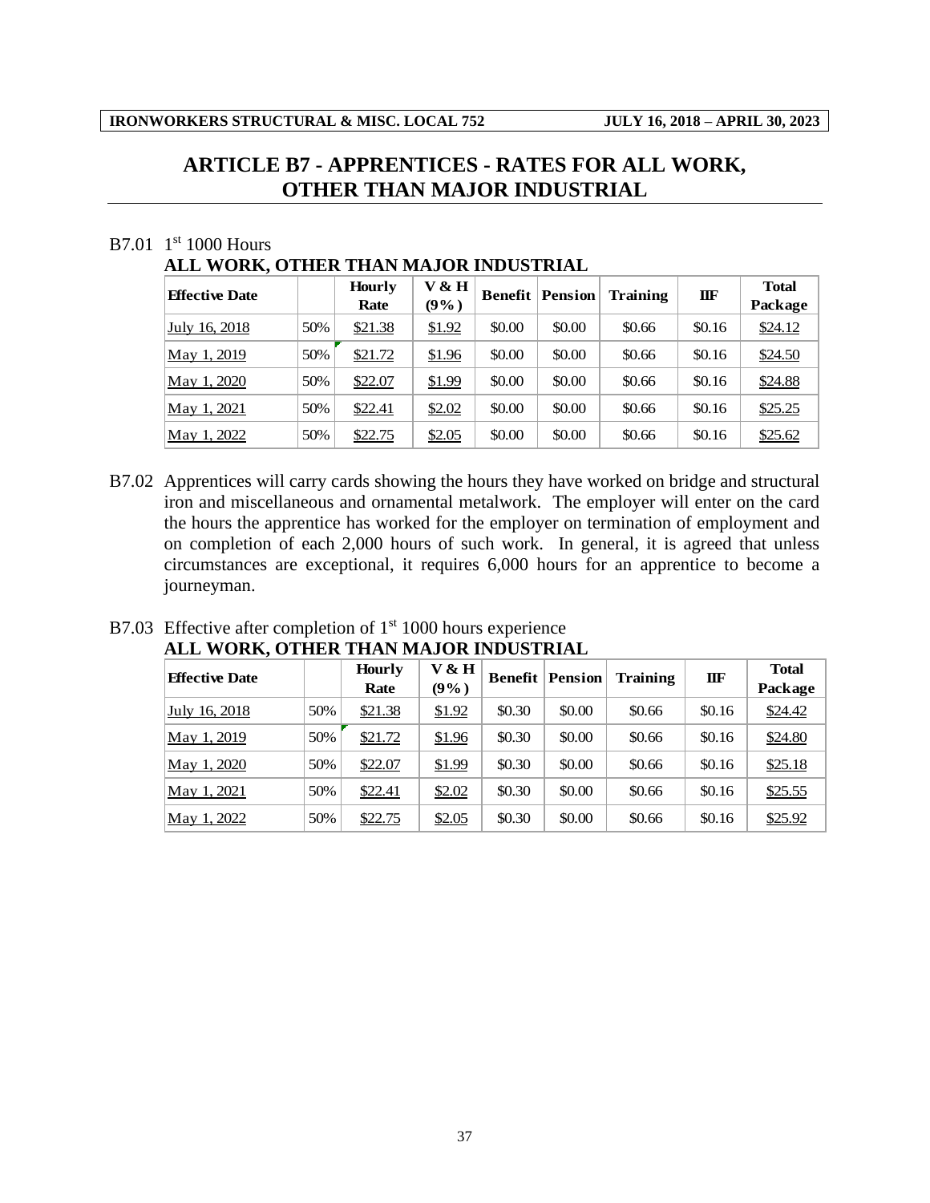# ARTICLE B7 - APPRENTICES - RATES FOR ALL WORK, OTHER THAN MAJOR INDUSTRIAL

B7.01 1st 1000 Hours

**ALL WORK, OTHER THAN MAJOR INDUSTRIAL**

| Effective Date | | Hourly Rate | V & H (9%) | Benefit | Pension | Training | IIF | Total Package |
|---|---|---|---|---|---|---|---|---|
| July 16, 2018 | 50% | $21.38 | $1.92 | $0.00 | $0.00 | $0.66 | $0.16 | $24.12 |
| May 1, 2019 | 50% | $21.72 | $1.96 | $0.00 | $0.00 | $0.66 | $0.16 | $24.50 |
| May 1, 2020 | 50% | $22.07 | $1.99 | $0.00 | $0.00 | $0.66 | $0.16 | $24.88 |
| May 1, 2021 | 50% | $22.41 | $2.02 | $0.00 | $0.00 | $0.66 | $0.16 | $25.25 |
| May 1, 2022 | 50% | $22.75 | $2.05 | $0.00 | $0.00 | $0.66 | $0.16 | $25.62 |

B7.02 Apprentices will carry cards showing the hours they have worked on bridge and structural iron and miscellaneous and ornamental metalwork. The employer will enter on the card the hours the apprentice has worked for the employer on termination of employment and on completion of each 2,000 hours of such work. In general, it is agreed that unless circumstances are exceptional, it requires 6,000 hours for an apprentice to become a journeyman.

B7.03 Effective after completion of 1st 1000 hours experience

**ALL WORK, OTHER THAN MAJOR INDUSTRIAL**

| Effective Date | | Hourly Rate | V & H (9%) | Benefit | Pension | Training | IIF | Total Package |
|---|---|---|---|---|---|---|---|---|
| July 16, 2018 | 50% | $21.38 | $1.92 | $0.30 | $0.00 | $0.66 | $0.16 | $24.42 |
| May 1, 2019 | 50% | $21.72 | $1.96 | $0.30 | $0.00 | $0.66 | $0.16 | $24.80 |
| May 1, 2020 | 50% | $22.07 | $1.99 | $0.30 | $0.00 | $0.66 | $0.16 | $25.18 |
| May 1, 2021 | 50% | $22.41 | $2.02 | $0.30 | $0.00 | $0.66 | $0.16 | $25.55 |
| May 1, 2022 | 50% | $22.75 | $2.05 | $0.30 | $0.00 | $0.66 | $0.16 | $25.92 |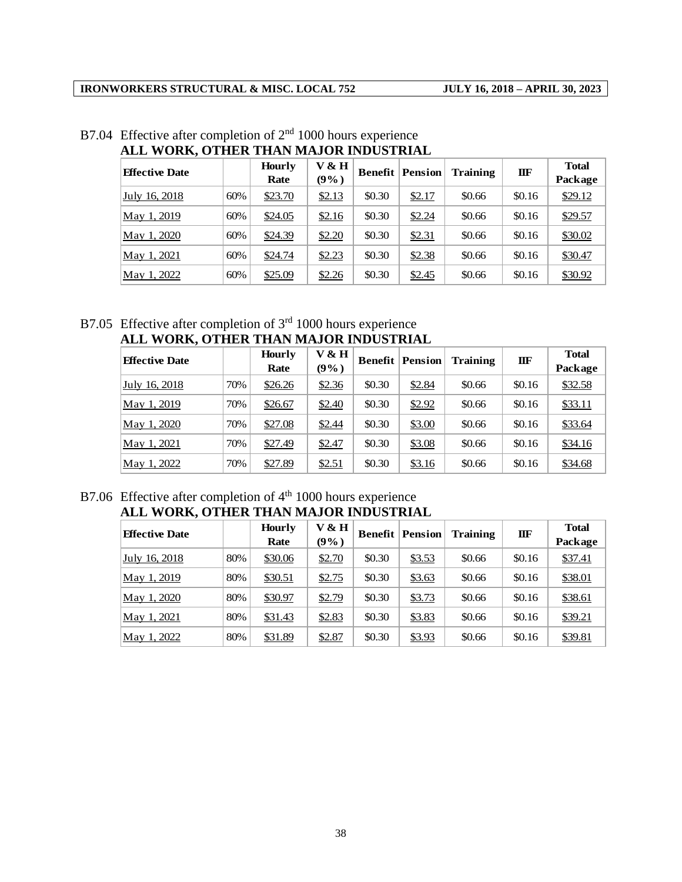B7.04 Effective after completion of 2nd 1000 hours experience

**ALL WORK, OTHER THAN MAJOR INDUSTRIAL**

| Effective Date | | Hourly Rate | V & H (9%) | Benefit | Pension | Training | IIF | Total Package |
|---|---|---|---|---|---|---|---|---|
| July 16, 2018 | 60% | $23.70 | $2.13 | $0.30 | $2.17 | $0.66 | $0.16 | $29.12 |
| May 1, 2019 | 60% | $24.05 | $2.16 | $0.30 | $2.24 | $0.66 | $0.16 | $29.57 |
| May 1, 2020 | 60% | $24.39 | $2.20 | $0.30 | $2.31 | $0.66 | $0.16 | $30.02 |
| May 1, 2021 | 60% | $24.74 | $2.23 | $0.30 | $2.38 | $0.66 | $0.16 | $30.47 |
| May 1, 2022 | 60% | $25.09 | $2.26 | $0.30 | $2.45 | $0.66 | $0.16 | $30.92 |

B7.05 Effective after completion of 3rd 1000 hours experience

**ALL WORK, OTHER THAN MAJOR INDUSTRIAL**

| Effective Date | | Hourly Rate | V & H (9%) | Benefit | Pension | Training | IIF | Total Package |
|---|---|---|---|---|---|---|---|---|
| July 16, 2018 | 70% | $26.26 | $2.36 | $0.30 | $2.84 | $0.66 | $0.16 | $32.58 |
| May 1, 2019 | 70% | $26.67 | $2.40 | $0.30 | $2.92 | $0.66 | $0.16 | $33.11 |
| May 1, 2020 | 70% | $27.08 | $2.44 | $0.30 | $3.00 | $0.66 | $0.16 | $33.64 |
| May 1, 2021 | 70% | $27.49 | $2.47 | $0.30 | $3.08 | $0.66 | $0.16 | $34.16 |
| May 1, 2022 | 70% | $27.89 | $2.51 | $0.30 | $3.16 | $0.66 | $0.16 | $34.68 |

B7.06 Effective after completion of 4th 1000 hours experience

**ALL WORK, OTHER THAN MAJOR INDUSTRIAL**

| Effective Date | | Hourly Rate | V & H (9%) | Benefit | Pension | Training | IIF | Total Package |
|---|---|---|---|---|---|---|---|---|
| July 16, 2018 | 80% | $30.06 | $2.70 | $0.30 | $3.53 | $0.66 | $0.16 | $37.41 |
| May 1, 2019 | 80% | $30.51 | $2.75 | $0.30 | $3.63 | $0.66 | $0.16 | $38.01 |
| May 1, 2020 | 80% | $30.97 | $2.79 | $0.30 | $3.73 | $0.66 | $0.16 | $38.61 |
| May 1, 2021 | 80% | $31.43 | $2.83 | $0.30 | $3.83 | $0.66 | $0.16 | $39.21 |
| May 1, 2022 | 80% | $31.89 | $2.87 | $0.30 | $3.93 | $0.66 | $0.16 | $39.81 |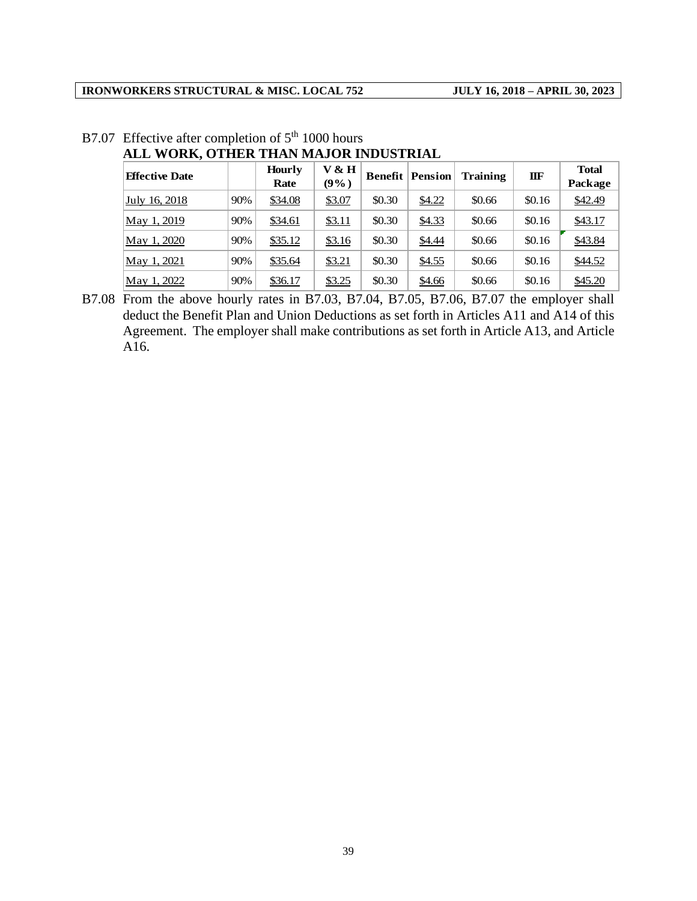B7.07 Effective after completion of 5th 1000 hours

**ALL WORK, OTHER THAN MAJOR INDUSTRIAL**

| Effective Date | | Hourly Rate | V & H (9%) | Benefit | Pension | Training | IIF | Total Package |
|---|---|---|---|---|---|---|---|---|
| July 16, 2018 | 90% | $34.08 | $3.07 | $0.30 | $4.22 | $0.66 | $0.16 | $42.49 |
| May 1, 2019 | 90% | $34.61 | $3.11 | $0.30 | $4.33 | $0.66 | $0.16 | $43.17 |
| May 1, 2020 | 90% | $35.12 | $3.16 | $0.30 | $4.44 | $0.66 | $0.16 | $43.84 |
| May 1, 2021 | 90% | $35.64 | $3.21 | $0.30 | $4.55 | $0.66 | $0.16 | $44.52 |
| May 1, 2022 | 90% | $36.17 | $3.25 | $0.30 | $4.66 | $0.66 | $0.16 | $45.20 |

B7.08 From the above hourly rates in B7.03, B7.04, B7.05, B7.06, B7.07 the employer shall deduct the Benefit Plan and Union Deductions as set forth in Articles A11 and A14 of this Agreement. The employer shall make contributions as set forth in Article A13, and Article A16.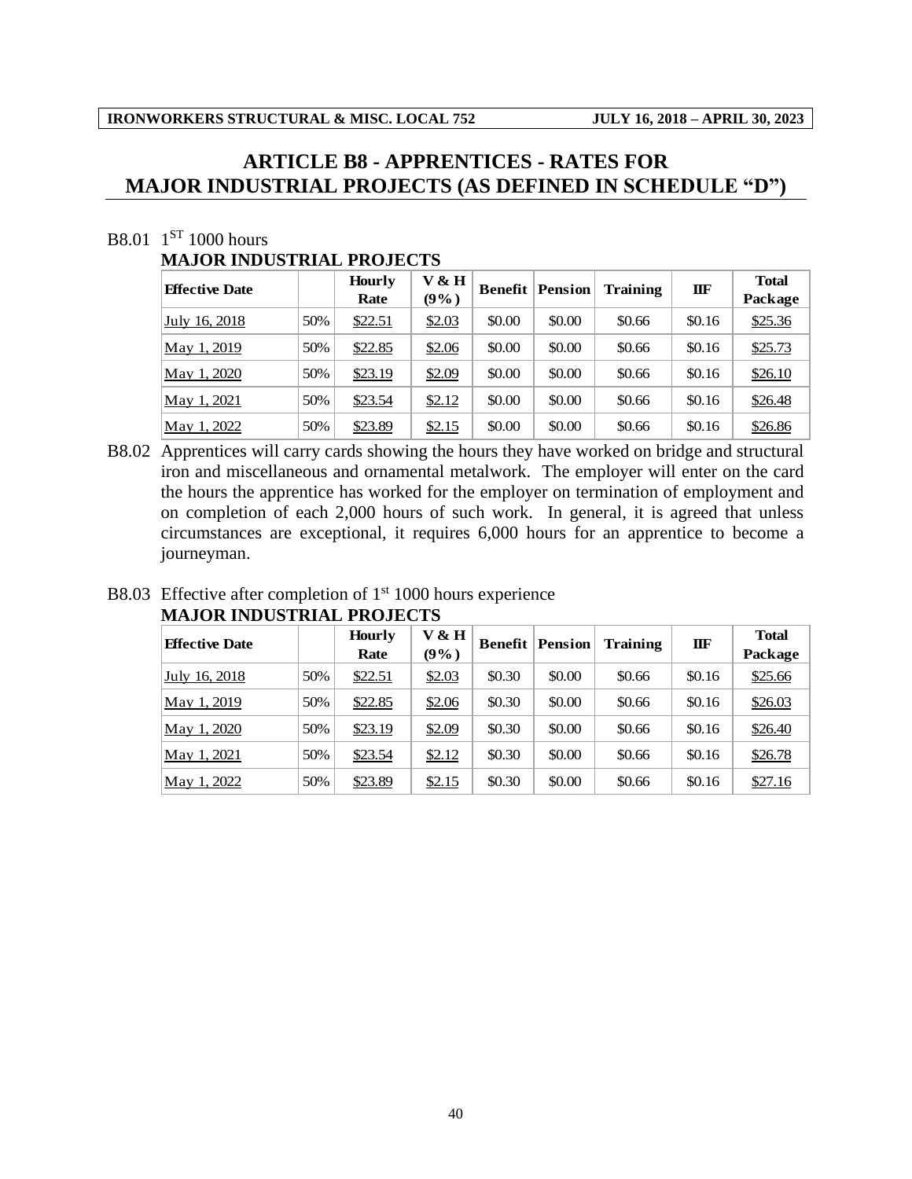# ARTICLE B8 - APPRENTICES - RATES FOR MAJOR INDUSTRIAL PROJECTS (AS DEFINED IN SCHEDULE "D")

B8.01 1[ST] 1000 hours

**MAJOR INDUSTRIAL PROJECTS**

| Effective Date | | Hourly Rate | V & H (9%) | Benefit | Pension | Training | IIF | Total Package |
|---|---|---|---|---|---|---|---|---|
| July 16, 2018 | 50% | $22.51 | $2.03 | $0.00 | $0.00 | $0.66 | $0.16 | $25.36 |
| May 1, 2019 | 50% | $22.85 | $2.06 | $0.00 | $0.00 | $0.66 | $0.16 | $25.73 |
| May 1, 2020 | 50% | $23.19 | $2.09 | $0.00 | $0.00 | $0.66 | $0.16 | $26.10 |
| May 1, 2021 | 50% | $23.54 | $2.12 | $0.00 | $0.00 | $0.66 | $0.16 | $26.48 |
| May 1, 2022 | 50% | $23.89 | $2.15 | $0.00 | $0.00 | $0.66 | $0.16 | $26.86 |

B8.02 Apprentices will carry cards showing the hours they have worked on bridge and structural iron and miscellaneous and ornamental metalwork. The employer will enter on the card the hours the apprentice has worked for the employer on termination of employment and on completion of each 2,000 hours of such work. In general, it is agreed that unless circumstances are exceptional, it requires 6,000 hours for an apprentice to become a journeyman.

B8.03 Effective after completion of 1[st] 1000 hours experience

**MAJOR INDUSTRIAL PROJECTS**

| Effective Date | | Hourly Rate | V & H (9%) | Benefit | Pension | Training | IIF | Total Package |
|---|---|---|---|---|---|---|---|---|
| July 16, 2018 | 50% | $22.51 | $2.03 | $0.30 | $0.00 | $0.66 | $0.16 | $25.66 |
| May 1, 2019 | 50% | $22.85 | $2.06 | $0.30 | $0.00 | $0.66 | $0.16 | $26.03 |
| May 1, 2020 | 50% | $23.19 | $2.09 | $0.30 | $0.00 | $0.66 | $0.16 | $26.40 |
| May 1, 2021 | 50% | $23.54 | $2.12 | $0.30 | $0.00 | $0.66 | $0.16 | $26.78 |
| May 1, 2022 | 50% | $23.89 | $2.15 | $0.30 | $0.00 | $0.66 | $0.16 | $27.16 |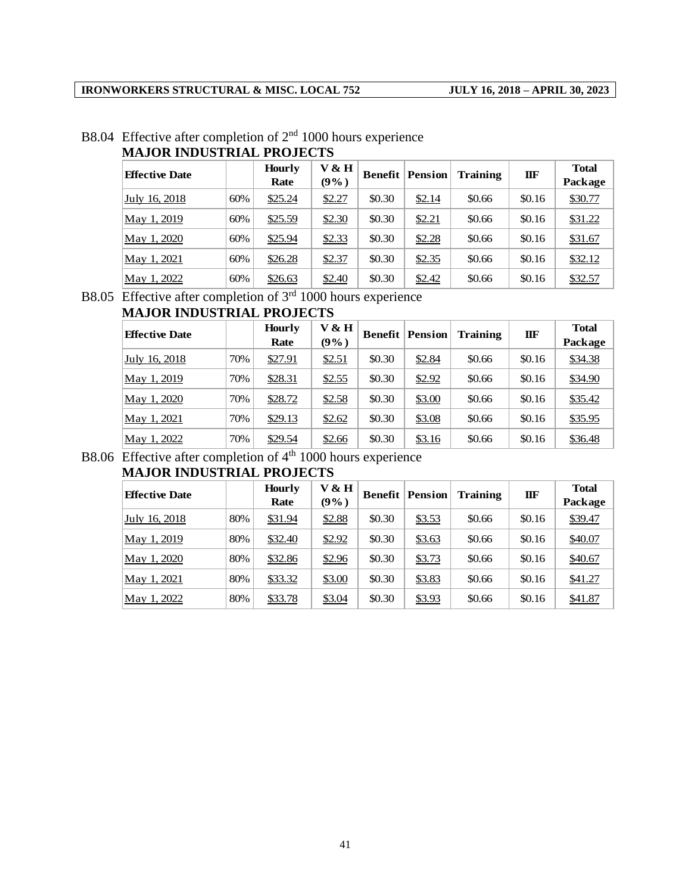B8.04 Effective after completion of 2nd 1000 hours experience

**MAJOR INDUSTRIAL PROJECTS**

| Effective Date | | Hourly Rate | V & H (9%) | Benefit | Pension | Training | IIF | Total Package |
|---|---|---|---|---|---|---|---|---|
| July 16, 2018 | 60% | $25.24 | $2.27 | $0.30 | $2.14 | $0.66 | $0.16 | $30.77 |
| May 1, 2019 | 60% | $25.59 | $2.30 | $0.30 | $2.21 | $0.66 | $0.16 | $31.22 |
| May 1, 2020 | 60% | $25.94 | $2.33 | $0.30 | $2.28 | $0.66 | $0.16 | $31.67 |
| May 1, 2021 | 60% | $26.28 | $2.37 | $0.30 | $2.35 | $0.66 | $0.16 | $32.12 |
| May 1, 2022 | 60% | $26.63 | $2.40 | $0.30 | $2.42 | $0.66 | $0.16 | $32.57 |

B8.05 Effective after completion of 3rd 1000 hours experience

**MAJOR INDUSTRIAL PROJECTS**

| Effective Date | | Hourly Rate | V & H (9%) | Benefit | Pension | Training | IIF | Total Package |
|---|---|---|---|---|---|---|---|---|
| July 16, 2018 | 70% | $27.91 | $2.51 | $0.30 | $2.84 | $0.66 | $0.16 | $34.38 |
| May 1, 2019 | 70% | $28.31 | $2.55 | $0.30 | $2.92 | $0.66 | $0.16 | $34.90 |
| May 1, 2020 | 70% | $28.72 | $2.58 | $0.30 | $3.00 | $0.66 | $0.16 | $35.42 |
| May 1, 2021 | 70% | $29.13 | $2.62 | $0.30 | $3.08 | $0.66 | $0.16 | $35.95 |
| May 1, 2022 | 70% | $29.54 | $2.66 | $0.30 | $3.16 | $0.66 | $0.16 | $36.48 |

B8.06 Effective after completion of 4th 1000 hours experience

**MAJOR INDUSTRIAL PROJECTS**

| Effective Date | | Hourly Rate | V & H (9%) | Benefit | Pension | Training | IIF | Total Package |
|---|---|---|---|---|---|---|---|---|
| July 16, 2018 | 80% | $31.94 | $2.88 | $0.30 | $3.53 | $0.66 | $0.16 | $39.47 |
| May 1, 2019 | 80% | $32.40 | $2.92 | $0.30 | $3.63 | $0.66 | $0.16 | $40.07 |
| May 1, 2020 | 80% | $32.86 | $2.96 | $0.30 | $3.73 | $0.66 | $0.16 | $40.67 |
| May 1, 2021 | 80% | $33.32 | $3.00 | $0.30 | $3.83 | $0.66 | $0.16 | $41.27 |
| May 1, 2022 | 80% | $33.78 | $3.04 | $0.30 | $3.93 | $0.66 | $0.16 | $41.87 |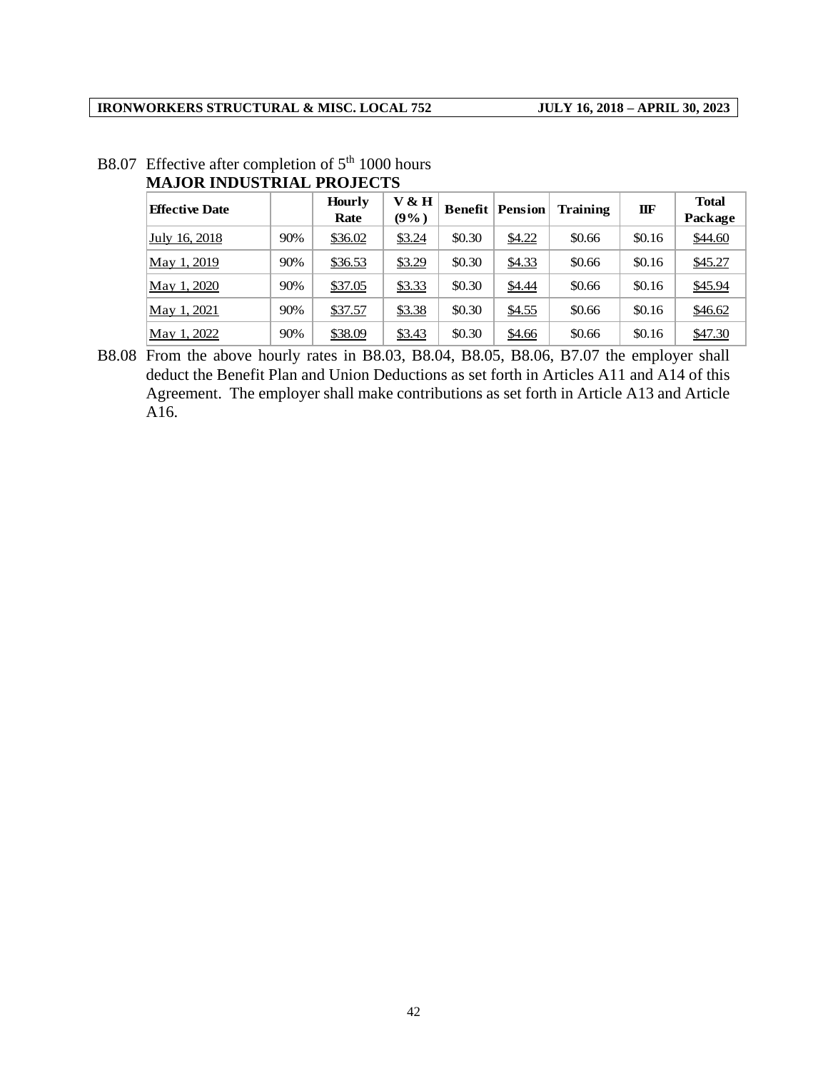B8.07 Effective after completion of 5th 1000 hours

**MAJOR INDUSTRIAL PROJECTS**

| Effective Date | | Hourly Rate | V & H (9%) | Benefit | Pension | Training | IIF | Total Package |
|---|---|---|---|---|---|---|---|---|
| July 16, 2018 | 90% | $36.02 | $3.24 | $0.30 | $4.22 | $0.66 | $0.16 | $44.60 |
| May 1, 2019 | 90% | $36.53 | $3.29 | $0.30 | $4.33 | $0.66 | $0.16 | $45.27 |
| May 1, 2020 | 90% | $37.05 | $3.33 | $0.30 | $4.44 | $0.66 | $0.16 | $45.94 |
| May 1, 2021 | 90% | $37.57 | $3.38 | $0.30 | $4.55 | $0.66 | $0.16 | $46.62 |
| May 1, 2022 | 90% | $38.09 | $3.43 | $0.30 | $4.66 | $0.66 | $0.16 | $47.30 |

B8.08 From the above hourly rates in B8.03, B8.04, B8.05, B8.06, B7.07 the employer shall deduct the Benefit Plan and Union Deductions as set forth in Articles A11 and A14 of this Agreement. The employer shall make contributions as set forth in Article A13 and Article A16.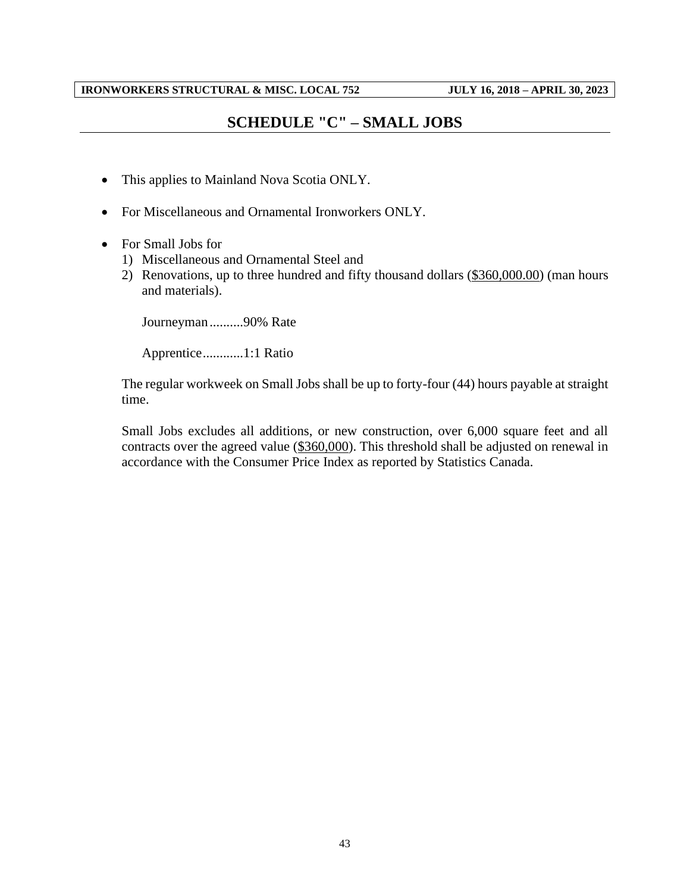# SCHEDULE "C" – SMALL JOBS

- This applies to Mainland Nova Scotia ONLY.
- For Miscellaneous and Ornamental Ironworkers ONLY.
- For Small Jobs for
  1) Miscellaneous and Ornamental Steel and
  2) Renovations, up to three hundred and fifty thousand dollars (<u>$360,000.00</u>) (man hours and materials).

     Journeyman..........90% Rate

     Apprentice............1:1 Ratio

  The regular workweek on Small Jobs shall be up to forty-four (44) hours payable at straight time.

  Small Jobs excludes all additions, or new construction, over 6,000 square feet and all contracts over the agreed value (<u>$360,000</u>). This threshold shall be adjusted on renewal in accordance with the Consumer Price Index as reported by Statistics Canada.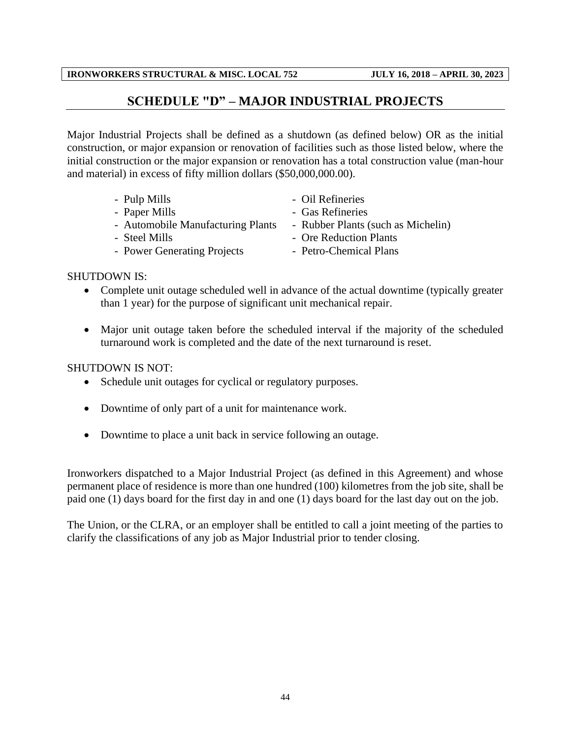# SCHEDULE "D" – MAJOR INDUSTRIAL PROJECTS

Major Industrial Projects shall be defined as a shutdown (as defined below) OR as the initial construction, or major expansion or renovation of facilities such as those listed below, where the initial construction or the major expansion or renovation has a total construction value (man-hour and material) in excess of fifty million dollars ($50,000,000.00).

- Pulp Mills
- Paper Mills
- Automobile Manufacturing Plants
- Steel Mills
- Power Generating Projects
- Oil Refineries
- Gas Refineries
- Rubber Plants (such as Michelin)
- Ore Reduction Plants
- Petro-Chemical Plans

SHUTDOWN IS:

- Complete unit outage scheduled well in advance of the actual downtime (typically greater than 1 year) for the purpose of significant unit mechanical repair.
- Major unit outage taken before the scheduled interval if the majority of the scheduled turnaround work is completed and the date of the next turnaround is reset.

SHUTDOWN IS NOT:

- Schedule unit outages for cyclical or regulatory purposes.
- Downtime of only part of a unit for maintenance work.
- Downtime to place a unit back in service following an outage.

Ironworkers dispatched to a Major Industrial Project (as defined in this Agreement) and whose permanent place of residence is more than one hundred (100) kilometres from the job site, shall be paid one (1) days board for the first day in and one (1) days board for the last day out on the job.

The Union, or the CLRA, or an employer shall be entitled to call a joint meeting of the parties to clarify the classifications of any job as Major Industrial prior to tender closing.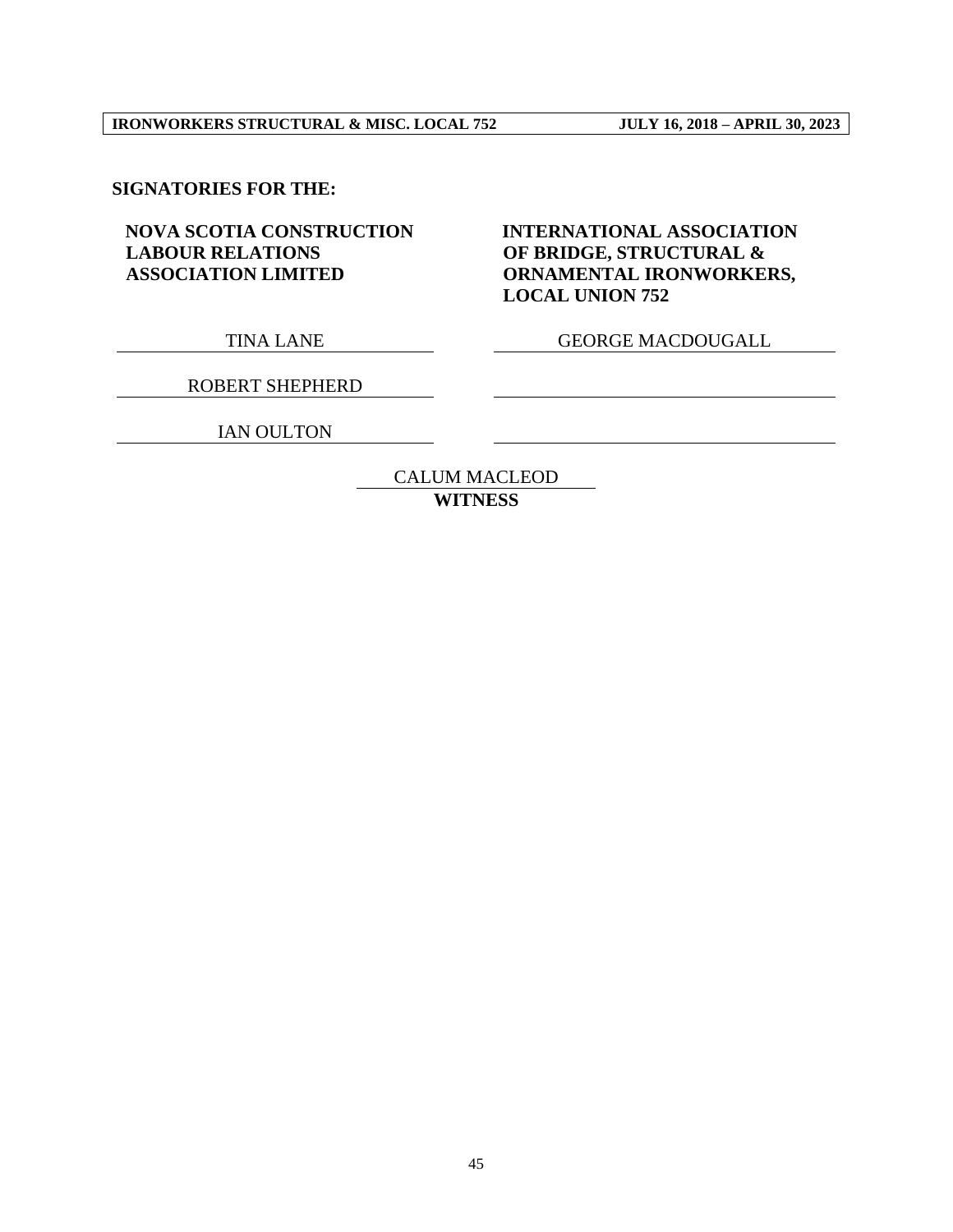**SIGNATORIES FOR THE:**

| **NOVA SCOTIA CONSTRUCTION LABOUR RELATIONS ASSOCIATION LIMITED** | **INTERNATIONAL ASSOCIATION OF BRIDGE, STRUCTURAL & ORNAMENTAL IRONWORKERS, LOCAL UNION 752** |
|---|---|
| TINA LANE | GEORGE MACDOUGALL |
| ROBERT SHEPHERD | |
| IAN OULTON | |

CALUM MACLEOD
**WITNESS**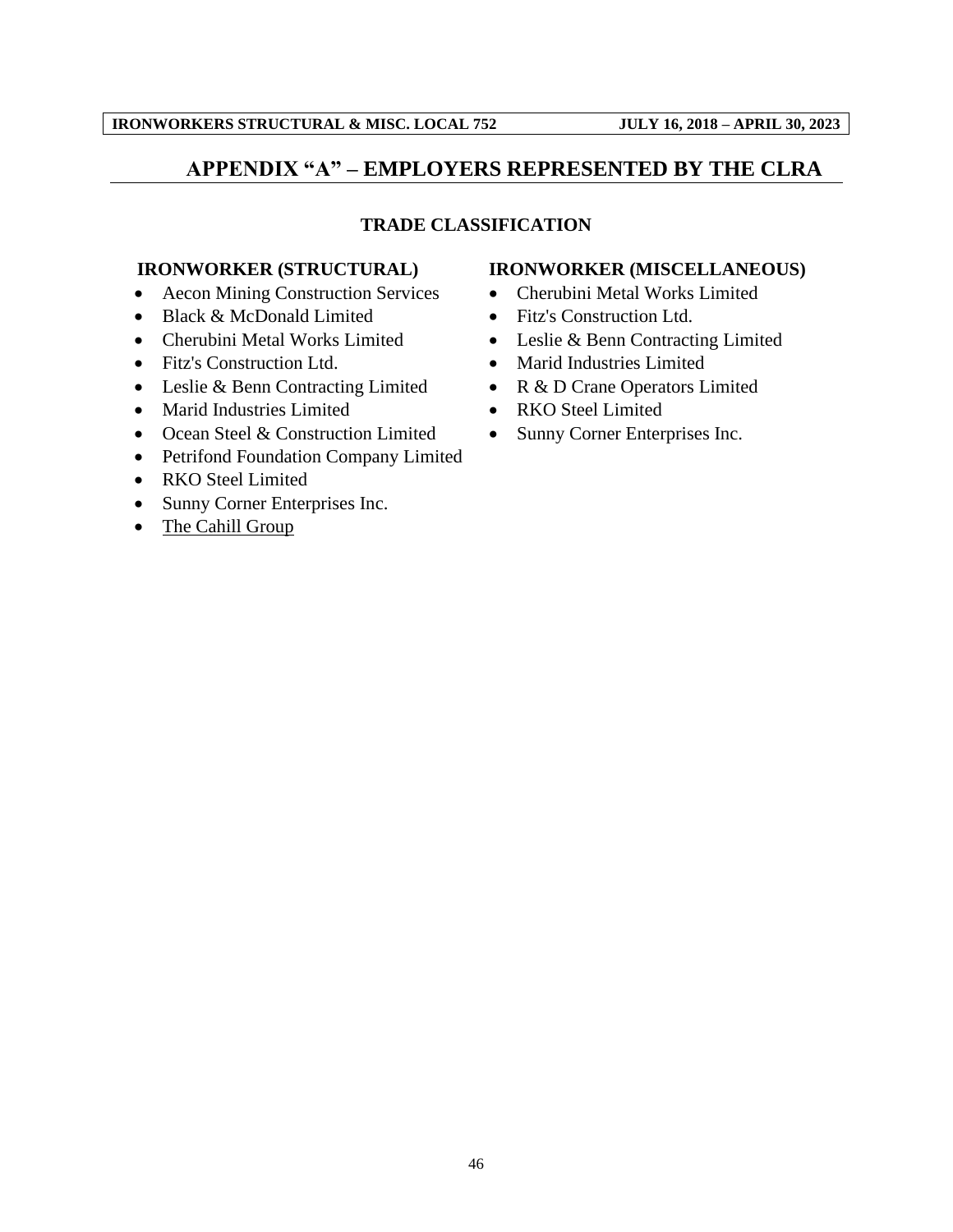## APPENDIX "A" – EMPLOYERS REPRESENTED BY THE CLRA

**TRADE CLASSIFICATION**

**IRONWORKER (STRUCTURAL)**

- Aecon Mining Construction Services
- Black & McDonald Limited
- Cherubini Metal Works Limited
- Fitz's Construction Ltd.
- Leslie & Benn Contracting Limited
- Marid Industries Limited
- Ocean Steel & Construction Limited
- Petrifond Foundation Company Limited
- RKO Steel Limited
- Sunny Corner Enterprises Inc.
- The Cahill Group

**IRONWORKER (MISCELLANEOUS)**

- Cherubini Metal Works Limited
- Fitz's Construction Ltd.
- Leslie & Benn Contracting Limited
- Marid Industries Limited
- R & D Crane Operators Limited
- RKO Steel Limited
- Sunny Corner Enterprises Inc.